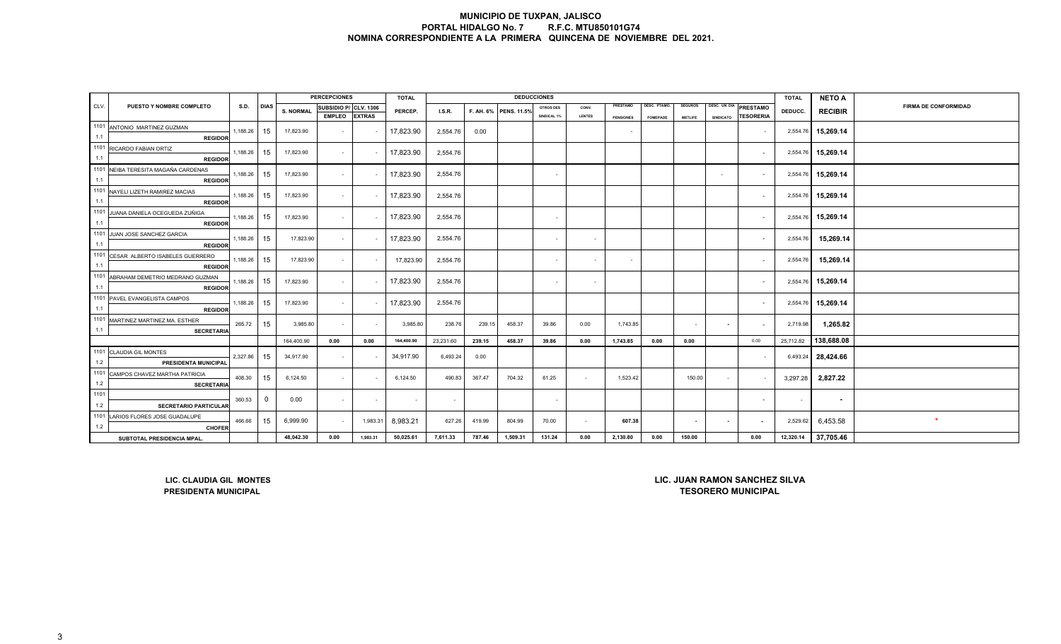# MUNICIPIO DE TUXPAN, JALISCO

**PORTAL HIDALGO No. 7 R.F.C. MTU850101G74**

**NOMINA CORRESPONDIENTE A LA PRIMERA QUINCENA DE NOVIEMBRE DEL 2021.**

| CLV. | PUESTO Y NOMBRE COMPLETO | S.D. | DIAS | PERCEPCIONES S. NORMAL | SUBSIDIO P/ EMPLEO | CLV. 1306 EXTRAS | TOTAL PERCEP. | DEDUCCIONES I.S.R. | F. AH. 6% | PENS. 11.5% | OTROS DES SINDICAL 1% | CONV. LENTES | PRESTAMO PENSIONES | DESC. PTAMO. FONEPADE | SEGUROS METLIFE | DESC. UN DIA SINDICATO | PRESTAMO TESORERIA | TOTAL DEDUCC. | NETO A RECIBIR | FIRMA DE CONFORMIDAD |
|---|---|---|---|---|---|---|---|---|---|---|---|---|---|---|---|---|---|---|---|---|
| 1101 1.1 | ANTONIO MARTINEZ GUZMAN REGIDOR | 1,188.26 | 15 | 17,823.90 | - | - | 17,823.90 | 2,554.76 | 0.00 | | | | - | | | | - | 2,554.76 | 15,269.14 | |
| 1101 1.1 | RICARDO FABIAN ORTIZ REGIDOR | 1,188.26 | 15 | 17,823.90 | - | - | 17,823.90 | 2,554.76 | | | | | | | | | - | 2,554.76 | 15,269.14 | |
| 1101 1.1 | NEIBA TERESITA MAGAÑA CARDENAS REGIDOR | 1,188.26 | 15 | 17,823.90 | - | - | 17,823.90 | 2,554.76 | | | - | | | | | - | - | 2,554.76 | 15,269.14 | |
| 1101 1.1 | NAYELI LIZETH RAMIREZ MACIAS REGIDOR | 1,188.26 | 15 | 17,823.90 | - | - | 17,823.90 | 2,554.76 | | | | | | | | | - | 2,554.76 | 15,269.14 | |
| 1101 1.1 | JUANA DANIELA OCEGUEDA ZUÑIGA REGIDOR | 1,188.26 | 15 | 17,823.90 | - | - | 17,823.90 | 2,554.76 | | | - | | | | | | - | 2,554.76 | 15,269.14 | |
| 1101 1.1 | JUAN JOSE SANCHEZ GARCIA REGIDOR | 1,188.26 | 15 | 17,823.90 | - | - | 17,823.90 | 2,554.76 | | | - | - | | | | | - | 2,554.76 | 15,269.14 | |
| 1101 1.1 | CESAR ALBERTO ISABELES GUERRERO REGIDOR | 1,188.26 | 15 | 17,823.90 | - | - | 17,823.90 | 2,554.76 | | | - | - | - | | | | - | 2,554.76 | 15,269.14 | |
| 1101 1.1 | ABRAHAM DEMETRIO MEDRANO GUZMAN REGIDOR | 1,188.26 | 15 | 17,823.90 | - | - | 17,823.90 | 2,554.76 | | | - | - | | | | | - | 2,554.76 | 15,269.14 | |
| 1101 1.1 | PAVEL EVANGELISTA CAMPOS REGIDOR | 1,188.26 | 15 | 17,823.90 | - | - | 17,823.90 | 2,554.76 | | | | | | | | | - | 2,554.76 | 15,269.14 | |
| 1101 1.1 | MARTINEZ MARTINEZ MA. ESTHER SECRETARIA | 265.72 | 15 | 3,985.80 | - | - | 3,985.80 | 238.76 | 239.15 | 458.37 | 39.86 | 0.00 | 1,743.85 | | - | - | - | 2,719.98 | 1,265.82 | |
| | | | | 164,400.90 | 0.00 | 0.00 | 164,400.90 | 23,231.60 | 239.15 | 458.37 | 39.86 | 0.00 | 1,743.85 | 0.00 | 0.00 | | 0.00 | 25,712.82 | 138,688.08 | |
| 1101 1.2 | CLAUDIA GIL MONTES PRESIDENTA MUNICIPAL | 2,327.86 | 15 | 34,917.90 | - | - | 34,917.90 | 6,493.24 | 0.00 | | | | | | | | - | 6,493.24 | 28,424.66 | |
| 1101 1.2 | CAMPOS CHAVEZ MARTHA PATRICIA SECRETARIA | 408.30 | 15 | 6,124.50 | - | - | 6,124.50 | 490.83 | 367.47 | 704.32 | 61.25 | - | 1,523.42 | | 150.00 | - | - | 3,297.28 | 2,827.22 | |
| 1101 1.2 | SECRETARIO PARTICULAR | 360.53 | 0 | 0.00 | - | - | - | - | | | - | | | | | | - | - | - | |
| 1101 1.2 | LARIOS FLORES JOSE GUADALUPE CHOFER | 466.66 | 15 | 6,999.90 | - | 1,983.31 | 8,983.21 | 627.26 | 419.99 | 804.99 | 70.00 | - | 607.38 | | - | - | - | 2,529.62 | 6,453.58 | * |
| | SUBTOTAL PRESIDENCIA MPAL. | | | 48,042.30 | 0.00 | 1,983.31 | 50,025.61 | 7,611.33 | 787.46 | 1,509.31 | 131.24 | 0.00 | 2,130.80 | 0.00 | 150.00 | | 0.00 | 12,320.14 | 37,705.46 | |

**LIC. CLAUDIA GIL MONTES**
**PRESIDENTA MUNICIPAL**

**LIC. JUAN RAMON SANCHEZ SILVA**
**TESORERO MUNICIPAL**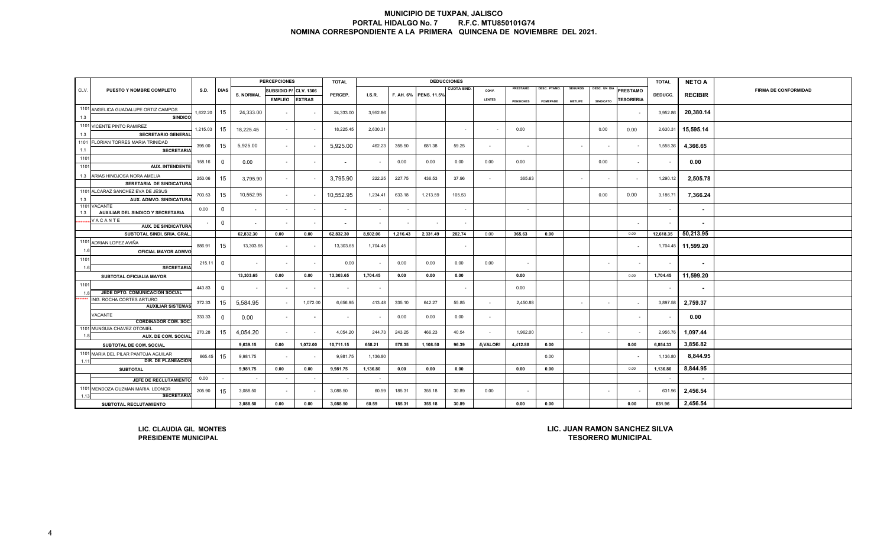# MUNICIPIO DE TUXPAN, JALISCO
## PORTAL HIDALGO No. 7 R.F.C. MTU850101G74
## NOMINA CORRESPONDIENTE A LA PRIMERA QUINCENA DE NOVIEMBRE DEL 2021.

| CLV. | PUESTO Y NOMBRE COMPLETO | S.D. | DIAS | PERCEPCIONES S. NORMAL | SUBSIDIO P/ EMPLEO | CLV. 1306 EXTRAS | TOTAL PERCEP. | DEDUCCIONES I.S.R. | F. AH. 6% | PENS. 11.5% | CUOTA SIND. | CONV. LENTES | PRESTAMO PENSIONES | DESC. PTAMO. FOMEPADE | SEGUROS METLIFE | DESC. UN DIA SINDICATO | PRESTAMO TESORERIA | TOTAL DEDUCC. | NETO A RECIBIR | FIRMA DE CONFORMIDAD |
|---|---|---|---|---|---|---|---|---|---|---|---|---|---|---|---|---|---|---|---|---|
| 1101 1.3 | ANGELICA GUADALUPE ORTIZ CAMPOS SINDICO | 1,622.20 | 15 | 24,333.00 | - | - | 24,333.00 | 3,952.86 | | | | | | | | | - | 3,952.86 | 20,380.14 | |
| 1101 1.3 | VICENTE PINTO RAMIREZ SECRETARIO GENERAL | 1,215.03 | 15 | 18,225.45 | - | - | 18,225.45 | 2,630.31 | | | - | - | 0.00 | | | 0.00 | 0.00 | 2,630.31 | 15,595.14 | |
| 1101 1.1 | FLORIAN TORRES MARIA TRINIDAD SECRETARIA | 395.00 | 15 | 5,925.00 | - | - | 5,925.00 | 462.23 | 355.50 | 681.38 | 59.25 | - | - | | - | - | - | 1,558.36 | 4,366.65 | |
| 1101 1101 | AUX. INTENDENTE | 158.16 | 0 | 0.00 | - | - | - | - | 0.00 | 0.00 | 0.00 | 0.00 | 0.00 | | | 0.00 | - | - | 0.00 | |
| 1.3 | ARIAS HINOJOSA NORA AMELIA SERETARIA DE SINDICATURA | 253.06 | 15 | 3,795.90 | - | - | 3,795.90 | 222.25 | 227.75 | 436.53 | 37.96 | - | 365.63 | | - | - | - | 1,290.12 | 2,505.78 | |
| 1101 1.3 | ALCARAZ SANCHEZ EVA DE JESUS AUX. ADMVO. SINDICATURA | 703.53 | 15 | 10,552.95 | - | - | 10,552.95 | 1,234.41 | 633.18 | 1,213.59 | 105.53 | | | | | 0.00 | 0.00 | 3,186.71 | 7,366.24 | |
| 1101 1.3 | VACANTE AUXILIAR DEL SINDICO Y SECRETARIA | 0.00 | 0 | - | - | - | - | - | - | | - | | - | | | | | - | - | |
| ******* | VACANTE AUX. DE SINDICATURA | - | 0 | - | - | - | - | - | - | - | - | | | | | | - | - | - | |
| | SUBTOTAL SINDI. SRIA. GRAL. | | | 62,832.30 | 0.00 | 0.00 | 62,832.30 | 8,502.06 | 1,216.43 | 2,331.49 | 202.74 | 0.00 | 365.63 | 0.00 | | | 0.00 | 12,618.35 | 50,213.95 | |
| 1101 1.6 | ADRIAN LOPEZ AVIÑA OFICIAL MAYOR ADMVO | 886.91 | 15 | 13,303.65 | - | - | 13,303.65 | 1,704.45 | | | - | | | | | | - | 1,704.45 | 11,599.20 | |
| 1101 1.6 | SECRETARIA | 215.11 | 0 | - | - | - | 0.00 | - | 0.00 | 0.00 | 0.00 | 0.00 | - | | | - | - | - | - | |
| | SUBTOTAL OFICIALIA MAYOR | | | 13,303.65 | 0.00 | 0.00 | 13,303.65 | 1,704.45 | 0.00 | 0.00 | 0.00 | | 0.00 | | | | 0.00 | 1,704.45 | 11,599.20 | |
| 1101 1.8 | JEDE DPTO. COMUNICACION SOCIAL | 443.83 | 0 | - | - | - | - | - | | | - | | 0.00 | | | | | - | - | |
| ******* | ING. ROCHA CORTES ARTURO AUXILIAR SISTEMAS | 372.33 | 15 | 5,584.95 | - | 1,072.00 | 6,656.95 | 413.48 | 335.10 | 642.27 | 55.85 | - | 2,450.88 | | - | - | - | 3,897.58 | 2,759.37 | |
| | VACANTE CORDINADOR COM. SOC. | 333.33 | 0 | 0.00 | - | - | - | - | 0.00 | 0.00 | 0.00 | - | | | | | - | - | 0.00 | |
| 1101 1.8 | MUNGUIA CHAVEZ OTONIEL AUX. DE COM. SOCIAL | 270.28 | 15 | 4,054.20 | - | - | 4,054.20 | 244.73 | 243.25 | 466.23 | 40.54 | - | 1,962.00 | | - | - | - | 2,956.76 | 1,097.44 | |
| | SUBTOTAL DE COM. SOCIAL | | | 9,639.15 | 0.00 | 1,072.00 | 10,711.15 | 658.21 | 578.35 | 1,108.50 | 96.39 | #¡VALOR! | 4,412.88 | 0.00 | | | 0.00 | 6,854.33 | 3,856.82 | |
| 1101 1.11 | MARIA DEL PILAR PANTOJA AGUILAR DIR. DE PLANEACION | 665.45 | 15 | 9,981.75 | - | - | 9,981.75 | 1,136.80 | | | | | | 0.00 | | | - | 1,136.80 | 8,844.95 | |
| | SUBTOTAL | | | 9,981.75 | 0.00 | 0.00 | 9,981.75 | 1,136.80 | 0.00 | 0.00 | 0.00 | | 0.00 | 0.00 | | | 0.00 | 1,136.80 | 8,844.95 | |
| | JEFE DE RECLUTAMIENTO | 0.00 | - | - | - | - | - | - | | | | | | | | | | - | - | |
| 1101 1.13 | MENDOZA GUZMAN MARIA LEONOR SECRETARIA | 205.90 | 15 | 3,088.50 | - | - | 3,088.50 | 60.59 | 185.31 | 355.18 | 30.89 | 0.00 | - | | | - | - | 631.96 | 2,456.54 | |
| | SUBTOTAL RECLUTAMIENTO | | | 3,088.50 | 0.00 | 0.00 | 3,088.50 | 60.59 | 185.31 | 355.18 | 30.89 | | 0.00 | 0.00 | | | 0.00 | 631.96 | 2,456.54 | |

**LIC. CLAUDIA GIL MONTES**
**PRESIDENTE MUNICIPAL**

**LIC. JUAN RAMON SANCHEZ SILVA**
**TESORERO MUNICIPAL**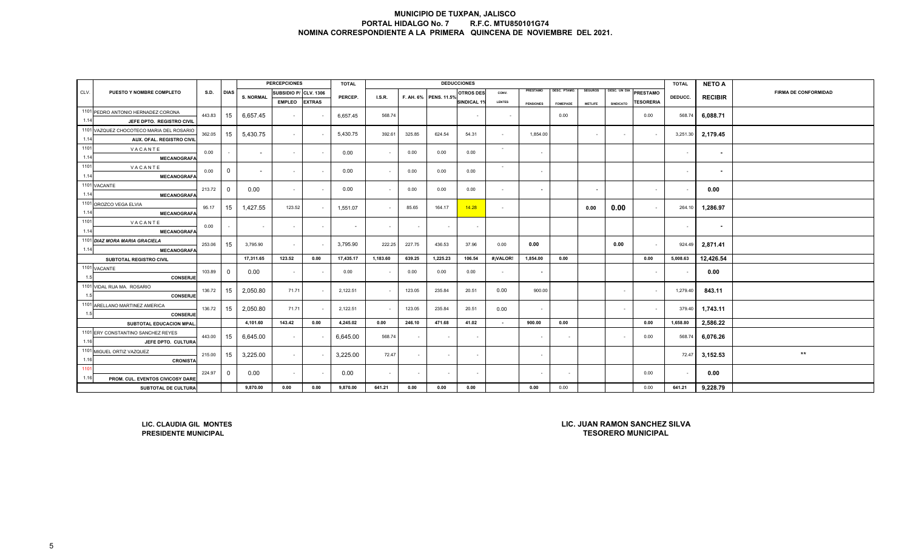# MUNICIPIO DE TUXPAN, JALISCO
## PORTAL HIDALGO No. 7 R.F.C. MTU850101G74
## NOMINA CORRESPONDIENTE A LA PRIMERA QUINCENA DE NOVIEMBRE DEL 2021.

| CLV. | PUESTO Y NOMBRE COMPLETO | S.D. | DIAS | PERCEPCIONES S. NORMAL | SUBSIDIO P/ EMPLEO | CLV. 1306 EXTRAS | TOTAL PERCEP. | DEDUCCIONES I.S.R. | F. AH. 6% | PENS. 11.5% | OTROS DES SINDICAL 1% | CONV. LENTES | PRESTAMO PENSIONES | DESC. PTAMO. FOMEPADE | SEGUROS METLIFE | DESC. UN DIA SINDICATO | PRESTAMO TESORERIA | TOTAL DEDUCC. | NETO A RECIBIR | FIRMA DE CONFORMIDAD |
|---|---|---|---|---|---|---|---|---|---|---|---|---|---|---|---|---|---|---|---|---|
| 1101 1.14 | PEDRO ANTONIO HERNADEZ CORONA JEFE DPTO. REGISTRO CIVIL | 443.83 | 15 | 6,657.45 | - | - | 6,657.45 | 568.74 | | | - | - | | 0.00 | | | 0.00 | 568.74 | 6,088.71 | |
| 1101 1.14 | VAZQUEZ CHOCOTECO MARIA DEL ROSARIO AUX. OFAL. REGISTRO CIVIL | 362.05 | 15 | 5,430.75 | - | - | 5,430.75 | 392.61 | 325.85 | 624.54 | 54.31 | - | 1,854.00 | | - | - | - | 3,251.30 | 2,179.45 | |
| 1101 1.14 | VACANTE MECANOGRAFA | 0.00 | - | - | - | - | 0.00 | - | 0.00 | 0.00 | 0.00 | - | - | | | | | - | - | |
| 1101 1.14 | VACANTE MECANOGRAFA | 0.00 | 0 | - | - | - | 0.00 | - | 0.00 | 0.00 | 0.00 | - | - | | | | | - | - | |
| 1101 1.14 | VACANTE MECANOGRAFA | 213.72 | 0 | 0.00 | - | - | 0.00 | - | 0.00 | 0.00 | 0.00 | - | - | | - | | - | - | 0.00 | |
| 1101 1.14 | OROZCO VEGA ELVIA MECANOGRAFA | 95.17 | 15 | 1,427.55 | 123.52 | - | 1,551.07 | - | 85.65 | 164.17 | 14.28 | - | | | 0.00 | 0.00 | - | 264.10 | 1,286.97 | |
| 1101 1.14 | VACANTE MECANOGRAFA | 0.00 | - | - | - | - | - | - | - | - | - | | | | | | | - | - | |
| 1101 1.14 | *DIAZ MORA MARIA GRACIELA* MECANOGRAFA | 253.06 | 15 | 3,795.90 | - | - | 3,795.90 | 222.25 | 227.75 | 436.53 | 37.96 | 0.00 | 0.00 | | | 0.00 | - | 924.49 | 2,871.41 | |
| | SUBTOTAL REGISTRO CIVIL | | | 17,311.65 | 123.52 | 0.00 | 17,435.17 | 1,183.60 | 639.25 | 1,225.23 | 106.54 | #¡VALOR! | 1,854.00 | 0.00 | | | 0.00 | 5,008.63 | 12,426.54 | |
| 1101 1.5 | VACANTE CONSERJE | 103.89 | 0 | 0.00 | - | - | 0.00 | - | 0.00 | 0.00 | 0.00 | - | - | | | | - | - | 0.00 | |
| 1101 1.5 | VIDAL RUA MA. ROSARIO CONSERJE | 136.72 | 15 | 2,050.80 | 71.71 | - | 2,122.51 | - | 123.05 | 235.84 | 20.51 | 0.00 | 900.00 | | | - | - | 1,279.40 | 843.11 | |
| 1101 1.5 | ARELLANO MARTINEZ AMERICA CONSERJE | 136.72 | 15 | 2,050.80 | 71.71 | - | 2,122.51 | - | 123.05 | 235.84 | 20.51 | 0.00 | - | | | - | - | 379.40 | 1,743.11 | |
| | SUBTOTAL EDUCACION MPAL. | | | 4,101.60 | 143.42 | 0.00 | 4,245.02 | 0.00 | 246.10 | 471.68 | 41.02 | - | 900.00 | 0.00 | | | 0.00 | 1,658.80 | 2,586.22 | |
| 1101 1.16 | ERY CONSTANTINO SANCHEZ REYES JEFE DPTO. CULTURA | 443.00 | 15 | 6,645.00 | - | - | 6,645.00 | 568.74 | - | - | - | | - | - | | - | 0.00 | 568.74 | 6,076.26 | |
| 1101 1.16 | MIGUEL ORTIZ VAZQUEZ CRONISTA | 215.00 | 15 | 3,225.00 | - | - | 3,225.00 | 72.47 | - | - | - | | - | | | | | 72.47 | 3,152.53 | ** |
| 1101 1.16 | PROM. CUL. EVENTOS CIVICOSY DARE | 224.97 | 0 | 0.00 | - | - | 0.00 | - | - | - | - | | - | - | | | 0.00 | - | 0.00 | |
| | SUBTOTAL DE CULTURA | | | 9,870.00 | 0.00 | 0.00 | 9,870.00 | 641.21 | 0.00 | 0.00 | 0.00 | | 0.00 | 0.00 | | | 0.00 | 641.21 | 9,228.79 | |

**LIC. CLAUDIA GIL MONTES**
**PRESIDENTE MUNICIPAL**

**LIC. JUAN RAMON SANCHEZ SILVA**
**TESORERO MUNICIPAL**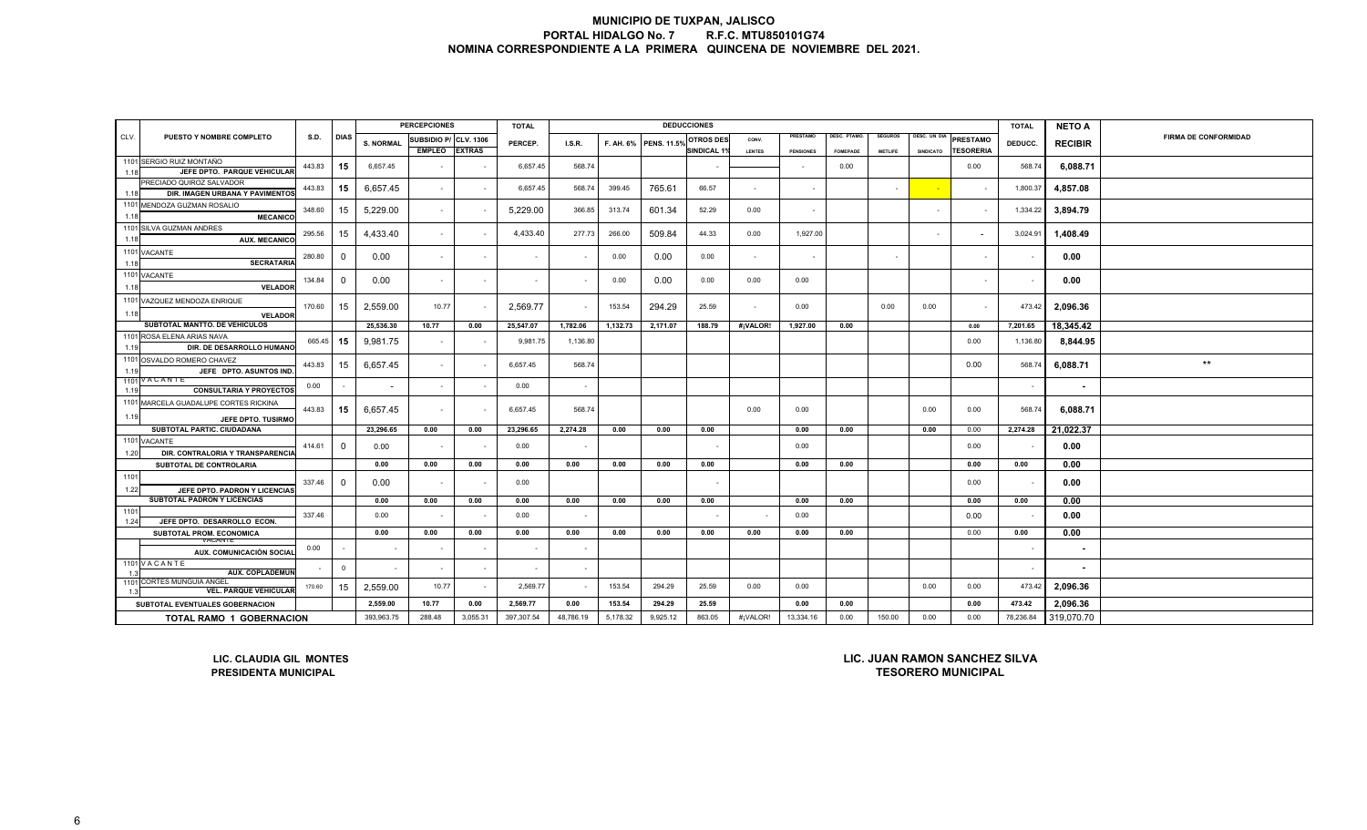# MUNICIPIO DE TUXPAN, JALISCO
## PORTAL HIDALGO No. 7 R.F.C. MTU850101G74
## NOMINA CORRESPONDIENTE A LA PRIMERA QUINCENA DE NOVIEMBRE DEL 2021.

| CLV. | PUESTO Y NOMBRE COMPLETO | S.D. | DIAS | PERCEPCIONES S. NORMAL | SUBSIDIO P/ EMPLEO | CLV. 1306 EXTRAS | TOTAL PERCEP. | DEDUCCIONES I.S.R. | F. AH. 6% | PENS. 11.5% | OTROS DES SINDICAL 1% | CONV. LENTES | PRESTAMO PENSIONES | DESC. PTAMO. FOMEPADE | SEGUROS METLIFE | DESC. UN DIA SINDICATO | PRESTAMO TESORERIA | TOTAL DEDUCC. | NETO A RECIBIR | FIRMA DE CONFORMIDAD |
|---|---|---|---|---|---|---|---|---|---|---|---|---|---|---|---|---|---|---|---|---|
| 1101 1.18 | SERGIO RUIZ MONTAÑO JEFE DPTO. PARQUE VEHICULAR | 443.83 | 15 | 6,657.45 | - | - | 6,657.45 | 568.74 | | | - | | - | 0.00 | | | 0.00 | 568.74 | 6,088.71 | |
| 1.18 | PRECIADO QUIROZ SALVADOR DIR. IMAGEN URBANA Y PAVIMENTOS | 443.83 | 15 | 6,657.45 | - | - | 6,657.45 | 568.74 | 399.45 | 765.61 | 66.57 | - | - | | - | - | - | 1,800.37 | 4,857.08 | |
| 1101 1.18 | MENDOZA GUZMAN ROSALIO MECANICO | 348.60 | 15 | 5,229.00 | - | - | 5,229.00 | 366.85 | 313.74 | 601.34 | 52.29 | 0.00 | - | | | - | - | 1,334.22 | 3,894.79 | |
| 1101 1.18 | SILVA GUZMAN ANDRES AUX. MECANICO | 295.56 | 15 | 4,433.40 | - | - | 4,433.40 | 277.73 | 266.00 | 509.84 | 44.33 | 0.00 | 1,927.00 | | | - | - | 3,024.91 | 1,408.49 | |
| 1101 1.18 | VACANTE SECRATARIA | 280.80 | 0 | 0.00 | - | - | - | - | 0.00 | 0.00 | 0.00 | - | - | | - | | - | - | 0.00 | |
| 1101 1.18 | VACANTE VELADOR | 134.84 | 0 | 0.00 | - | - | - | - | 0.00 | 0.00 | 0.00 | 0.00 | 0.00 | | | | - | - | 0.00 | |
| 1101 1.18 | VAZQUEZ MENDOZA ENRIQUE VELADOR | 170.60 | 15 | 2,559.00 | 10.77 | - | 2,569.77 | - | 153.54 | 294.29 | 25.59 | - | 0.00 | | 0.00 | 0.00 | - | 473.42 | 2,096.36 | |
| | SUBTOTAL MANTTO. DE VEHICULOS | | | 25,536.30 | 10.77 | 0.00 | 25,547.07 | 1,782.06 | 1,132.73 | 2,171.07 | 188.79 | #¡VALOR! | 1,927.00 | 0.00 | | | 0.00 | 7,201.65 | 18,345.42 | |
| 1101 1.19 | ROSA ELENA ARIAS NAVA DIR. DE DESARROLLO HUMANO | 665.45 | 15 | 9,981.75 | - | - | 9,981.75 | 1,136.80 | | | | | | | | | 0.00 | 1,136.80 | 8,844.95 | |
| 1101 1.19 | OSVALDO ROMERO CHAVEZ JEFE DPTO. ASUNTOS IND. | 443.83 | 15 | 6,657.45 | - | - | 6,657.45 | 568.74 | | | | | | | | | 0.00 | 568.74 | 6,088.71 | ** |
| 1101 1.19 | V A C A N T E CONSULTARIA Y PROYECTOS | 0.00 | - | - | - | - | 0.00 | - | | | | | | | | | | - | - | |
| 1101 1.19 | MARCELA GUADALUPE CORTES RICKINA JEFE DPTO. TUSIRMO | 443.83 | 15 | 6,657.45 | - | - | 6,657.45 | 568.74 | | | | 0.00 | 0.00 | | | 0.00 | 0.00 | 568.74 | 6,088.71 | |
| | SUBTOTAL PARTIC. CIUDADANA | | | 23,296.65 | 0.00 | 0.00 | 23,296.65 | 2,274.28 | 0.00 | 0.00 | 0.00 | | 0.00 | 0.00 | | 0.00 | 0.00 | 2,274.28 | 21,022.37 | |
| 1101 1.20 | VACANTE DIR. CONTRALORIA Y TRANSPARENCIA | 414.61 | 0 | 0.00 | - | - | 0.00 | - | | | - | | 0.00 | | | | 0.00 | - | 0.00 | |
| | SUBTOTAL DE CONTROLARIA | | | 0.00 | 0.00 | 0.00 | 0.00 | 0.00 | 0.00 | 0.00 | 0.00 | | 0.00 | 0.00 | | | 0.00 | 0.00 | 0.00 | |
| 1101 1.22 | JEFE DPTO. PADRON Y LICENCIAS | 337.46 | 0 | 0.00 | - | - | 0.00 | | | | - | | 0.00 | | | | 0.00 | - | 0.00 | |
| | SUBTOTAL PADRON Y LICENCIAS | | | 0.00 | 0.00 | 0.00 | 0.00 | 0.00 | 0.00 | 0.00 | 0.00 | | 0.00 | 0.00 | | | 0.00 | 0.00 | 0.00 | |
| 1101 1.24 | JEFE DPTO. DESARROLLO ECON. | 337.46 | | 0.00 | - | - | 0.00 | - | | | - | - | 0.00 | | | | 0.00 | - | 0.00 | |
| | SUBTOTAL PROM. ECONOMICA | | | 0.00 | 0.00 | 0.00 | 0.00 | 0.00 | 0.00 | 0.00 | 0.00 | 0.00 | 0.00 | 0.00 | | | 0.00 | 0.00 | 0.00 | |
| | VACANTE AUX. COMUNICACIÓN SOCIAL | 0.00 | - | - | - | - | - | - | | | | | | | | | | - | - | |
| 1101 1.3 | V A C A N T E AUX. COPLADEMUN | - | 0 | - | - | - | - | - | | | | | | | | | | - | - | |
| 1101 1.3 | CORTES MUNGUIA ANGEL VEL. PARQUE VEHICULAR | 170.60 | 15 | 2,559.00 | 10.77 | - | 2,569.77 | - | 153.54 | 294.29 | 25.59 | 0.00 | 0.00 | | | 0.00 | 0.00 | 473.42 | 2,096.36 | |
| | SUBTOTAL EVENTUALES GOBERNACION | | | 2,559.00 | 10.77 | 0.00 | 2,569.77 | 0.00 | 153.54 | 294.29 | 25.59 | | 0.00 | 0.00 | | | 0.00 | 473.42 | 2,096.36 | |
| | TOTAL RAMO 1 GOBERNACION | | | 393,963.75 | 288.48 | 3,055.31 | 397,307.54 | 48,786.19 | 5,178.32 | 9,925.12 | 863.05 | #¡VALOR! | 13,334.16 | 0.00 | 150.00 | 0.00 | 0.00 | 78,236.84 | 319,070.70 | |

LIC. CLAUDIA GIL MONTES
PRESIDENTA MUNICIPAL

LIC. JUAN RAMON SANCHEZ SILVA
TESORERO MUNICIPAL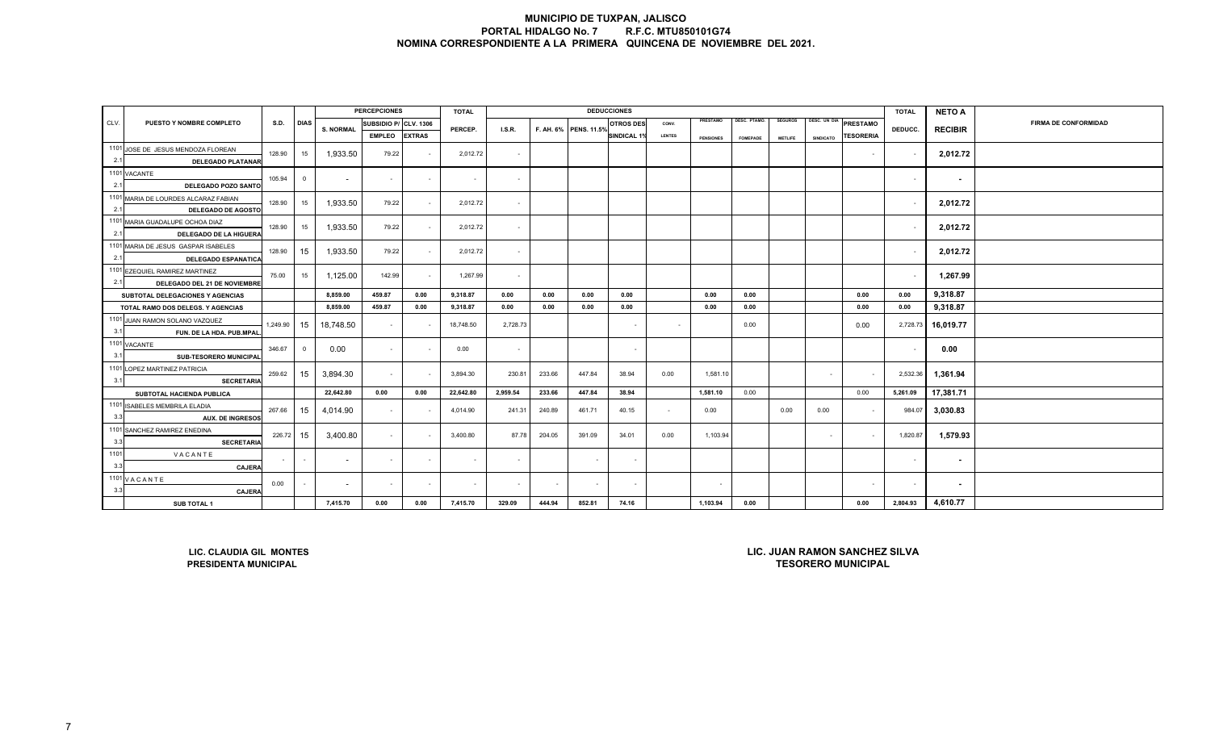# MUNICIPIO DE TUXPAN, JALISCO
## PORTAL HIDALGO No. 7 R.F.C. MTU850101G74
## NOMINA CORRESPONDIENTE A LA PRIMERA QUINCENA DE NOVIEMBRE DEL 2021.

| CLV. | PUESTO Y NOMBRE COMPLETO | S.D. | DIAS | PERCEPCIONES S. NORMAL | SUBSIDIO P/ EMPLEO | CLV. 1306 EXTRAS | TOTAL PERCEP. | DEDUCCIONES I.S.R. | F. AH. 6% | PENS. 11.5% | OTROS DES SINDICAL 1% | CONV. LENTES | PRESTAMO PENSIONES | DESC. PTAMO. FOMEPADE | SEGUROS METLIFE | DESC. UN DIA SINDICATO | PRESTAMO TESORERIA | TOTAL DEDUCC. | NETO A RECIBIR | FIRMA DE CONFORMIDAD |
|---|---|---|---|---|---|---|---|---|---|---|---|---|---|---|---|---|---|---|---|---|
| 1101 2.1 | JOSE DE JESUS MENDOZA FLOREAN DELEGADO PLATANAR | 128.90 | 15 | 1,933.50 | 79.22 | - | 2,012.72 | - | | | | | | | | | - | - | 2,012.72 | |
| 1101 2.1 | VACANTE DELEGADO POZO SANTO | 105.94 | 0 | - | - | - | - | - | | | | | | | | | | - | - | |
| 1101 2.1 | MARIA DE LOURDES ALCARAZ FABIAN DELEGADO DE AGOSTO | 128.90 | 15 | 1,933.50 | 79.22 | - | 2,012.72 | - | | | | | | | | | | - | 2,012.72 | |
| 1101 2.1 | MARIA GUADALUPE OCHOA DIAZ DELEGADO DE LA HIGUERA | 128.90 | 15 | 1,933.50 | 79.22 | - | 2,012.72 | - | | | | | | | | | | - | 2,012.72 | |
| 1101 2.1 | MARIA DE JESUS GASPAR ISABELES DELEGADO ESPANATICA | 128.90 | 15 | 1,933.50 | 79.22 | - | 2,012.72 | - | | | | | | | | | | - | 2,012.72 | |
| 1101 2.1 | EZEQUIEL RAMIREZ MARTINEZ DELEGADO DEL 21 DE NOVIEMBRE | 75.00 | 15 | 1,125.00 | 142.99 | - | 1,267.99 | - | | | | | | | | | | - | 1,267.99 | |
| | SUBTOTAL DELEGACIONES Y AGENCIAS | | | 8,859.00 | 459.87 | 0.00 | 9,318.87 | 0.00 | 0.00 | 0.00 | 0.00 | | 0.00 | 0.00 | | | 0.00 | 0.00 | 9,318.87 | |
| | TOTAL RAMO DOS DELEGS. Y AGENCIAS | | | 8,859.00 | 459.87 | 0.00 | 9,318.87 | 0.00 | 0.00 | 0.00 | 0.00 | | 0.00 | 0.00 | | | 0.00 | 0.00 | 9,318.87 | |
| 1101 3.1 | JUAN RAMON SOLANO VAZQUEZ FUN. DE LA HDA. PUB.MPAL. | 1,249.90 | 15 | 18,748.50 | - | - | 18,748.50 | 2,728.73 | | | - | - | | 0.00 | | | 0.00 | 2,728.73 | 16,019.77 | |
| 1101 3.1 | VACANTE SUB-TESORERO MUNICIPAL | 346.67 | 0 | 0.00 | - | - | 0.00 | - | | | - | | | | | | | - | 0.00 | |
| 1101 3.1 | LOPEZ MARTINEZ PATRICIA SECRETARIA | 259.62 | 15 | 3,894.30 | - | - | 3,894.30 | 230.81 | 233.66 | 447.84 | 38.94 | 0.00 | 1,581.10 | | | - | - | 2,532.36 | 1,361.94 | |
| | SUBTOTAL HACIENDA PUBLICA | | | 22,642.80 | 0.00 | 0.00 | 22,642.80 | 2,959.54 | 233.66 | 447.84 | 38.94 | | 1,581.10 | 0.00 | | | 0.00 | 5,261.09 | 17,381.71 | |
| 1101 3.3 | ISABELES MEMBRILA ELADIA AUX. DE INGRESOS | 267.66 | 15 | 4,014.90 | - | - | 4,014.90 | 241.31 | 240.89 | 461.71 | 40.15 | - | 0.00 | | 0.00 | 0.00 | - | 984.07 | 3,030.83 | |
| 1101 3.3 | SANCHEZ RAMIREZ ENEDINA SECRETARIA | 226.72 | 15 | 3,400.80 | - | - | 3,400.80 | 87.78 | 204.05 | 391.09 | 34.01 | 0.00 | 1,103.94 | | | - | - | 1,820.87 | 1,579.93 | |
| 1101 3.3 | V A C A N T E CAJERA | - | - | - | - | - | - | - | | - | - | | | | | | | - | - | |
| 1101 3.3 | V A C A N T E CAJERA | 0.00 | - | - | - | - | - | - | - | - | - | | - | | | | - | - | - | |
| | SUB TOTAL 1 | | | 7,415.70 | 0.00 | 0.00 | 7,415.70 | 329.09 | 444.94 | 852.81 | 74.16 | | 1,103.94 | 0.00 | | | 0.00 | 2,804.93 | 4,610.77 | |

**LIC. CLAUDIA GIL MONTES**
**PRESIDENTA MUNICIPAL**

**LIC. JUAN RAMON SANCHEZ SILVA**
**TESORERO MUNICIPAL**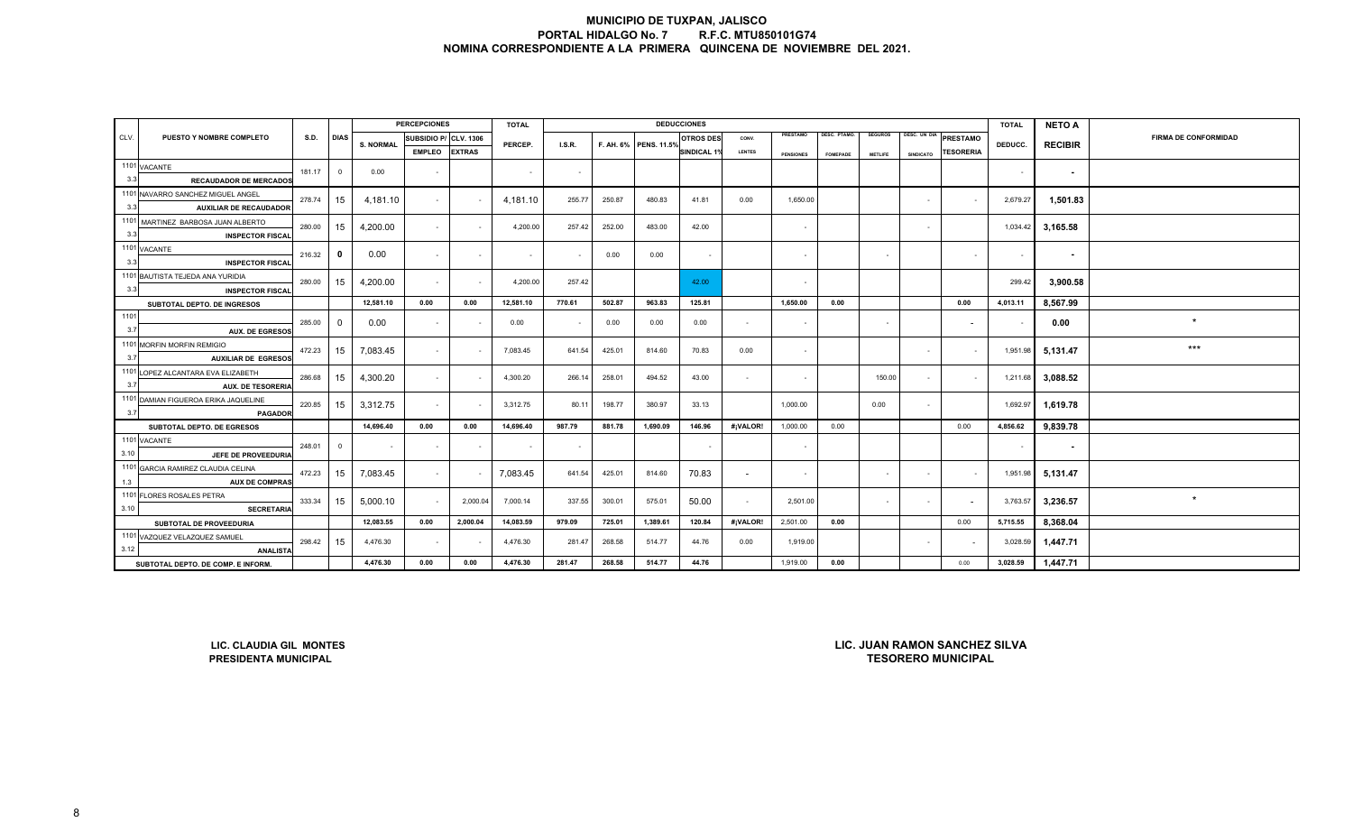# MUNICIPIO DE TUXPAN, JALISCO
## PORTAL HIDALGO No. 7 R.F.C. MTU850101G74
## NOMINA CORRESPONDIENTE A LA PRIMERA QUINCENA DE NOVIEMBRE DEL 2021.

| CLV. | PUESTO Y NOMBRE COMPLETO | S.D. | DIAS | PERCEPCIONES S. NORMAL | SUBSIDIO P/ EMPLEO | CLV. 1306 EXTRAS | TOTAL PERCEP. | DEDUCCIONES I.S.R. | F. AH. 6% | PENS. 11.5% | OTROS DES SINDICAL 1% | CONV. LENTES | PRESTAMO PENSIONES | DESC. PTAMO. FOMEPADE | SEGUROS METLIFE | DESC. UN DIA SINDICATO | PRESTAMO TESORERIA | TOTAL DEDUCC. | NETO A RECIBIR | FIRMA DE CONFORMIDAD |
|---|---|---|---|---|---|---|---|---|---|---|---|---|---|---|---|---|---|---|---|---|
| 1101 3.3 | VACANTE RECAUDADOR DE MERCADOS | 181.17 | 0 | 0.00 | - | | - | - | | | | | | | | | | - | - | |
| 1101 3.3 | NAVARRO SANCHEZ MIGUEL ANGEL AUXILIAR DE RECAUDADOR | 278.74 | 15 | 4,181.10 | - | - | 4,181.10 | 255.77 | 250.87 | 480.83 | 41.81 | 0.00 | 1,650.00 | | | - | - | 2,679.27 | 1,501.83 | |
| 1101 3.3 | MARTINEZ BARBOSA JUAN ALBERTO INSPECTOR FISCAL | 280.00 | 15 | 4,200.00 | - | - | 4,200.00 | 257.42 | 252.00 | 483.00 | 42.00 | | - | | | - | | 1,034.42 | 3,165.58 | |
| 1101 3.3 | VACANTE INSPECTOR FISCAL | 216.32 | 0 | 0.00 | - | - | - | - | 0.00 | 0.00 | - | | - | | - | | - | - | - | |
| 1101 3.3 | BAUTISTA TEJEDA ANA YURIDIA INSPECTOR FISCAL | 280.00 | 15 | 4,200.00 | - | - | 4,200.00 | 257.42 | | | 42.00 | | - | | | | | 299.42 | 3,900.58 | |
| | SUBTOTAL DEPTO. DE INGRESOS | | | 12,581.10 | 0.00 | 0.00 | 12,581.10 | 770.61 | 502.87 | 963.83 | 125.81 | | 1,650.00 | 0.00 | | | 0.00 | 4,013.11 | 8,567.99 | |
| 1101 3.7 | AUX. DE EGRESOS | 285.00 | 0 | 0.00 | - | - | 0.00 | - | 0.00 | 0.00 | 0.00 | - | - | | - | | - | - | 0.00 | * |
| 1101 3.7 | MORFIN MORFIN REMIGIO AUXILIAR DE EGRESOS | 472.23 | 15 | 7,083.45 | - | - | 7,083.45 | 641.54 | 425.01 | 814.60 | 70.83 | 0.00 | - | | | - | - | 1,951.98 | 5,131.47 | *** |
| 1101 3.7 | LOPEZ ALCANTARA EVA ELIZABETH AUX. DE TESORERIA | 286.68 | 15 | 4,300.20 | - | - | 4,300.20 | 266.14 | 258.01 | 494.52 | 43.00 | - | - | | 150.00 | - | - | 1,211.68 | 3,088.52 | |
| 1101 3.7 | DAMIAN FIGUEROA ERIKA JAQUELINE PAGADOR | 220.85 | 15 | 3,312.75 | - | - | 3,312.75 | 80.11 | 198.77 | 380.97 | 33.13 | | 1,000.00 | | 0.00 | - | | 1,692.97 | 1,619.78 | |
| | SUBTOTAL DEPTO. DE EGRESOS | | | 14,696.40 | 0.00 | 0.00 | 14,696.40 | 987.79 | 881.78 | 1,690.09 | 146.96 | #¡VALOR! | 1,000.00 | 0.00 | | | 0.00 | 4,856.62 | 9,839.78 | |
| 1101 3.10 | VACANTE JEFE DE PROVEEDURIA | 248.01 | 0 | - | - | - | - | - | | | - | | - | | | | | - | - | |
| 1101 1.3 | GARCIA RAMIREZ CLAUDIA CELINA AUX DE COMPRAS | 472.23 | 15 | 7,083.45 | - | - | 7,083.45 | 641.54 | 425.01 | 814.60 | 70.83 | - | - | | - | - | - | 1,951.98 | 5,131.47 | |
| 1101 3.10 | FLORES ROSALES PETRA SECRETARIA | 333.34 | 15 | 5,000.10 | - | 2,000.04 | 7,000.14 | 337.55 | 300.01 | 575.01 | 50.00 | - | 2,501.00 | | - | - | - | 3,763.57 | 3,236.57 | * |
| | SUBTOTAL DE PROVEEDURIA | | | 12,083.55 | 0.00 | 2,000.04 | 14,083.59 | 979.09 | 725.01 | 1,389.61 | 120.84 | #¡VALOR! | 2,501.00 | 0.00 | | | 0.00 | 5,715.55 | 8,368.04 | |
| 1101 3.12 | VAZQUEZ VELAZQUEZ SAMUEL ANALISTA | 298.42 | 15 | 4,476.30 | - | - | 4,476.30 | 281.47 | 268.58 | 514.77 | 44.76 | 0.00 | 1,919.00 | | | - | - | 3,028.59 | 1,447.71 | |
| | SUBTOTAL DEPTO. DE COMP. E INFORM. | | | 4,476.30 | 0.00 | 0.00 | 4,476.30 | 281.47 | 268.58 | 514.77 | 44.76 | | 1,919.00 | 0.00 | | | 0.00 | 3,028.59 | 1,447.71 | |

**LIC. CLAUDIA GIL MONTES**
**PRESIDENTA MUNICIPAL**

**LIC. JUAN RAMON SANCHEZ SILVA**
**TESORERO MUNICIPAL**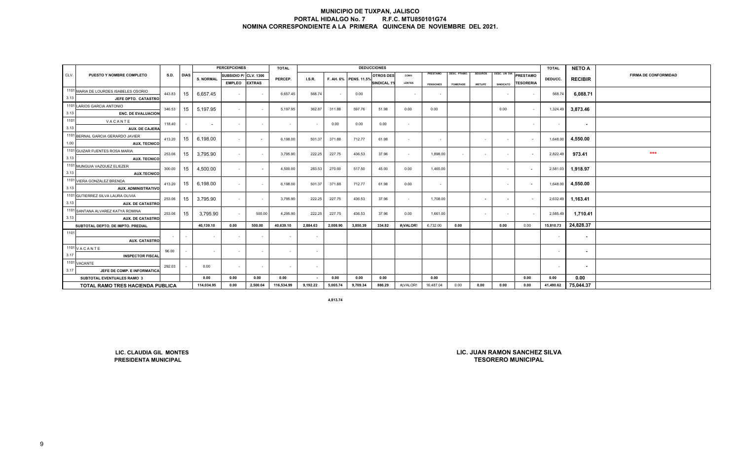# MUNICIPIO DE TUXPAN, JALISCO

**PORTAL HIDALGO No. 7 R.F.C. MTU850101G74**

**NOMINA CORRESPONDIENTE A LA PRIMERA QUINCENA DE NOVIEMBRE DEL 2021.**

| CLV. | PUESTO Y NOMBRE COMPLETO | S.D. | DIAS | PERCEPCIONES S. NORMAL | SUBSIDIO P/ EMPLEO | CLV. 1306 EXTRAS | TOTAL PERCEP. | DEDUCCIONES I.S.R. | F. AH. 6% | PENS. 11.5% | OTROS DES SINDICAL 1% | CONV. LENTES | PRESTAMO PENSIONES | DESC. PTAMO. FONEPADE | SEGUROS METLIFE | DESC. UN DIA SINDICATO | PRESTAMO TESORERIA | TOTAL DEDUCC. | NETO A RECIBIR | FIRMA DE CONFORMIDAD |
|---|---|---|---|---|---|---|---|---|---|---|---|---|---|---|---|---|---|---|---|---|
| 1101 3.13 | MARIA DE LOURDES ISABELES OSORIO JEFE DPTO. CATASTRO | 443.83 | 15 | 6,657.45 | - | - | 6,657.45 | 568.74 | - | 0.00 | | - | - | | | - | - | 568.74 | 6,088.71 | |
| 1101 3.13 | LARIOS GARCIA ANTONIO ENC. DE EVALUACION | 346.53 | 15 | 5,197.95 | - | - | 5,197.95 | 362.87 | 311.88 | 597.76 | 51.98 | 0.00 | 0.00 | | | 0.00 | - | 1,324.49 | 3,873.46 | |
| 1101 3.13 | VACANTE AUX. DE CAJERA | 118.40 | - | - | - | - | - | - | 0.00 | 0.00 | 0.00 | - | | | | | - | - | - | |
| 1101 1.00 | BERNAL GARCIA GERARDO JAVIER AUX. TECNICO | 413.20 | 15 | 6,198.00 | - | - | 6,198.00 | 501.37 | 371.88 | 712.77 | 61.98 | - | - | | - | - | - | 1,648.00 | 4,550.00 | |
| 1101 3.13 | GUIZAR FUENTES ROSA MARIA AUX. TECNICO | 253.06 | 15 | 3,795.90 | - | - | 3,795.90 | 222.25 | 227.75 | 436.53 | 37.96 | - | 1,898.00 | - | - | - | - | 2,822.49 | 973.41 | *** |
| 1101 3.13 | MUNGUIA VAZQUEZ ELIEZER AUX.TECNICO | 300.00 | 15 | 4,500.00 | - | - | 4,500.00 | 283.53 | 270.00 | 517.50 | 45.00 | 0.00 | 1,465.00 | | | - | - | 2,581.03 | 1,918.97 | |
| 1101 3.13 | VIERA GONZALEZ BRENDA AUX. ADMINISTRATIVO | 413.20 | 15 | 6,198.00 | - | - | 6,198.00 | 501.37 | 371.88 | 712.77 | 61.98 | 0.00 | - | | | - | - | 1,648.00 | 4,550.00 | |
| 1101 3.13 | GUTIERREZ SILVA LAURA OLIVIA AUX. DE CATASTRO | 253.06 | 15 | 3,795.90 | - | - | 3,795.90 | 222.25 | 227.75 | 436.53 | 37.96 | - | 1,708.00 | | - | - | - | 2,632.49 | 1,163.41 | |
| 1101 3.13 | SANTANA ALVAREZ KATYA ROMINA AUX. DE CATASTRO | 253.06 | 15 | 3,795.90 | - | 500.00 | 4,295.90 | 222.25 | 227.75 | 436.53 | 37.96 | 0.00 | 1,661.00 | | - | - | - | 2,585.49 | 1,710.41 | |
| | SUBTOTAL DEPTO. DE IMPTO. PREDIAL | | | 40,139.10 | 0.00 | 500.00 | 40,639.10 | 2,884.63 | 2,008.90 | 3,850.39 | 334.82 | #¡VALOR! | 6,732.00 | 0.00 | | 0.00 | 0.00 | 15,810.73 | 24,828.37 | |
| 1101 | AUX. CATASTRO | - | - | - | - | - | - | - | | | | | | | | | | - | - | |
| 1101 3.17 | VACANTE INSPECTOR FISCAL | 96.00 | - | - | - | - | - | - | | | | | | | | | | - | - | |
| 1101 3.17 | VACANTE JEFE DE COMP. E INFORMATICA | 292.03 | - | 0.00 | - | - | - | - | | | | | | | | | | - | - | |
| | SUBTOTAL EVENTUALES RAMO 3 | | | 0.00 | 0.00 | 0.00 | 0.00 | - | 0.00 | 0.00 | 0.00 | | 0.00 | | | | 0.00 | 0.00 | 0.00 | |
| | TOTAL RAMO TRES HACIENDA PUBLICA | | | 114,034.95 | 0.00 | 2,500.04 | 116,534.99 | 9,192.22 | 5,065.74 | 9,709.34 | 886.29 | #¡VALOR! | 16,487.04 | 0.00 | 0.00 | 0.00 | 0.00 | 41,490.62 | 75,044.37 | |

4,813.74

**LIC. CLAUDIA GIL MONTES**
**PRESIDENTA MUNICIPAL**

**LIC. JUAN RAMON SANCHEZ SILVA**
**TESORERO MUNICIPAL**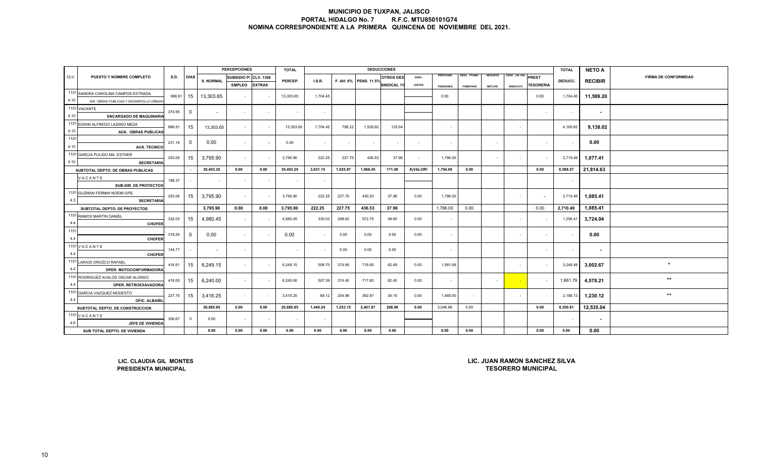# MUNICIPIO DE TUXPAN, JALISCO
## PORTAL HIDALGO No. 7 R.F.C. MTU850101G74
## NOMINA CORRESPONDIENTE A LA PRIMERA QUINCENA DE NOVIEMBRE DEL 2021.

| CLV. | PUESTO Y NOMBRE COMPLETO | S.D. | DIAS | PERCEPCIONES S. NORMAL | SUBSIDIO P/ EMPLEO | CLV. 1306 EXTRAS | TOTAL PERCEP. | DEDUCCIONES I.S.R. | F. AH. 6% | PENS. 11.5% | OTROS DES SINDICAL 1% | DESC. LENTES | PRESTAMO PENSIONES | DESC. PTAMO. FOMEPADE | SEGUROS METLIFE | DESC. UN DIA SINDICATO | PREST TESORERIA | TOTAL DEDUCC. | NETO A RECIBIR | FIRMA DE CONFORMIDAD |
|---|---|---|---|---|---|---|---|---|---|---|---|---|---|---|---|---|---|---|---|---|
| 1101 4.10 | SANDRA CAROLINA CAMPOS ESTRADA DIR. OBRAS PUBLICAS Y DESARROLLO URBANO | 886.91 | 15 | 13,303.65 | - | - | 13,303.65 | 1,704.45 | | | | | 0.00 | | | | 0.00 | 1,704.45 | 11,599.20 | |
| 1101 4.10 | VACANTE ENCARGADO DE MAQUINARIA | 374.95 | 0 | - | - | - | - | - | | | | | | | | | - | - | - | |
| 1101 4.10 | EDWIN ALFREDO LAZARO MEZA AUX. OBRAS PUBLICAS | 886.91 | 15 | 13,303.65 | - | - | 13,303.65 | 1,704.45 | 798.22 | 1,529.92 | 133.04 | | - | | | - | | 4,165.63 | 9,138.02 | |
| 1101 4.10 | AUX. TECNICO | 231.16 | 0 | 0.00 | - | - | 0.00 | - | - | - | - | - | - | | - | | - | - | 0.00 | |
| 1101 4.10 | GARCIA PULIDO MA. ESTHER SECRETARIA | 253.06 | 15 | 3,795.90 | - | - | 3,795.90 | 222.25 | 227.75 | 436.53 | 37.96 | - | 1,794.00 | | - | - | - | 2,718.49 | 1,077.41 | |
| | SUBTOTAL DEPTO. DE OBRAS PUBLICAS | | - | 30,403.20 | 0.00 | 0.00 | 30,403.20 | 3,631.15 | 1,025.97 | 1,966.45 | 171.00 | #¡VALOR! | 1,794.00 | 0.00 | | | 0.00 | 8,588.57 | 21,814.63 | |
| | VACANTE SUB-DIR. DE PROYECTOS | 188.37 | - | - | - | - | - | - | | | | | | | | | | - | | |
| 1101 4.3 | GUZMAN FERMIN NOEMI GPE. SECRETARIA | 253.06 | 15 | 3,795.90 | - | - | 3,795.90 | 222.25 | 227.75 | 436.53 | 37.96 | 0.00 | 1,786.00 | | | - | - | 2,710.49 | 1,085.41 | |
| | SUBTOTAL DEPTO. DE PROYECTOS | | | 3,795.90 | 0.00 | 0.00 | 3,795.90 | 222.25 | 227.75 | 436.53 | 37.96 | | 1,786.00 | 0.00 | | | 0.00 | 2,710.49 | 1,085.41 | |
| 1101 4.4 | RAMOS MARTIN DANIEL CHOFER | 332.03 | 15 | 4,980.45 | - | - | 4,980.45 | 335.03 | 298.83 | 572.75 | 49.80 | 0.00 | - | | | - | - | 1,256.41 | 3,724.04 | |
| 1101 4.4 | CHOFER | 319.26 | 0 | 0.00 | - | - | 0.00 | - | 0.00 | 0.00 | 0.00 | 0.00 | - | | | - | - | - | 0.00 | |
| 1101 4.4 | VACANTE CHOFER | 144.77 | - | - | - | | - | - | 0.00 | 0.00 | 0.00 | | - | | | | - | - | - | |
| 1101 4.4 | LARIOS OROZCO RAFAEL OPER. MOTOCONFORMADORA | 416.61 | 15 | 6,249.15 | - | - | 6,249.15 | 508.70 | 374.95 | 718.65 | 62.49 | 0.00 | 1,581.69 | | | - | - | 3,246.48 | 3,002.67 | * |
| 1101 4.4 | RODRIGUEZ AVALOS OSCAR ALONSO OPER. RETROEXAVADORA | 416.00 | 15 | 6,240.00 | - | - | 6,240.00 | 507.39 | 374.40 | 717.60 | 62.40 | 0.00 | - | | - | - | - | 1,661.79 | 4,578.21 | ** |
| 1101 4.4 | GARCIA VAZQUEZ MODESTO OFIC. ALBAÑIL | 227.75 | 15 | 3,416.25 | - | - | 3,416.25 | 89.12 | 204.98 | 392.87 | 34.16 | 0.00 | 1,465.00 | - | | - | - | 2,186.13 | 1,230.12 | ** |
| | SUBTOTAL DEPTO. DE CONSTRUCCION | | | 20,885.85 | 0.00 | 0.00 | 20,885.85 | 1,440.24 | 1,253.15 | 2,401.87 | 208.86 | 0.00 | 3,046.69 | 0.00 | | | 0.00 | 8,350.81 | 12,535.04 | |
| 1101 4.6 | VACANTE JEFE DE VIVIENDA | 306.67 | 0 | 0.00 | - | - | - | - | | | | | | | | | | - | - | |
| | SUB TOTAL DEPTO. DE VIVIENDA | | | 0.00 | 0.00 | 0.00 | 0.00 | 0.00 | 0.00 | 0.00 | 0.00 | | 0.00 | 0.00 | | | 0.00 | 0.00 | 0.00 | |

**LIC. CLAUDIA GIL MONTES**
**PRESIDENTA MUNICIPAL**

**LIC. JUAN RAMON SANCHEZ SILVA**
**TESORERO MUNICIPAL**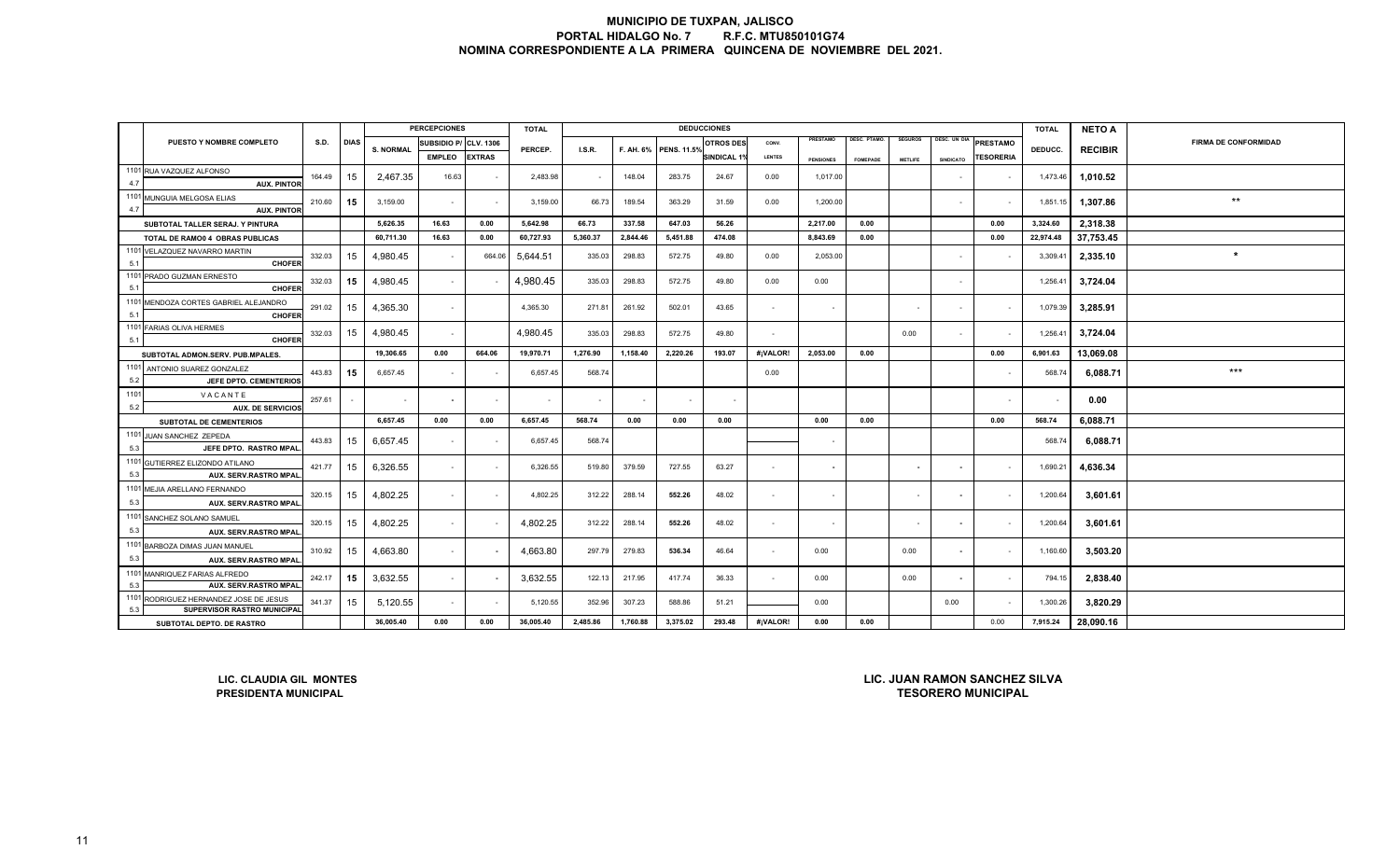# MUNICIPIO DE TUXPAN, JALISCO
## PORTAL HIDALGO No. 7 R.F.C. MTU850101G74
## NOMINA CORRESPONDIENTE A LA PRIMERA QUINCENA DE NOVIEMBRE DEL 2021.

| | PUESTO Y NOMBRE COMPLETO | S.D. | DIAS | PERCEPCIONES S. NORMAL | SUBSIDIO P/ EMPLEO | CLV. 1306 EXTRAS | TOTAL PERCEP. | DEDUCCIONES I.S.R. | F. AH. 6% | PENS. 11.5% | OTROS DES SINDICAL 1% | CONV. LENTES | PRESTAMO PENSIONES | DESC. PTAMO. FOMEPADE | SEGUROS METLIFE | DESC. UN DIA SINDICATO | PRESTAMO TESORERIA | TOTAL DEDUCC. | NETO A RECIBIR | FIRMA DE CONFORMIDAD |
|---|---|---|---|---|---|---|---|---|---|---|---|---|---|---|---|---|---|---|---|---|
| 1101 4.7 | RUA VAZQUEZ ALFONSO AUX. PINTOR | 164.49 | 15 | 2,467.35 | 16.63 | - | 2,483.98 | - | 148.04 | 283.75 | 24.67 | 0.00 | 1,017.00 | | | - | - | 1,473.46 | 1,010.52 | |
| 1101 4.7 | MUNGUIA MELGOSA ELIAS AUX. PINTOR | 210.60 | 15 | 3,159.00 | - | - | 3,159.00 | 66.73 | 189.54 | 363.29 | 31.59 | 0.00 | 1,200.00 | | | - | - | 1,851.15 | 1,307.86 | ** |
| | SUBTOTAL TALLER SERAJ. Y PINTURA | | | 5,626.35 | 16.63 | 0.00 | 5,642.98 | 66.73 | 337.58 | 647.03 | 56.26 | | 2,217.00 | 0.00 | | | 0.00 | 3,324.60 | 2,318.38 | |
| | TOTAL DE RAMO0 4 OBRAS PUBLICAS | | | 60,711.30 | 16.63 | 0.00 | 60,727.93 | 5,360.37 | 2,844.46 | 5,451.88 | 474.08 | | 8,843.69 | 0.00 | | | 0.00 | 22,974.48 | 37,753.45 | |
| 1101 5.1 | VELAZQUEZ NAVARRO MARTIN CHOFER | 332.03 | 15 | 4,980.45 | - | 664.06 | 5,644.51 | 335.03 | 298.83 | 572.75 | 49.80 | 0.00 | 2,053.00 | | | - | - | 3,309.41 | 2,335.10 | * |
| 1101 5.1 | PRADO GUZMAN ERNESTO CHOFER | 332.03 | 15 | 4,980.45 | - | - | 4,980.45 | 335.03 | 298.83 | 572.75 | 49.80 | 0.00 | 0.00 | | | - | | 1,256.41 | 3,724.04 | |
| 1101 5.1 | MENDOZA CORTES GABRIEL ALEJANDRO CHOFER | 291.02 | 15 | 4,365.30 | - | | 4,365.30 | 271.81 | 261.92 | 502.01 | 43.65 | - | - | | - | - | - | 1,079.39 | 3,285.91 | |
| 1101 5.1 | FARIAS OLIVA HERMES CHOFER | 332.03 | 15 | 4,980.45 | - | | 4,980.45 | 335.03 | 298.83 | 572.75 | 49.80 | - | | | 0.00 | - | - | 1,256.41 | 3,724.04 | |
| | SUBTOTAL ADMON.SERV. PUB.MPALES. | | | 19,306.65 | 0.00 | 664.06 | 19,970.71 | 1,276.90 | 1,158.40 | 2,220.26 | 193.07 | #¡VALOR! | 2,053.00 | 0.00 | | | 0.00 | 6,901.63 | 13,069.08 | |
| 1101 5.2 | ANTONIO SUAREZ GONZALEZ JEFE DPTO. CEMENTERIOS | 443.83 | 15 | 6,657.45 | - | - | 6,657.45 | 568.74 | | | | 0.00 | | | | | - | 568.74 | 6,088.71 | *** |
| 1101 5.2 | VACANTE AUX. DE SERVICIOS | 257.61 | - | - | - | - | - | - | - | - | - | | | | | | - | - | 0.00 | |
| | SUBTOTAL DE CEMENTERIOS | | | 6,657.45 | 0.00 | 0.00 | 6,657.45 | 568.74 | 0.00 | 0.00 | 0.00 | | 0.00 | 0.00 | | | 0.00 | 568.74 | 6,088.71 | |
| 1101 5.3 | JUAN SANCHEZ ZEPEDA JEFE DPTO. RASTRO MPAL. | 443.83 | 15 | 6,657.45 | - | - | 6,657.45 | 568.74 | | | | | - | | | | | 568.74 | 6,088.71 | |
| 1101 5.3 | GUTIERREZ ELIZONDO ATILANO AUX. SERV.RASTRO MPAL. | 421.77 | 15 | 6,326.55 | - | - | 6,326.55 | 519.80 | 379.59 | 727.55 | 63.27 | - | - | | - | - | - | 1,690.21 | 4,636.34 | |
| 1101 5.3 | MEJIA ARELLANO FERNANDO AUX. SERV.RASTRO MPAL. | 320.15 | 15 | 4,802.25 | - | - | 4,802.25 | 312.22 | 288.14 | 552.26 | 48.02 | - | - | | - | - | - | 1,200.64 | 3,601.61 | |
| 1101 5.3 | SANCHEZ SOLANO SAMUEL AUX. SERV.RASTRO MPAL. | 320.15 | 15 | 4,802.25 | - | - | 4,802.25 | 312.22 | 288.14 | 552.26 | 48.02 | - | - | | - | - | - | 1,200.64 | 3,601.61 | |
| 1101 5.3 | BARBOZA DIMAS JUAN MANUEL AUX. SERV.RASTRO MPAL. | 310.92 | 15 | 4,663.80 | - | - | 4,663.80 | 297.79 | 279.83 | 536.34 | 46.64 | - | 0.00 | | 0.00 | - | - | 1,160.60 | 3,503.20 | |
| 1101 5.3 | MANRIQUEZ FARIAS ALFREDO AUX. SERV.RASTRO MPAL. | 242.17 | 15 | 3,632.55 | - | - | 3,632.55 | 122.13 | 217.95 | 417.74 | 36.33 | - | 0.00 | | 0.00 | - | - | 794.15 | 2,838.40 | |
| 1101 5.3 | RODRIGUEZ HERNANDEZ JOSE DE JESUS SUPERVISOR RASTRO MUNICIPAL | 341.37 | 15 | 5,120.55 | - | - | 5,120.55 | 352.96 | 307.23 | 588.86 | 51.21 | | 0.00 | | | 0.00 | - | 1,300.26 | 3,820.29 | |
| | SUBTOTAL DEPTO. DE RASTRO | | | 36,005.40 | 0.00 | 0.00 | 36,005.40 | 2,485.86 | 1,760.88 | 3,375.02 | 293.48 | #¡VALOR! | 0.00 | 0.00 | | | 0.00 | 7,915.24 | 28,090.16 | |

**LIC. CLAUDIA GIL MONTES**
**PRESIDENTA MUNICIPAL**

**LIC. JUAN RAMON SANCHEZ SILVA**
**TESORERO MUNICIPAL**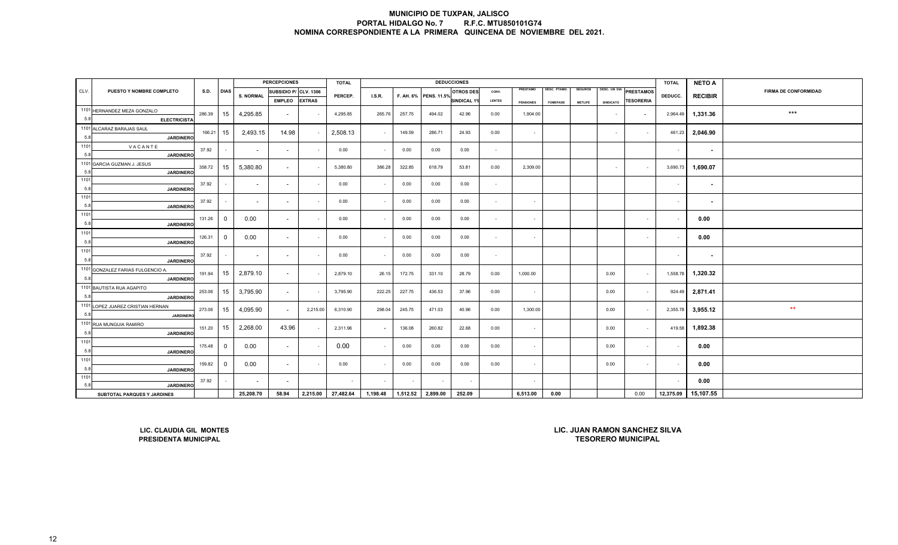# MUNICIPIO DE TUXPAN, JALISCO

**PORTAL HIDALGO No. 7 R.F.C. MTU850101G74**

**NOMINA CORRESPONDIENTE A LA PRIMERA QUINCENA DE NOVIEMBRE DEL 2021.**

| CLV. | PUESTO Y NOMBRE COMPLETO | S.D. | DIAS | PERCEPCIONES | | | TOTAL | DEDUCCIONES | | | | | | | | | | TOTAL | NETO A | FIRMA DE CONFORMIDAD |
|---|---|---|---|---|---|---|---|---|---|---|---|---|---|---|---|---|---|---|---|---|
| | | | | S. NORMAL | SUBSIDIO P/ EMPLEO | CLV. 1306 EXTRAS | PERCEP. | I.S.R. | F. AH. 6% | PENS. 11.5% | OTROS DES SINDICAL 1% | CONV. LENTES | PRESTAMO PENSIONES | DESC. PTAMO. FOMEPADE | SEGUROS METLIFE | DESC. UN DIA SINDICATO | PRESTAMOS TESORERIA | DEDUCC. | RECIBIR | |
| 1101 5.8 | HERNANDEZ MEZA GONZALO ELECTRICISTA | 286.39 | 15 | 4,295.85 | - | - | 4,295.85 | 265.76 | 257.75 | 494.02 | 42.96 | 0.00 | 1,904.00 | | | - | - | 2,964.49 | 1,331.36 | *** |
| 1101 5.8 | ALCARAZ BARAJAS SAUL JARDINERO | 166.21 | 15 | 2,493.15 | 14.98 | - | 2,508.13 | - | 149.59 | 286.71 | 24.93 | 0.00 | - | | | - | - | 461.23 | 2,046.90 | |
| 1101 5.8 | VACANTE JARDINERO | 37.92 | - | - | - | - | 0.00 | - | 0.00 | 0.00 | 0.00 | - | | | | | | - | - | |
| 1101 5.8 | GARCIA GUZMAN J. JESUS JARDINERO | 358.72 | 15 | 5,380.80 | - | - | 5,380.80 | 386.28 | 322.85 | 618.79 | 53.81 | 0.00 | 2,309.00 | | | - | - | 3,690.73 | 1,690.07 | |
| 1101 5.8 | JARDINERO | 37.92 | - | - | - | - | 0.00 | - | 0.00 | 0.00 | 0.00 | - | | | | | | - | - | |
| 1101 5.8 | JARDINERO | 37.92 | - | - | - | - | 0.00 | - | 0.00 | 0.00 | 0.00 | - | - | | | | | - | - | |
| 1101 5.8 | JARDINERO | 131.26 | 0 | 0.00 | - | - | 0.00 | - | 0.00 | 0.00 | 0.00 | - | - | | | | - | - | 0.00 | |
| 1101 5.8 | JARDINERO | 126.31 | 0 | 0.00 | - | - | 0.00 | - | 0.00 | 0.00 | 0.00 | - | - | | | | - | - | 0.00 | |
| 1101 5.8 | JARDINERO | 37.92 | - | - | - | - | 0.00 | - | 0.00 | 0.00 | 0.00 | - | | | | | | - | - | |
| 1101 5.8 | GONZALEZ FARIAS FULGENCIO A. JARDINERO | 191.94 | 15 | 2,879.10 | - | - | 2,879.10 | 26.15 | 172.75 | 331.10 | 28.79 | 0.00 | 1,000.00 | | | 0.00 | - | 1,558.78 | 1,320.32 | |
| 1101 5.8 | BAUTISTA RUA AGAPITO JARDINERO | 253.06 | 15 | 3,795.90 | - | - | 3,795.90 | 222.25 | 227.75 | 436.53 | 37.96 | 0.00 | - | | | 0.00 | - | 924.49 | 2,871.41 | |
| 1101 5.8 | LOPEZ JUAREZ CRISTIAN HERNAN JARDINERO | 273.06 | 15 | 4,095.90 | - | 2,215.00 | 6,310.90 | 298.04 | 245.75 | 471.03 | 40.96 | 0.00 | 1,300.00 | | | 0.00 | - | 2,355.78 | 3,955.12 | ** |
| 1101 5.8 | RUA MUNGUIA RAMIRO JARDINERO | 151.20 | 15 | 2,268.00 | 43.96 | - | 2,311.96 | - | 136.08 | 260.82 | 22.68 | 0.00 | - | | | 0.00 | - | 419.58 | 1,892.38 | |
| 1101 5.8 | JARDINERO | 175.48 | 0 | 0.00 | - | - | 0.00 | - | 0.00 | 0.00 | 0.00 | 0.00 | - | | | 0.00 | - | - | 0.00 | |
| 1101 5.8 | JARDINERO | 159.82 | 0 | 0.00 | - | - | 0.00 | - | 0.00 | 0.00 | 0.00 | 0.00 | - | | | 0.00 | - | - | 0.00 | |
| 1101 5.8 | JARDINERO | 37.92 | - | - | - | | - | - | - | - | - | | - | | | | | - | 0.00 | |
| | SUBTOTAL PARQUES Y JARDINES | | | 25,208.70 | 58.94 | 2,215.00 | 27,482.64 | 1,198.48 | 1,512.52 | 2,899.00 | 252.09 | | 6,513.00 | 0.00 | | | 0.00 | 12,375.09 | 15,107.55 | |

**LIC. CLAUDIA GIL MONTES**
**PRESIDENTA MUNICIPAL**

**LIC. JUAN RAMON SANCHEZ SILVA**
**TESORERO MUNICIPAL**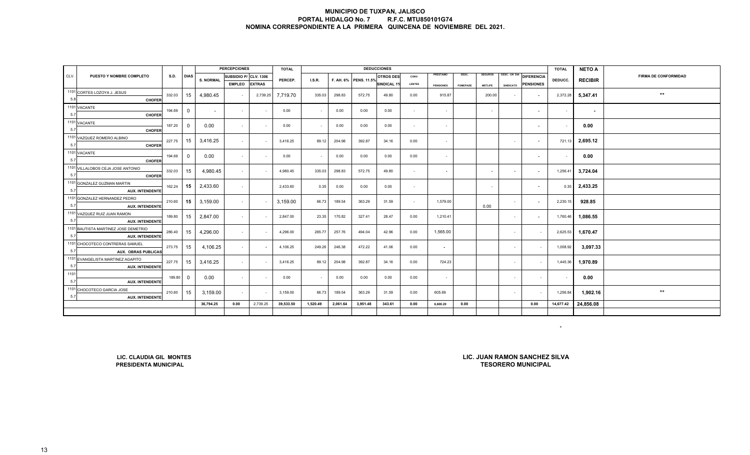# MUNICIPIO DE TUXPAN, JALISCO
## PORTAL HIDALGO No. 7 R.F.C. MTU850101G74
## NOMINA CORRESPONDIENTE A LA PRIMERA QUINCENA DE NOVIEMBRE DEL 2021.

| CLV. | PUESTO Y NOMBRE COMPLETO | S.D. | DIAS | PERCEPCIONES S. NORMAL | SUBSIDIO P/ EMPLEO | CLV. 1306 EXTRAS | TOTAL PERCEP. | DEDUCCIONES I.S.R. | F. AH. 6% | PENS. 11.5% | OTROS DES SINDICAL 1% | CONV. LENTES | PRESTAMO PENSIONES | DESC. FOMEPADE | SEGUROS METLIFE | DESC. UN DIA SINDICATO | DIFERENCIA PENSIONES | TOTAL DEDUCC. | NETO A RECIBIR | FIRMA DE CONFORMIDAD |
|---|---|---|---|---|---|---|---|---|---|---|---|---|---|---|---|---|---|---|---|---|
| 1101 / 5.8 | CORTES LOZOYA J. JESUS / CHOFER | 332.03 | 15 | 4,980.45 | - | 2,739.25 | 7,719.70 | 335.03 | 298.83 | 572.75 | 49.80 | 0.00 | 915.87 | | 200.00 | - | - | 2,372.28 | 5,347.41 | ** |
| 1101 / 5.7 | VACANTE / CHOFER | 194.69 | 0 | - | - | - | 0.00 | - | 0.00 | 0.00 | 0.00 | - | - | | - | | - | - | - | |
| 1101 / 5.7 | VACANTE / CHOFER | 187.20 | 0 | 0.00 | - | - | 0.00 | - | 0.00 | 0.00 | 0.00 | - | - | | | | - | - | 0.00 | |
| 1101 / 5.7 | VAZQUEZ ROMERO ALBINO / CHOFER | 227.75 | 15 | 3,416.25 | - | - | 3,416.25 | 89.12 | 204.98 | 392.87 | 34.16 | 0.00 | - | | | - | - | 721.13 | 2,695.12 | |
| 1101 / 5.7 | VACANTE / CHOFER | 194.69 | 0 | 0.00 | - | - | 0.00 | - | 0.00 | 0.00 | 0.00 | 0.00 | - | | | | - | - | 0.00 | |
| 1101 / 5.7 | VILLALOBOS CEJA JOSE ANTONIO / CHOFER | 332.03 | 15 | 4,980.45 | - | - | 4,980.45 | 335.03 | 298.83 | 572.75 | 49.80 | - | - | | - | - | - | 1,256.41 | 3,724.04 | |
| 1101 / 5.7 | GONZALEZ GUZMAN MARTIN / AUX. INTENDENTE | 162.24 | 15 | 2,433.60 | - | | 2,433.60 | 0.35 | 0.00 | 0.00 | 0.00 | - | | | - | | - | 0.35 | 2,433.25 | |
| 1101 / 5.7 | GONZALEZ HERNANDEZ PEDRO / AUX. INTENDENTE | 210.60 | 15 | 3,159.00 | - | - | 3,159.00 | 66.73 | 189.54 | 363.29 | 31.59 | - | 1,579.00 | | 0.00 | - | - | 2,230.15 | 928.85 | |
| 1101 / 5.7 | VAZQUEZ RUIZ JUAN RAMON / AUX. INTENDENTE | 189.80 | 15 | 2,847.00 | - | - | 2,847.00 | 23.35 | 170.82 | 327.41 | 28.47 | 0.00 | 1,210.41 | | | - | - | 1,760.46 | 1,086.55 | |
| 1101 / 5.7 | BAUTISTA MARTINEZ JOSE DEMETRIO / AUX. INTENDENTE | 286.40 | 15 | 4,296.00 | - | - | 4,296.00 | 265.77 | 257.76 | 494.04 | 42.96 | 0.00 | 1,565.00 | | | - | - | 2,625.53 | 1,670.47 | |
| 1101 / 5.7 | CHOCOTECO CONTRERAS SAMUEL / AUX. OBRAS PUBLICAS | 273.75 | 15 | 4,106.25 | - | - | 4,106.25 | 249.26 | 246.38 | 472.22 | 41.06 | 0.00 | - | | | - | - | 1,008.92 | 3,097.33 | |
| 1101 / 5.7 | EVANGELISTA MARTINEZ AGAPITO / AUX. INTENDENTE | 227.75 | 15 | 3,416.25 | - | - | 3,416.25 | 89.12 | 204.98 | 392.87 | 34.16 | 0.00 | 724.23 | | | - | - | 1,445.36 | 1,970.89 | |
| 1101 / 5.7 | / AUX. INTENDENTE | 189.80 | 0 | 0.00 | - | - | 0.00 | - | 0.00 | 0.00 | 0.00 | 0.00 | - | | | - | - | - | 0.00 | |
| 1101 / 5.7 | CHOCOTECO GARCIA JOSE / AUX. INTENDENTE | 210.60 | 15 | 3,159.00 | - | - | 3,159.00 | 66.73 | 189.54 | 363.29 | 31.59 | 0.00 | 605.69 | | | - | - | 1,256.84 | 1,902.16 | ** |
| | | | | 36,794.25 | 0.00 | 2,739.25 | 39,533.50 | 1,520.49 | 2,061.64 | 3,951.48 | 343.61 | 0.00 | 6,600.20 | 0.00 | | | 0.00 | 14,677.42 | 24,856.08 | |

LIC. CLAUDIA GIL MONTES
PRESIDENTA MUNICIPAL

LIC. JUAN RAMON SANCHEZ SILVA
TESORERO MUNICIPAL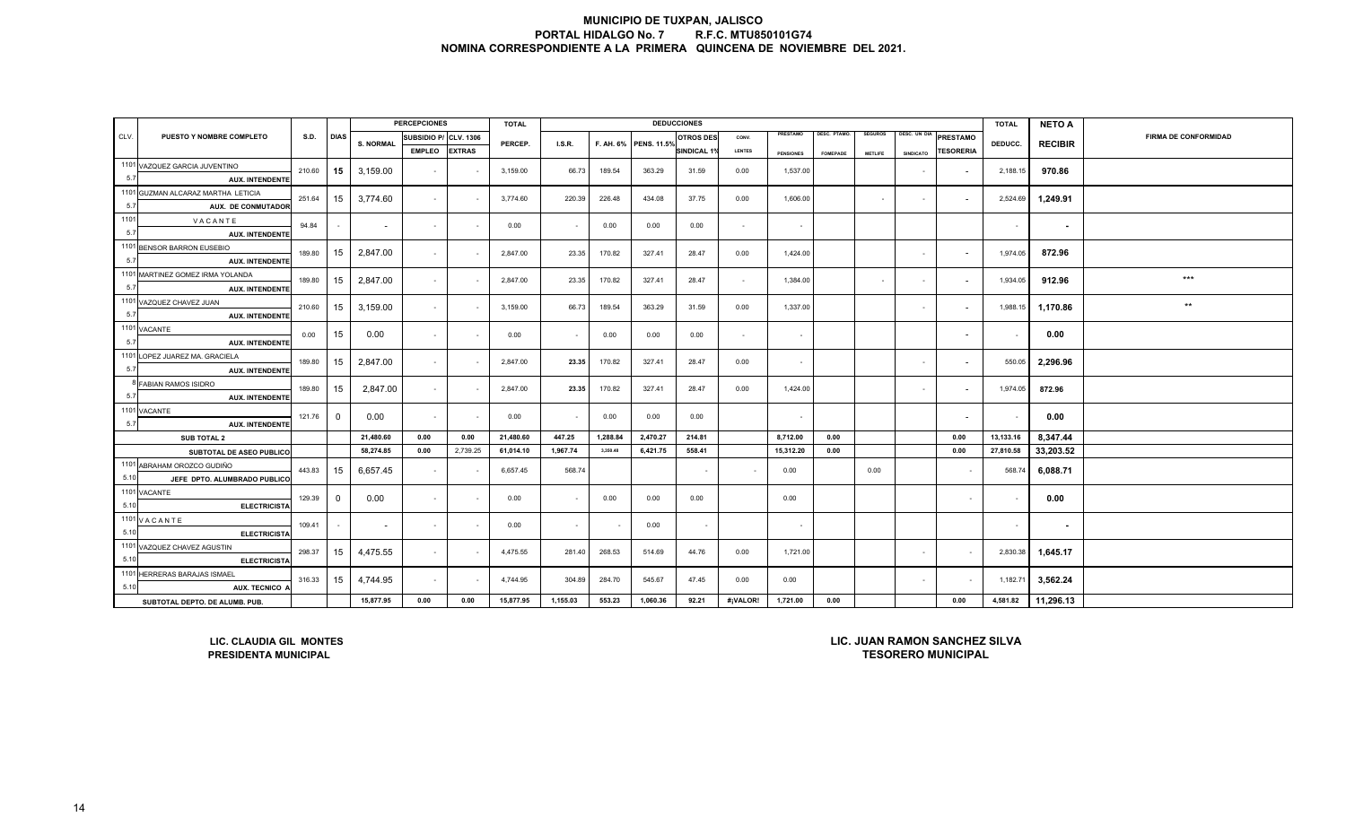# MUNICIPIO DE TUXPAN, JALISCO
## PORTAL HIDALGO No. 7 R.F.C. MTU850101G74
## NOMINA CORRESPONDIENTE A LA PRIMERA QUINCENA DE NOVIEMBRE DEL 2021.

| CLV. | PUESTO Y NOMBRE COMPLETO | S.D. | DIAS | PERCEPCIONES S. NORMAL | SUBSIDIO P/ EMPLEO | CLV. 1306 EXTRAS | TOTAL PERCEP. | DEDUCCIONES I.S.R. | F. AH. 6% | PENS. 11.5% | OTROS DES SINDICAL 1% | CONV. LENTES | PRESTAMO PENSIONES | DESC. PTAMO. FOMEPADE | SEGUROS METLIFE | DESC. UN DIA SINDICATO | PRESTAMO TESORERIA | TOTAL DEDUCC. | NETO A RECIBIR | FIRMA DE CONFORMIDAD |
|---|---|---|---|---|---|---|---|---|---|---|---|---|---|---|---|---|---|---|---|---|
| 1101 5.7 | VAZQUEZ GARCIA JUVENTINO AUX. INTENDENTE | 210.60 | 15 | 3,159.00 | - | - | 3,159.00 | 66.73 | 189.54 | 363.29 | 31.59 | 0.00 | 1,537.00 | | | - | - | 2,188.15 | 970.86 | |
| 1101 5.7 | GUZMAN ALCARAZ MARTHA LETICIA AUX. DE CONMUTADOR | 251.64 | 15 | 3,774.60 | - | - | 3,774.60 | 220.39 | 226.48 | 434.08 | 37.75 | 0.00 | 1,606.00 | | - | - | - | 2,524.69 | 1,249.91 | |
| 1101 5.7 | VACANTE AUX. INTENDENTE | 94.84 | - | - | - | - | 0.00 | - | 0.00 | 0.00 | 0.00 | - | - | | | | | - | - | |
| 1101 5.7 | BENSOR BARRON EUSEBIO AUX. INTENDENTE | 189.80 | 15 | 2,847.00 | - | - | 2,847.00 | 23.35 | 170.82 | 327.41 | 28.47 | 0.00 | 1,424.00 | | | - | - | 1,974.05 | 872.96 | |
| 1101 5.7 | MARTINEZ GOMEZ IRMA YOLANDA AUX. INTENDENTE | 189.80 | 15 | 2,847.00 | - | - | 2,847.00 | 23.35 | 170.82 | 327.41 | 28.47 | - | 1,384.00 | | - | - | - | 1,934.05 | 912.96 | *** |
| 1101 5.7 | VAZQUEZ CHAVEZ JUAN AUX. INTENDENTE | 210.60 | 15 | 3,159.00 | - | - | 3,159.00 | 66.73 | 189.54 | 363.29 | 31.59 | 0.00 | 1,337.00 | | | - | - | 1,988.15 | 1,170.86 | ** |
| 1101 5.7 | VACANTE AUX. INTENDENTE | 0.00 | 15 | 0.00 | - | - | 0.00 | - | 0.00 | 0.00 | 0.00 | - | - | | | | - | - | 0.00 | |
| 1101 5.7 | LOPEZ JUAREZ MA. GRACIELA AUX. INTENDENTE | 189.80 | 15 | 2,847.00 | - | - | 2,847.00 | 23.35 | 170.82 | 327.41 | 28.47 | 0.00 | - | | | - | - | 550.05 | 2,296.96 | |
| 8 5.7 | FABIAN RAMOS ISIDRO AUX. INTENDENTE | 189.80 | 15 | 2,847.00 | - | - | 2,847.00 | 23.35 | 170.82 | 327.41 | 28.47 | 0.00 | 1,424.00 | | | - | - | 1,974.05 | 872.96 | |
| 1101 5.7 | VACANTE AUX. INTENDENTE | 121.76 | 0 | 0.00 | - | - | 0.00 | - | 0.00 | 0.00 | 0.00 | | - | | | | - | - | 0.00 | |
| | SUB TOTAL 2 | | | 21,480.60 | 0.00 | 0.00 | 21,480.60 | 447.25 | 1,288.84 | 2,470.27 | 214.81 | | 8,712.00 | 0.00 | | | 0.00 | 13,133.16 | 8,347.44 | |
| | SUBTOTAL DE ASEO PUBLICO | | | 58,274.85 | 0.00 | 2,739.25 | 61,014.10 | 1,967.74 | 3,559.48 | 6,421.75 | 558.41 | | 15,312.20 | 0.00 | | | 0.00 | 27,810.58 | 33,203.52 | |
| 1101 5.10 | ABRAHAM OROZCO GUDIÑO JEFE DPTO. ALUMBRADO PUBLICO | 443.83 | 15 | 6,657.45 | - | - | 6,657.45 | 568.74 | | | - | - | 0.00 | | 0.00 | | - | 568.74 | 6,088.71 | |
| 1101 5.10 | VACANTE ELECTRICISTA | 129.39 | 0 | 0.00 | - | - | 0.00 | - | 0.00 | 0.00 | 0.00 | | 0.00 | | | | - | - | 0.00 | |
| 1101 5.10 | VACANTE ELECTRICISTA | 109.41 | - | - | - | - | 0.00 | - | - | 0.00 | - | | - | | | | | - | - | |
| 1101 5.10 | VAZQUEZ CHAVEZ AGUSTIN ELECTRICISTA | 298.37 | 15 | 4,475.55 | - | - | 4,475.55 | 281.40 | 268.53 | 514.69 | 44.76 | 0.00 | 1,721.00 | | | - | - | 2,830.38 | 1,645.17 | |
| 1101 5.10 | HERRERAS BARAJAS ISMAEL AUX. TECNICO A | 316.33 | 15 | 4,744.95 | - | - | 4,744.95 | 304.89 | 284.70 | 545.67 | 47.45 | 0.00 | 0.00 | | | - | - | 1,182.71 | 3,562.24 | |
| | SUBTOTAL DEPTO. DE ALUMB. PUB. | | | 15,877.95 | 0.00 | 0.00 | 15,877.95 | 1,155.03 | 553.23 | 1,060.36 | 92.21 | #¡VALOR! | 1,721.00 | 0.00 | | | 0.00 | 4,581.82 | 11,296.13 | |

**LIC. CLAUDIA GIL MONTES**
**PRESIDENTA MUNICIPAL**

**LIC. JUAN RAMON SANCHEZ SILVA**
**TESORERO MUNICIPAL**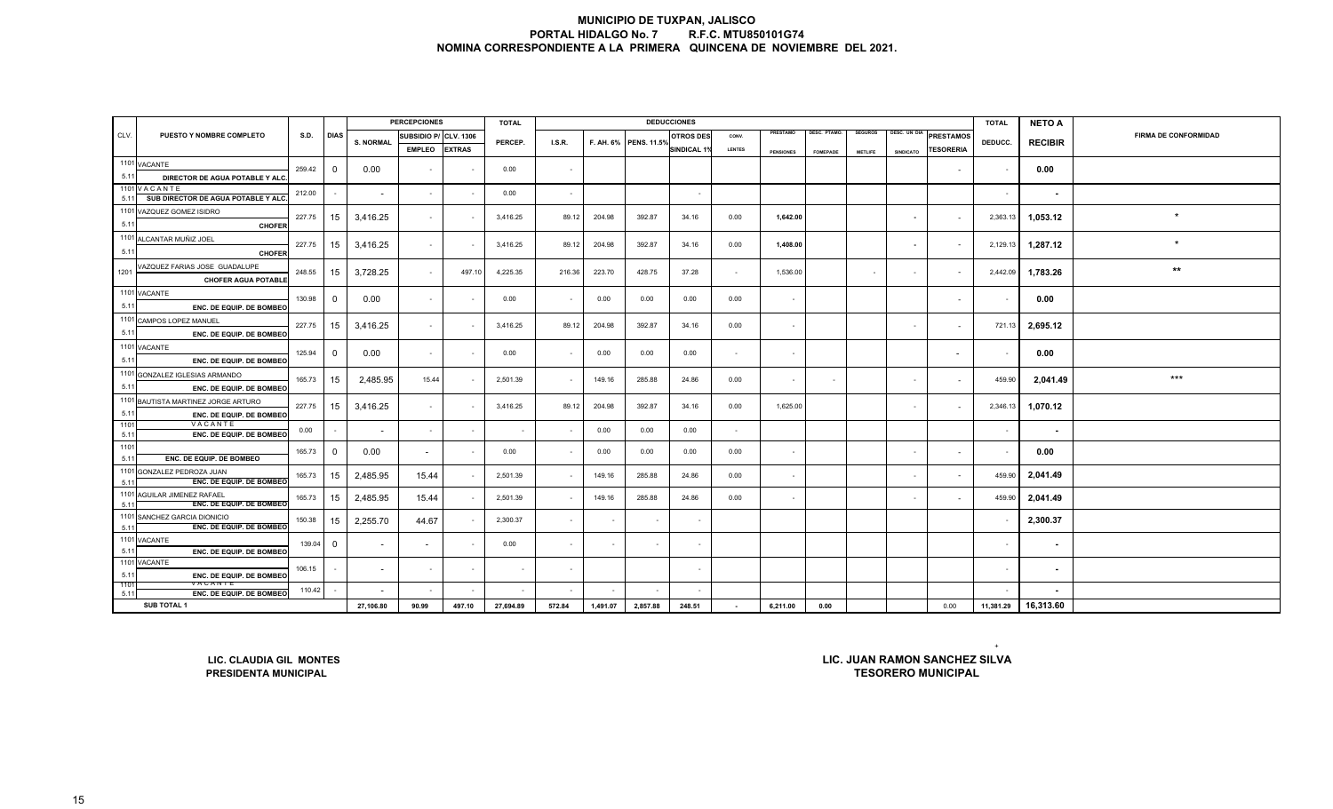# MUNICIPIO DE TUXPAN, JALISCO
## PORTAL HIDALGO No. 7 R.F.C. MTU850101G74
## NOMINA CORRESPONDIENTE A LA PRIMERA QUINCENA DE NOVIEMBRE DEL 2021.

| CLV. | PUESTO Y NOMBRE COMPLETO | S.D. | DIAS | PERCEPCIONES S. NORMAL | SUBSIDIO P/ EMPLEO | CLV. 1306 EXTRAS | TOTAL PERCEP. | DEDUCCIONES I.S.R. | F. AH. 6% | PENS. 11.5% | OTROS DES SINDICAL 1% | CONV. LENTES | PRESTAMO PENSIONES | DESC. PTAMO. FOMEPADE | SEGUROS METLIFE | DESC. UN DIA SINDICATO | PRESTAMOS TESORERIA | TOTAL DEDUCC. | NETO A RECIBIR | FIRMA DE CONFORMIDAD |
|---|---|---|---|---|---|---|---|---|---|---|---|---|---|---|---|---|---|---|---|---|
| 1101 5.11 | VACANTE DIRECTOR DE AGUA POTABLE Y ALC. | 259.42 | 0 | 0.00 | - | - | 0.00 | - | | | | | | | | | - | - | 0.00 | |
| 1101 5.11 | V A C A N T E SUB DIRECTOR DE AGUA POTABLE Y ALC. | 212.00 | - | - | - | - | 0.00 | - | | | - | | | | | | | - | - | |
| 1101 5.11 | VAZQUEZ GOMEZ ISIDRO CHOFER | 227.75 | 15 | 3,416.25 | - | - | 3,416.25 | 89.12 | 204.98 | 392.87 | 34.16 | 0.00 | 1,642.00 | | | - | - | 2,363.13 | 1,053.12 | * |
| 1101 5.11 | ALCANTAR MUÑIZ JOEL CHOFER | 227.75 | 15 | 3,416.25 | - | - | 3,416.25 | 89.12 | 204.98 | 392.87 | 34.16 | 0.00 | 1,408.00 | | | - | - | 2,129.13 | 1,287.12 | * |
| 1201 | VAZQUEZ FARIAS JOSE GUADALUPE CHOFER AGUA POTABLE | 248.55 | 15 | 3,728.25 | - | 497.10 | 4,225.35 | 216.36 | 223.70 | 428.75 | 37.28 | - | 1,536.00 | | - | - | - | 2,442.09 | 1,783.26 | ** |
| 1101 5.11 | VACANTE ENC. DE EQUIP. DE BOMBEO | 130.98 | 0 | 0.00 | - | - | 0.00 | - | 0.00 | 0.00 | 0.00 | 0.00 | - | | | | - | - | 0.00 | |
| 1101 5.11 | CAMPOS LOPEZ MANUEL ENC. DE EQUIP. DE BOMBEO | 227.75 | 15 | 3,416.25 | - | - | 3,416.25 | 89.12 | 204.98 | 392.87 | 34.16 | 0.00 | - | | | - | - | 721.13 | 2,695.12 | |
| 1101 5.11 | VACANTE ENC. DE EQUIP. DE BOMBEO | 125.94 | 0 | 0.00 | - | - | 0.00 | - | 0.00 | 0.00 | 0.00 | - | - | | | | - | - | 0.00 | |
| 1101 5.11 | GONZALEZ IGLESIAS ARMANDO ENC. DE EQUIP. DE BOMBEO | 165.73 | 15 | 2,485.95 | 15.44 | - | 2,501.39 | - | 149.16 | 285.88 | 24.86 | 0.00 | - | - | | - | - | 459.90 | 2,041.49 | *** |
| 1101 5.11 | BAUTISTA MARTINEZ JORGE ARTURO ENC. DE EQUIP. DE BOMBEO | 227.75 | 15 | 3,416.25 | - | - | 3,416.25 | 89.12 | 204.98 | 392.87 | 34.16 | 0.00 | 1,625.00 | | | - | - | 2,346.13 | 1,070.12 | |
| 1101 5.11 | V A C A N T E ENC. DE EQUIP. DE BOMBEO | 0.00 | - | - | - | - | - | - | 0.00 | 0.00 | 0.00 | - | | | | | | - | - | |
| 1101 5.11 | ENC. DE EQUIP. DE BOMBEO | 165.73 | 0 | 0.00 | - | - | 0.00 | - | 0.00 | 0.00 | 0.00 | 0.00 | - | | | - | - | - | 0.00 | |
| 1101 5.11 | GONZALEZ PEDROZA JUAN ENC. DE EQUIP. DE BOMBEO | 165.73 | 15 | 2,485.95 | 15.44 | - | 2,501.39 | - | 149.16 | 285.88 | 24.86 | 0.00 | - | | | - | - | 459.90 | 2,041.49 | |
| 1101 5.11 | AGUILAR JIMENEZ RAFAEL ENC. DE EQUIP. DE BOMBEO | 165.73 | 15 | 2,485.95 | 15.44 | - | 2,501.39 | - | 149.16 | 285.88 | 24.86 | 0.00 | - | | | - | - | 459.90 | 2,041.49 | |
| 1101 5.11 | SANCHEZ GARCIA DIONICIO ENC. DE EQUIP. DE BOMBEO | 150.38 | 15 | 2,255.70 | 44.67 | - | 2,300.37 | - | - | - | - | | | | | | | - | 2,300.37 | |
| 1101 5.11 | VACANTE ENC. DE EQUIP. DE BOMBEO | 139.04 | 0 | - | - | - | 0.00 | - | - | - | - | | | | | | | - | - | |
| 1101 5.11 | VACANTE ENC. DE EQUIP. DE BOMBEO | 106.15 | - | - | - | - | - | - | | | - | | | | | | | - | - | |
| 1101 5.11 | V A C A N T E ENC. DE EQUIP. DE BOMBEO | 110.42 | - | - | - | - | - | - | - | - | - | | | | | | | - | - | |
| | SUB TOTAL 1 | | | 27,106.80 | 90.99 | 497.10 | 27,694.89 | 572.84 | 1,491.07 | 2,857.88 | 248.51 | - | 6,211.00 | 0.00 | | | 0.00 | 11,381.29 | 16,313.60 | |

**LIC. CLAUDIA GIL MONTES**
**PRESIDENTA MUNICIPAL**

**LIC. JUAN RAMON SANCHEZ SILVA**
**TESORERO MUNICIPAL**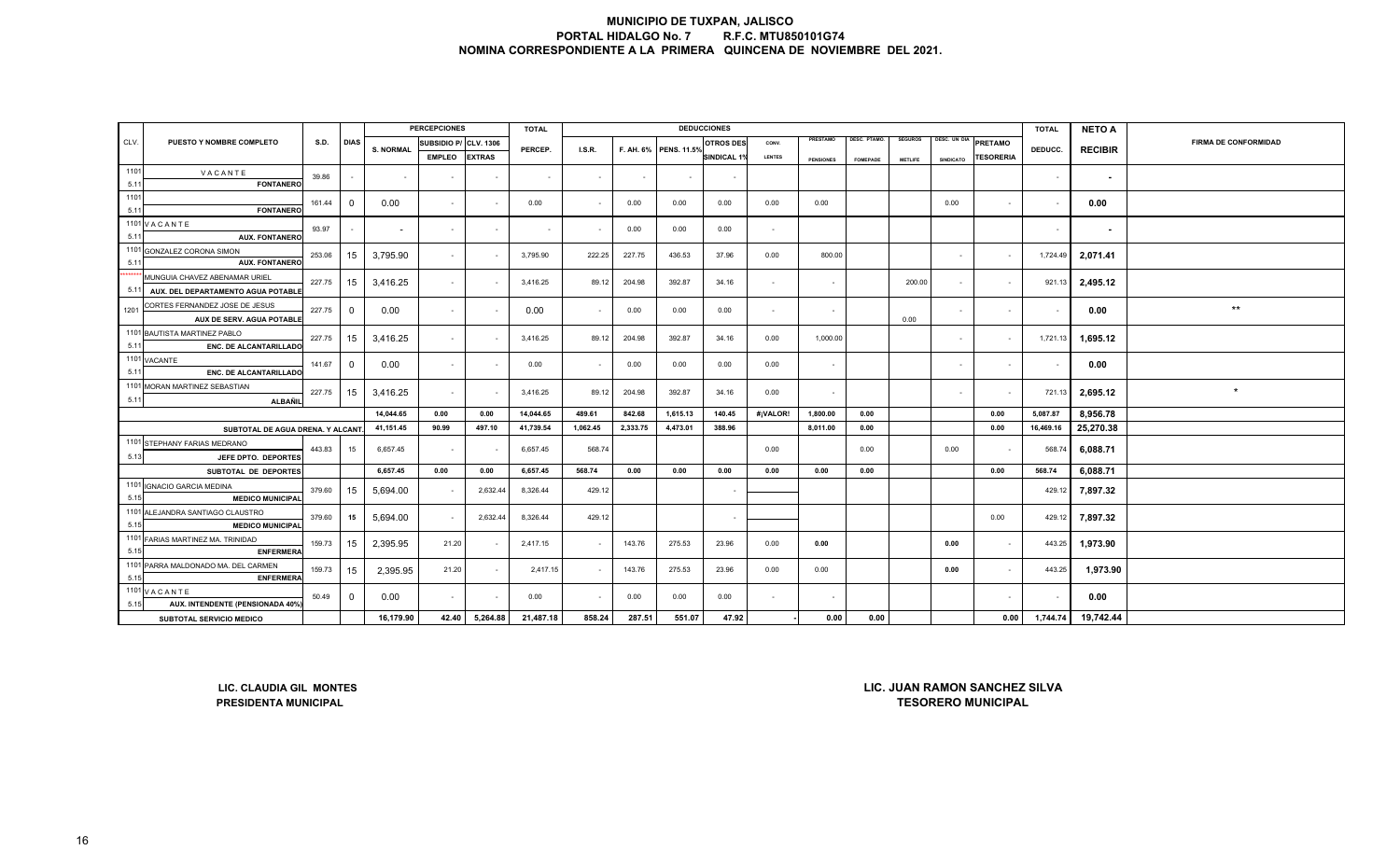# MUNICIPIO DE TUXPAN, JALISCO
## PORTAL HIDALGO No. 7 R.F.C. MTU850101G74
## NOMINA CORRESPONDIENTE A LA PRIMERA QUINCENA DE NOVIEMBRE DEL 2021.

| CLV. | PUESTO Y NOMBRE COMPLETO | S.D. | DIAS | PERCEPCIONES S. NORMAL | SUBSIDIO P/ EMPLEO | CLV. 1306 EXTRAS | TOTAL PERCEP. | DEDUCCIONES I.S.R. | F. AH. 6% | PENS. 11.5% | OTROS DES SINDICAL 1% | CONV. LENTES | PRESTAMO PENSIONES | DESC. PTAMO. FOMEPADE | SEGUROS METLIFE | DESC. UN DIA SINDICATO | PRETAMO TESORERIA | TOTAL DEDUCC. | NETO A RECIBIR | FIRMA DE CONFORMIDAD |
|---|---|---|---|---|---|---|---|---|---|---|---|---|---|---|---|---|---|---|---|---|
| 1101 5.11 | VACANTE FONTANERO | 39.86 | - | - | - | - | - | - | - | - | - | | | | | | | - | - | |
| 1101 5.11 | FONTANERO | 161.44 | 0 | 0.00 | - | - | 0.00 | - | 0.00 | 0.00 | 0.00 | 0.00 | 0.00 | | | 0.00 | - | - | 0.00 | |
| 1101 5.11 | VACANTE AUX. FONTANERO | 93.97 | - | - | - | - | - | - | 0.00 | 0.00 | 0.00 | - | | | | | | - | - | |
| 1101 5.11 | GONZALEZ CORONA SIMON AUX. FONTANERO | 253.06 | 15 | 3,795.90 | - | - | 3,795.90 | 222.25 | 227.75 | 436.53 | 37.96 | 0.00 | 800.00 | | | - | - | 1,724.49 | 2,071.41 | |
| ******* 5.11 | MUNGUIA CHAVEZ ABENAMAR URIEL AUX. DEL DEPARTAMENTO AGUA POTABLE | 227.75 | 15 | 3,416.25 | - | - | 3,416.25 | 89.12 | 204.98 | 392.87 | 34.16 | - | - | | 200.00 | - | - | 921.13 | 2,495.12 | |
| 1201 | CORTES FERNANDEZ JOSE DE JESUS AUX DE SERV. AGUA POTABLE | 227.75 | 0 | 0.00 | - | - | 0.00 | - | 0.00 | 0.00 | 0.00 | - | - | | 0.00 | - | - | - | 0.00 | ** |
| 1101 5.11 | BAUTISTA MARTINEZ PABLO ENC. DE ALCANTARILLADO | 227.75 | 15 | 3,416.25 | - | - | 3,416.25 | 89.12 | 204.98 | 392.87 | 34.16 | 0.00 | 1,000.00 | | | - | - | 1,721.13 | 1,695.12 | |
| 1101 5.11 | VACANTE ENC. DE ALCANTARILLADO | 141.67 | 0 | 0.00 | - | - | 0.00 | - | 0.00 | 0.00 | 0.00 | 0.00 | - | | | - | - | - | 0.00 | |
| 1101 5.11 | MORAN MARTINEZ SEBASTIAN ALBAÑIL | 227.75 | 15 | 3,416.25 | - | - | 3,416.25 | 89.12 | 204.98 | 392.87 | 34.16 | 0.00 | - | | | - | - | 721.13 | 2,695.12 | * |
| | | | | 14,044.65 | 0.00 | 0.00 | 14,044.65 | 489.61 | 842.68 | 1,615.13 | 140.45 | #¡VALOR! | 1,800.00 | 0.00 | | | 0.00 | 5,087.87 | 8,956.78 | |
| | SUBTOTAL DE AGUA DRENA. Y ALCANT. | | | 41,151.45 | 90.99 | 497.10 | 41,739.54 | 1,062.45 | 2,333.75 | 4,473.01 | 388.96 | | 8,011.00 | 0.00 | | | 0.00 | 16,469.16 | 25,270.38 | |
| 1101 5.13 | STEPHANY FARIAS MEDRANO JEFE DPTO. DEPORTES | 443.83 | 15 | 6,657.45 | - | - | 6,657.45 | 568.74 | | | | 0.00 | | 0.00 | | 0.00 | - | 568.74 | 6,088.71 | |
| | SUBTOTAL DE DEPORTES | | | 6,657.45 | 0.00 | 0.00 | 6,657.45 | 568.74 | 0.00 | 0.00 | 0.00 | 0.00 | 0.00 | 0.00 | | | 0.00 | 568.74 | 6,088.71 | |
| 1101 5.15 | IGNACIO GARCIA MEDINA MEDICO MUNICIPAL | 379.60 | 15 | 5,694.00 | - | 2,632.44 | 8,326.44 | 429.12 | | | - | | | | | | | 429.12 | 7,897.32 | |
| 1101 5.15 | ALEJANDRA SANTIAGO CLAUSTRO MEDICO MUNICIPAL | 379.60 | 15 | 5,694.00 | - | 2,632.44 | 8,326.44 | 429.12 | | | - | | | | | | 0.00 | 429.12 | 7,897.32 | |
| 1101 5.15 | FARIAS MARTINEZ MA. TRINIDAD ENFERMERA | 159.73 | 15 | 2,395.95 | 21.20 | - | 2,417.15 | - | 143.76 | 275.53 | 23.96 | 0.00 | 0.00 | | | 0.00 | - | 443.25 | 1,973.90 | |
| 1101 5.15 | PARRA MALDONADO MA. DEL CARMEN ENFERMERA | 159.73 | 15 | 2,395.95 | 21.20 | - | 2,417.15 | - | 143.76 | 275.53 | 23.96 | 0.00 | 0.00 | | | 0.00 | - | 443.25 | 1,973.90 | |
| 1101 5.15 | VACANTE AUX. INTENDENTE (PENSIONADA 40%) | 50.49 | 0 | 0.00 | - | - | 0.00 | - | 0.00 | 0.00 | 0.00 | - | - | | | | - | - | 0.00 | |
| | SUBTOTAL SERVICIO MEDICO | | | 16,179.90 | 42.40 | 5,264.88 | 21,487.18 | 858.24 | 287.51 | 551.07 | 47.92 | - | 0.00 | 0.00 | | | 0.00 | 1,744.74 | 19,742.44 | |

**LIC. CLAUDIA GIL MONTES**
**PRESIDENTA MUNICIPAL**

**LIC. JUAN RAMON SANCHEZ SILVA**
**TESORERO MUNICIPAL**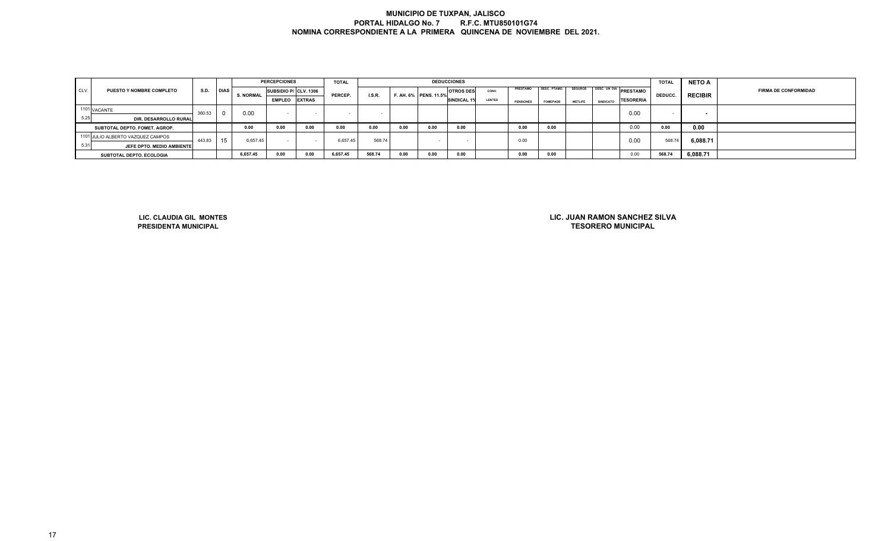# MUNICIPIO DE TUXPAN, JALISCO

**PORTAL HIDALGO No. 7 R.F.C. MTU850101G74**

**NOMINA CORRESPONDIENTE A LA PRIMERA QUINCENA DE NOVIEMBRE DEL 2021.**

| CLV. | PUESTO Y NOMBRE COMPLETO | S.D. | DIAS | PERCEPCIONES | | | TOTAL | DEDUCCIONES | | | | | | | | | | | TOTAL | NETO A | FIRMA DE CONFORMIDAD |
|---|---|---|---|---|---|---|---|---|---|---|---|---|---|---|---|---|---|---|---|---|
| | | | | S. NORMAL | SUBSIDIO P/ EMPLEO | CLV. 1306 EXTRAS | PERCEP. | I.S.R. | F. AH. 6% | PENS. 11.5% | OTROS DES SINDICAL 1% | CONV. LENTES | PRESTAMO PENSIONES | DESC. PTAMO. FOMEPADE | SEGUROS METLIFE | DESC. UN DIA SINDICATO | PRESTAMO TESORERIA | DEDUCC. | RECIBIR | |
| 1101 5.25 | VACANTE DIR. DESARROLLO RURAL | 360.53 | 0 | 0.00 | - | - | - | - | | | | | | | | | 0.00 | - | - | |
| | SUBTOTAL DEPTO. FOMET. AGROP. | | | 0.00 | 0.00 | 0.00 | 0.00 | 0.00 | 0.00 | 0.00 | 0.00 | | 0.00 | 0.00 | | | 0.00 | 0.00 | 0.00 | |
| 1101 5.31 | JULIO ALBERTO VAZQUEZ CAMPOS JEFE DPTO. MEDIO AMBIENTE | 443.83 | 15 | 6,657.45 | - | - | 6,657.45 | 568.74 | | - | - | | 0.00 | | | | 0.00 | 568.74 | 6,088.71 | |
| | SUBTOTAL DEPTO. ECOLOGIA | | | 6,657.45 | 0.00 | 0.00 | 6,657.45 | 568.74 | 0.00 | 0.00 | 0.00 | | 0.00 | 0.00 | | | 0.00 | 568.74 | 6,088.71 | |

**LIC. CLAUDIA GIL MONTES**
**PRESIDENTA MUNICIPAL**

**LIC. JUAN RAMON SANCHEZ SILVA**
**TESORERO MUNICIPAL**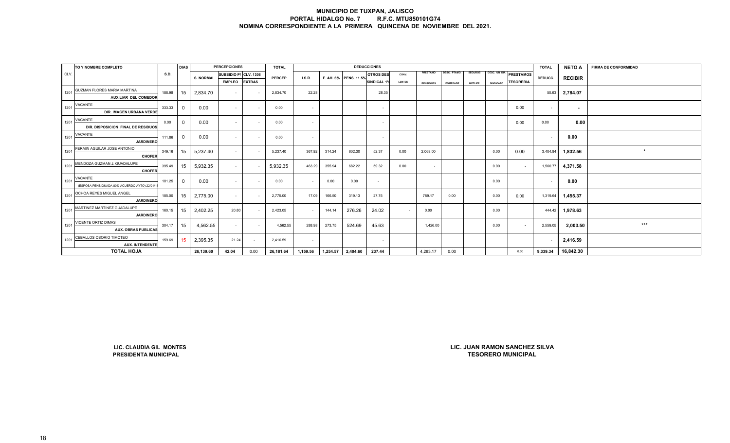# MUNICIPIO DE TUXPAN, JALISCO
## PORTAL HIDALGO No. 7 R.F.C. MTU850101G74
## NOMINA CORRESPONDIENTE A LA PRIMERA QUINCENA DE NOVIEMBRE DEL 2021.

| CLV. | TO Y NOMBRE COMPLETO | S.D. | DIAS | PERCEPCIONES S. NORMAL | SUBSIDIO P/ EMPLEO | CLV. 1306 EXTRAS | TOTAL PERCEP. | DEDUCCIONES I.S.R. | F. AH. 6% | PENS. 11.5% | OTROS DES SINDICAL 1% | CONV. LENTES | PRESTAMO PENSIONES | DESC. PTAMO. FOMEPADE | SEGUROS METLIFE | DESC. UN DIA SINDICATO | PRESTAMOS TESORERIA | TOTAL DEDUCC. | NETO A RECIBIR | FIRMA DE CONFORMIDAD |
|---|---|---|---|---|---|---|---|---|---|---|---|---|---|---|---|---|---|---|---|---|
| 1201 | GUZMAN FLORES MARIA MARTINA<br>AUXILIAR DEL COMEDOR | 188.98 | 15 | 2,834.70 | - | - | 2,834.70 | 22.28 | | | 28.35 | | | | | | | 50.63 | 2,784.07 | |
| 1201 | VACANTE<br>DIR. IMAGEN URBANA VERDE | 333.33 | 0 | 0.00 | - | - | 0.00 | - | | | - | | | | | | 0.00 | - | - | |
| 1201 | VACANTE<br>DIR. DISPOSICION FINAL DE RESIDUOS | 0.00 | 0 | 0.00 | - | - | 0.00 | - | | | - | | | | | | 0.00 | 0.00 | 0.00 | |
| 1201 | VACANTE<br>JARDINERO | 111.86 | 0 | 0.00 | - | - | 0.00 | - | | | - | | | | | | | - | 0.00 | |
| 1201 | FERMIN AGUILAR JOSE ANTONIO<br>CHOFER | 349.16 | 15 | 5,237.40 | - | - | 5,237.40 | 367.92 | 314.24 | 602.30 | 52.37 | 0.00 | 2,068.00 | | | 0.00 | 0.00 | 3,404.84 | 1,832.56 | * |
| 1201 | MENDOZA GUZMAN J. GUADALUPE<br>CHOFER | 395.49 | 15 | 5,932.35 | - | - | 5,932.35 | 463.29 | 355.94 | 682.22 | 59.32 | 0.00 | - | | | 0.00 | - | 1,560.77 | 4,371.58 | |
| 1201 | VACANTE<br>(ESPOSA PENSIONADA 80% ACUERDO AYTO) 22/01/1 | 101.25 | 0 | 0.00 | - | - | 0.00 | - | 0.00 | 0.00 | - | | | | | 0.00 | | - | 0.00 | |
| 1201 | OCHOA REYES MIGUEL ANGEL<br>JARDINERO | 185.00 | 15 | 2,775.00 | - | - | 2,775.00 | 17.09 | 166.50 | 319.13 | 27.75 | | 789.17 | 0.00 | | 0.00 | 0.00 | 1,319.64 | 1,455.37 | |
| 1201 | MARTINEZ MARTINEZ GUADALUPE<br>JARDINERO | 160.15 | 15 | 2,402.25 | 20.80 | - | 2,423.05 | - | 144.14 | 276.26 | 24.02 | - | 0.00 | | | 0.00 | | 444.42 | 1,978.63 | |
| 1201 | VICENTE ORTIZ DIMAS<br>AUX. OBRAS PUBLICAS | 304.17 | 15 | 4,562.55 | - | - | 4,562.55 | 288.98 | 273.75 | 524.69 | 45.63 | | 1,426.00 | | | 0.00 | - | 2,559.05 | 2,003.50 | *** |
| 1201 | CEBALLOS OSORIO TIMOTEO<br>AUX. INTENDENTE | 159.69 | 15 | 2,395.35 | 21.24 | - | 2,416.59 | - | | | - | | | | | | | - | 2,416.59 | |
| | **TOTAL HOJA** | | | 26,139.60 | 42.04 | 0.00 | 26,181.64 | 1,159.56 | 1,254.57 | 2,404.60 | 237.44 | | 4,283.17 | 0.00 | | | 0.00 | 9,339.34 | 16,842.30 | |

**LIC. CLAUDIA GIL MONTES**
**PRESIDENTA MUNICIPAL**

**LIC. JUAN RAMON SANCHEZ SILVA**
**TESORERO MUNICIPAL**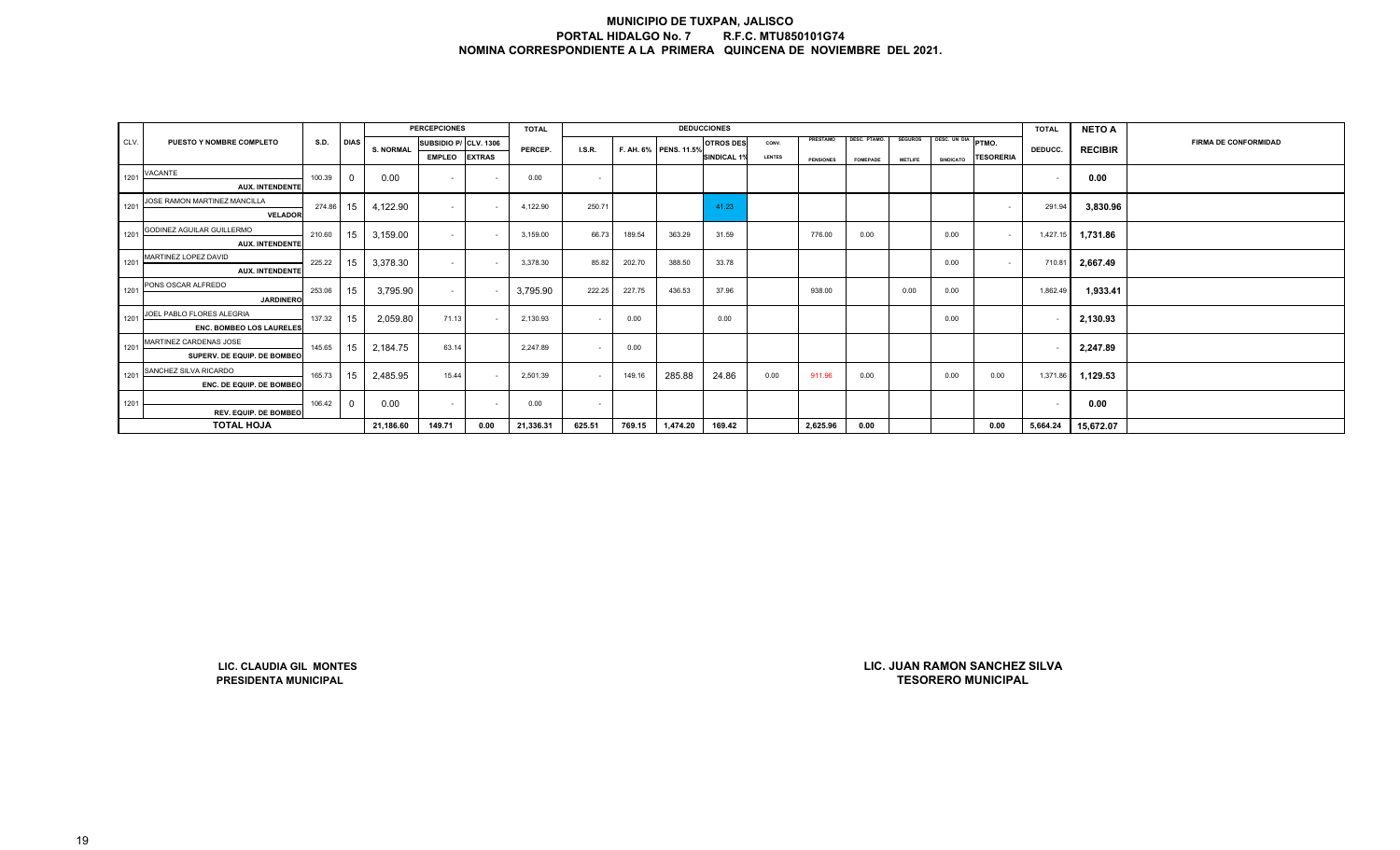# MUNICIPIO DE TUXPAN, JALISCO
## PORTAL HIDALGO No. 7 R.F.C. MTU850101G74
## NOMINA CORRESPONDIENTE A LA PRIMERA QUINCENA DE NOVIEMBRE DEL 2021.

| CLV. | PUESTO Y NOMBRE COMPLETO | S.D. | DIAS | PERCEPCIONES S. NORMAL | SUBSIDIO P/ EMPLEO | CLV. 1306 EXTRAS | TOTAL PERCEP. | DEDUCCIONES I.S.R. | F. AH. 6% | PENS. 11.5% | OTROS DES SINDICAL 1% | CONV. LENTES | PRESTAMO PENSIONES | DESC. PTAMO. FOMEPADE | SEGUROS METLIFE | DESC. UN DIA SINDICATO | PTMO. TESORERIA | TOTAL DEDUCC. | NETO A RECIBIR | FIRMA DE CONFORMIDAD |
|---|---|---|---|---|---|---|---|---|---|---|---|---|---|---|---|---|---|---|---|---|
| 1201 | VACANTE AUX. INTENDENTE | 100.39 | 0 | 0.00 | - | - | 0.00 | - | | | | | | | | | | - | 0.00 | |
| 1201 | JOSE RAMON MARTINEZ MANCILLA VELADOR | 274.86 | 15 | 4,122.90 | - | - | 4,122.90 | 250.71 | | | 41.23 | | | | | | - | 291.94 | 3,830.96 | |
| 1201 | GODINEZ AGUILAR GUILLERMO AUX. INTENDENTE | 210.60 | 15 | 3,159.00 | - | - | 3,159.00 | 66.73 | 189.54 | 363.29 | 31.59 | | 776.00 | 0.00 | | 0.00 | - | 1,427.15 | 1,731.86 | |
| 1201 | MARTINEZ LOPEZ DAVID AUX. INTENDENTE | 225.22 | 15 | 3,378.30 | - | - | 3,378.30 | 85.82 | 202.70 | 388.50 | 33.78 | | | | | 0.00 | - | 710.81 | 2,667.49 | |
| 1201 | PONS OSCAR ALFREDO JARDINERO | 253.06 | 15 | 3,795.90 | - | - | 3,795.90 | 222.25 | 227.75 | 436.53 | 37.96 | | 938.00 | | 0.00 | 0.00 | | 1,862.49 | 1,933.41 | |
| 1201 | JOEL PABLO FLORES ALEGRIA ENC. BOMBEO LOS LAURELES | 137.32 | 15 | 2,059.80 | 71.13 | - | 2,130.93 | - | 0.00 | | 0.00 | | | | | 0.00 | | - | 2,130.93 | |
| 1201 | MARTINEZ CARDENAS JOSE SUPERV. DE EQUIP. DE BOMBEO | 145.65 | 15 | 2,184.75 | 63.14 | | 2,247.89 | - | 0.00 | | | | | | | | | - | 2,247.89 | |
| 1201 | SANCHEZ SILVA RICARDO ENC. DE EQUIP. DE BOMBEO | 165.73 | 15 | 2,485.95 | 15.44 | - | 2,501.39 | - | 149.16 | 285.88 | 24.86 | 0.00 | 911.96 | 0.00 | | 0.00 | 0.00 | 1,371.86 | 1,129.53 | |
| 1201 | REV. EQUIP. DE BOMBEO | 106.42 | 0 | 0.00 | - | - | 0.00 | - | | | | | | | | | | - | 0.00 | |
| | **TOTAL HOJA** | | | 21,186.60 | 149.71 | 0.00 | 21,336.31 | 625.51 | 769.15 | 1,474.20 | 169.42 | | 2,625.96 | 0.00 | | | 0.00 | 5,664.24 | 15,672.07 | |

LIC. CLAUDIA GIL MONTES
PRESIDENTA MUNICIPAL

LIC. JUAN RAMON SANCHEZ SILVA
TESORERO MUNICIPAL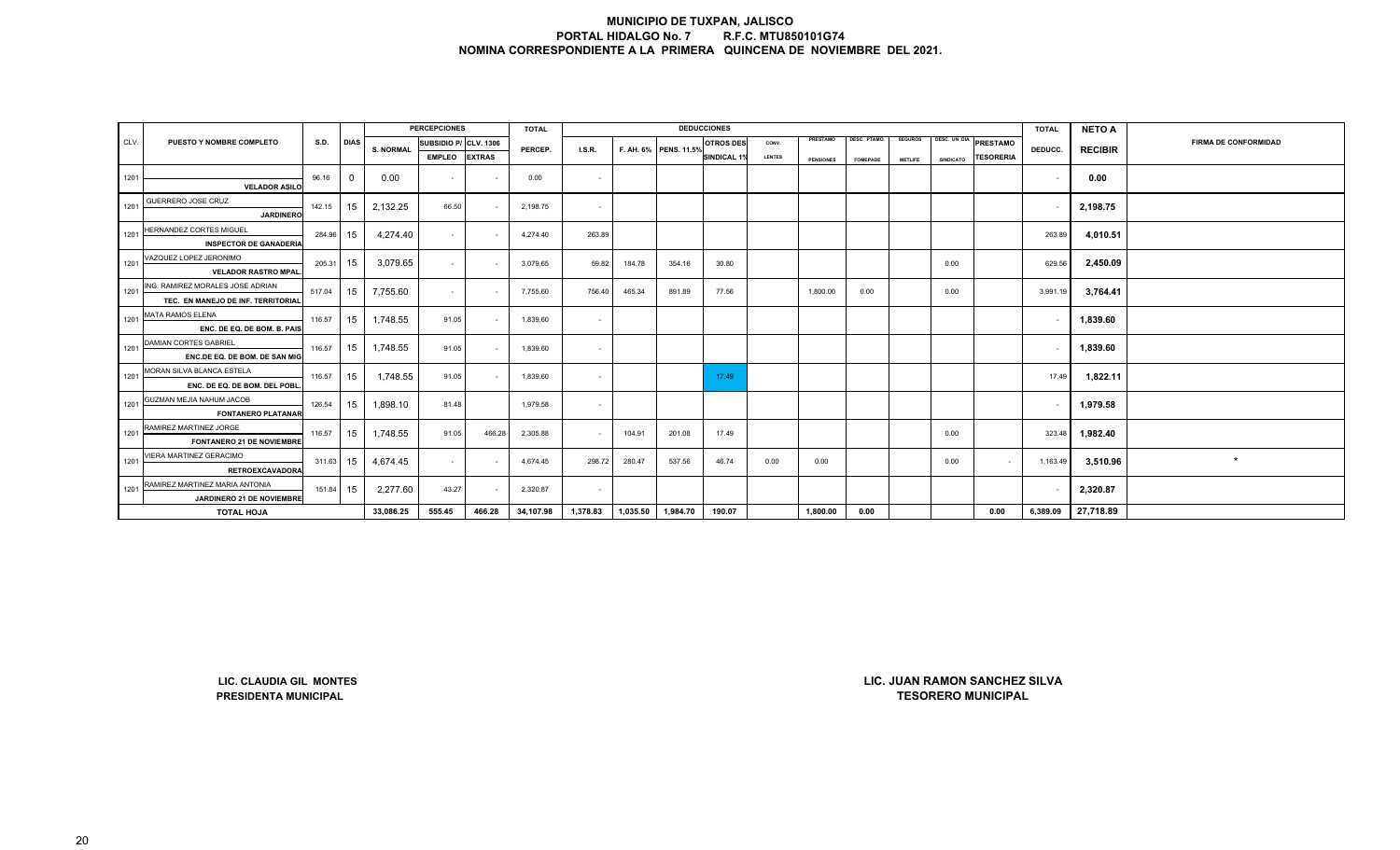# MUNICIPIO DE TUXPAN, JALISCO

**PORTAL HIDALGO No. 7 R.F.C. MTU850101G74**

**NOMINA CORRESPONDIENTE A LA PRIMERA QUINCENA DE NOVIEMBRE DEL 2021.**

| CLV. | PUESTO Y NOMBRE COMPLETO | S.D. | DIAS | PERCEPCIONES | | | TOTAL | DEDUCCIONES | | | | | | | | | | | TOTAL | NETO A | FIRMA DE CONFORMIDAD |
|---|---|---|---|---|---|---|---|---|---|---|---|---|---|---|---|---|---|---|---|---|---|
| | | | | S. NORMAL | SUBSIDIO P/ EMPLEO | CLV. 1306 EXTRAS | PERCEP. | I.S.R. | F. AH. 6% | PENS. 11.5% | OTROS DES SINDICAL 1% | CONV. LENTES | PRESTAMO PENSIONES | DESC. PTAMO. FOMEPADE | SEGUROS METLIFE | DESC. UN DIA SINDICATO | PRESTAMO TESORERIA | | DEDUCC. | RECIBIR | |
| 1201 | VELADOR ASILO | 96.16 | 0 | 0.00 | - | - | 0.00 | - | | | | | | | | | | | - | 0.00 | |
| 1201 | GUERRERO JOSE CRUZ JARDINERO | 142.15 | 15 | 2,132.25 | 66.50 | - | 2,198.75 | - | | | | | | | | | | | - | 2,198.75 | |
| 1201 | HERNANDEZ CORTES MIGUEL INSPECTOR DE GANADERIA | 284.96 | 15 | 4,274.40 | - | - | 4,274.40 | 263.89 | | | | | | | | | | | 263.89 | 4,010.51 | |
| 1201 | VAZQUEZ LOPEZ JERONIMO VELADOR RASTRO MPAL. | 205.31 | 15 | 3,079.65 | - | - | 3,079.65 | 59.82 | 184.78 | 354.16 | 30.80 | | | | | 0.00 | | | 629.56 | 2,450.09 | |
| 1201 | ING. RAMIREZ MORALES JOSE ADRIAN TEC. EN MANEJO DE INF. TERRITORIAL | 517.04 | 15 | 7,755.60 | - | - | 7,755.60 | 756.40 | 465.34 | 891.89 | 77.56 | | 1,800.00 | 0.00 | | 0.00 | | | 3,991.19 | 3,764.41 | |
| 1201 | MATA RAMOS ELENA ENC. DE EQ. DE BOM. B. PAIS | 116.57 | 15 | 1,748.55 | 91.05 | - | 1,839.60 | - | | | | | | | | | | | - | 1,839.60 | |
| 1201 | DAMIAN CORTES GABRIEL ENC.DE EQ. DE BOM. DE SAN MIG | 116.57 | 15 | 1,748.55 | 91.05 | - | 1,839.60 | - | | | | | | | | | | | - | 1,839.60 | |
| 1201 | MORAN SILVA BLANCA ESTELA ENC. DE EQ. DE BOM. DEL POBL. | 116.57 | 15 | 1,748.55 | 91.05 | - | 1,839.60 | - | | | 17.49 | | | | | | | | 17.49 | 1,822.11 | |
| 1201 | GUZMAN MEJIA NAHUM JACOB FONTANERO PLATANAR | 126.54 | 15 | 1,898.10 | 81.48 | | 1,979.58 | - | | | | | | | | | | | - | 1,979.58 | |
| 1201 | RAMIREZ MARTINEZ JORGE FONTANERO 21 DE NOVIEMBRE | 116.57 | 15 | 1,748.55 | 91.05 | 466.28 | 2,305.88 | - | 104.91 | 201.08 | 17.49 | | | | | 0.00 | | | 323.48 | 1,982.40 | |
| 1201 | VIERA MARTINEZ GERACIMO RETROEXCAVADORA | 311.63 | 15 | 4,674.45 | - | - | 4,674.45 | 298.72 | 280.47 | 537.56 | 46.74 | 0.00 | 0.00 | | | 0.00 | - | | 1,163.49 | 3,510.96 | * |
| 1201 | RAMIREZ MARTINEZ MARIA ANTONIA JARDINERO 21 DE NOVIEMBRE | 151.84 | 15 | 2,277.60 | 43.27 | - | 2,320.87 | - | | | | | | | | | | | - | 2,320.87 | |
| | TOTAL HOJA | | | 33,086.25 | 555.45 | 466.28 | 34,107.98 | 1,378.83 | 1,035.50 | 1,984.70 | 190.07 | | 1,800.00 | 0.00 | | | 0.00 | | 6,389.09 | 27,718.89 | |

**LIC. CLAUDIA GIL MONTES**
**PRESIDENTA MUNICIPAL**

**LIC. JUAN RAMON SANCHEZ SILVA**
**TESORERO MUNICIPAL**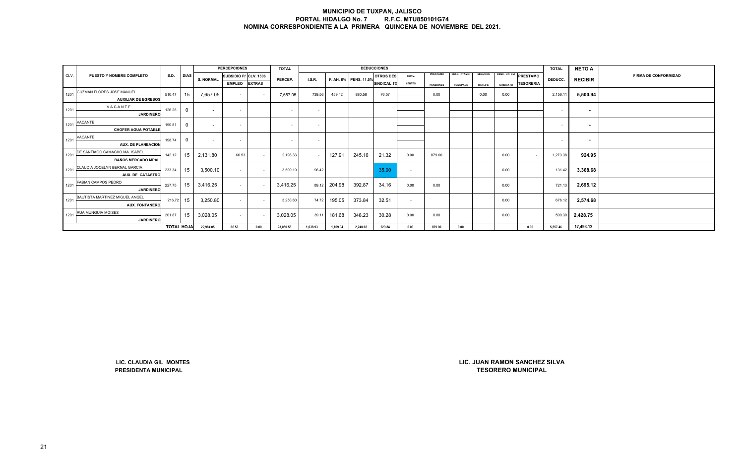# MUNICIPIO DE TUXPAN, JALISCO
## PORTAL HIDALGO No. 7 R.F.C. MTU850101G74
## NOMINA CORRESPONDIENTE A LA PRIMERA QUINCENA DE NOVIEMBRE DEL 2021.

| CLV. | PUESTO Y NOMBRE COMPLETO | S.D. | DIAS | PERCEPCIONES | | | TOTAL | DEDUCCIONES | | | | | | | | | | | TOTAL | NETO A | FIRMA DE CONFORMIDAD |
|---|---|---|---|---|---|---|---|---|---|---|---|---|---|---|---|---|---|---|---|---|---|
| | | | | S. NORMAL | SUBSIDIO P/ EMPLEO | CLV. 1306 EXTRAS | PERCEP. | I.S.R. | F. AH. 6% | PENS. 11.5% | OTROS DES SINDICAL 1% | CONV. LENTES | PRESTAMO PENSIONES | DESC. PTAMO. FOMEPADE | SEGUROS METLIFE | DESC. UN DIA SINDICATO | PRESTAMO TESORERIA | DEDUCC. | RECIBIR | |
| 1201 | GUZMAN FLORES JOSE MANUEL<br>AUXILIAR DE EGRESOS | 510.47 | 15 | 7,657.05 | - | - | 7,657.05 | 739.56 | 459.42 | 880.56 | 76.57 | | 0.00 | | 0.00 | 0.00 | | 2,156.11 | 5,500.94 | |
| 1201 | VACANTE<br>JARDINERO | 126.26 | 0 | - | - | | - | - | | | | | | | | | | - | - | |
| 1201 | VACANTE<br>CHOFER AGUA POTABLE | 190.81 | 0 | - | - | | - | - | | | | | | | | | | - | - | |
| 1201 | VACANTE<br>AUX. DE PLANEACION | 198.74 | 0 | - | - | | - | - | | | | | | | | | | - | - | |
| 1201 | DE SANTIAGO CAMACHO MA. ISABEL<br>BAÑOS MERCADO MPAL. | 142.12 | 15 | 2,131.80 | 66.53 | - | 2,198.33 | - | 127.91 | 245.16 | 21.32 | 0.00 | 879.00 | | | 0.00 | - | 1,273.38 | 924.95 | |
| 1201 | CLAUDIA JOCELYN BERNAL GARCIA<br>AUX. DE CATASTRO | 233.34 | 15 | 3,500.10 | - | - | 3,500.10 | 96.42 | | | 35.00 | - | | | | 0.00 | | 131.42 | 3,368.68 | |
| 1201 | FABIAN CAMPOS PEDRO<br>JARDINERO | 227.75 | 15 | 3,416.25 | - | - | 3,416.25 | 89.12 | 204.98 | 392.87 | 34.16 | 0.00 | 0.00 | | | 0.00 | | 721.13 | 2,695.12 | |
| 1201 | BAUTISTA MARTINEZ MIGUEL ANGEL<br>AUX. FONTANERO | 216.72 | 15 | 3,250.80 | - | - | 3,250.80 | 74.72 | 195.05 | 373.84 | 32.51 | - | | | | 0.00 | | 676.12 | 2,574.68 | |
| 1201 | RUA MUNGUIA MOISES<br>JARDINERO | 201.87 | 15 | 3,028.05 | - | - | 3,028.05 | 39.11 | 181.68 | 348.23 | 30.28 | 0.00 | 0.00 | | | 0.00 | | 599.30 | 2,428.75 | |
| | TOTAL HOJA | | | 22,984.05 | 66.53 | 0.00 | 23,050.58 | 1,038.93 | 1,169.04 | 2,240.65 | 229.84 | 0.00 | 879.00 | 0.00 | | | 0.00 | 5,557.46 | 17,493.12 | |

LIC. CLAUDIA GIL MONTES
PRESIDENTA MUNICIPAL

LIC. JUAN RAMON SANCHEZ SILVA
TESORERO MUNICIPAL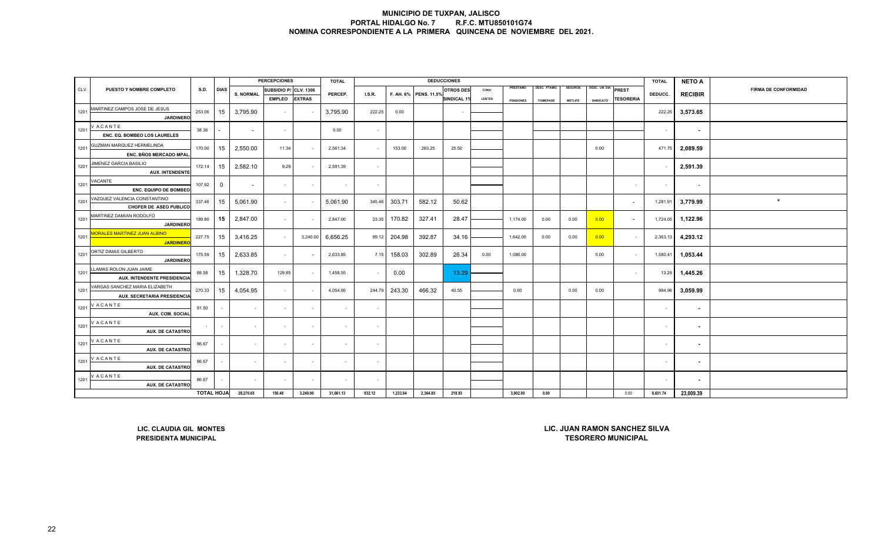# MUNICIPIO DE TUXPAN, JALISCO
## PORTAL HIDALGO No. 7 R.F.C. MTU850101G74
## NOMINA CORRESPONDIENTE A LA PRIMERA QUINCENA DE NOVIEMBRE DEL 2021.

| CLV. | PUESTO Y NOMBRE COMPLETO | S.D. | DIAS | PERCEPCIONES | | | TOTAL | DEDUCCIONES | | | | | | | | | | | TOTAL | NETO A | FIRMA DE CONFORMIDAD |
|---|---|---|---|---|---|---|---|---|---|---|---|---|---|---|---|---|---|---|---|---|---|
| | | | | S. NORMAL | SUBSIDIO P/ EMPLEO | CLV. 1306 EXTRAS | PERCEP. | I.S.R. | F. AH. 6% | PENS. 11.5% | OTROS DES SINDICAL 1% | CONV. LENTES | PRESTAMO PENSIONES | DESC. PTAMO. FOMEPADE | SEGUROS METLIFE | DESC. UN DIA SINDICATO | PREST TESORERIA | DEDUCC. | RECIBIR | |
| 1201 | MARTINEZ CAMPOS JOSE DE JESUS JARDINERO | 253.06 | 15 | 3,795.90 | - | - | 3,795.90 | 222.25 | 0.00 | | - | | | | | | | 222.25 | 3,573.65 | |
| 1201 | V A C A N T E ENC. EQ. BOMBEO LOS LAURELES | 38.36 | - | - | - | | 0.00 | - | | | | | | | | | | - | - | |
| 1201 | GUZMAN MARQUEZ HERMELINDA ENC. BÑOS MERCADO MPAL. | 170.00 | 15 | 2,550.00 | 11.34 | - | 2,561.34 | - | 153.00 | 293.25 | 25.50 | | | | | 0.00 | | 471.75 | 2,089.59 | |
| 1201 | JIMENEZ GARCIA BASILIO AUX. INTENDENTE | 172.14 | 15 | 2,582.10 | 9.29 | - | 2,591.39 | - | | | | | | | | | | - | 2,591.39 | |
| 1201 | VACANTE ENC. EQUIPO DE BOMBEO | 107.92 | 0 | - | - | - | - | - | | | | | | | | | - | - | - | |
| 1201 | VAZQUEZ VALENCIA CONSTANTINO CHOFER DE ASEO PUBLICO | 337.46 | 15 | 5,061.90 | - | - | 5,061.90 | 345.46 | 303.71 | 582.12 | 50.62 | | | | | | - | 1,281.91 | 3,779.99 | * |
| 1201 | MARTINEZ DAMIAN RODOLFO JARDINERO | 189.80 | 15 | 2,847.00 | - | - | 2,847.00 | 23.35 | 170.82 | 327.41 | 28.47 | | 1,174.00 | 0.00 | 0.00 | 0.00 | - | 1,724.05 | 1,122.96 | |
| 1201 | MORALES MARTINEZ JUAN ALBINO JARDINERO | 227.75 | 15 | 3,416.25 | - | 3,240.00 | 6,656.25 | 89.12 | 204.98 | 392.87 | 34.16 | | 1,642.00 | 0.00 | 0.00 | 0.00 | - | 2,363.13 | 4,293.12 | |
| 1201 | ORTIZ DIMAS GILBERTO JARDINERO | 175.59 | 15 | 2,633.85 | - | - | 2,633.85 | 7.15 | 158.03 | 302.89 | 26.34 | 0.00 | 1,086.00 | | | 0.00 | - | 1,580.41 | 1,053.44 | |
| 1201 | LLAMAS ROLON JUAN JAIME AUX. INTENDENTE PRESIDENCIA | 88.58 | 15 | 1,328.70 | 129.85 | - | 1,458.55 | - | 0.00 | | 13.29 | | | | | | - | 13.29 | 1,445.26 | |
| 1201 | VARGAS SANCHEZ MARIA ELIZABETH AUX. SECRETARIA PRESIDENCIA | 270.33 | 15 | 4,054.95 | - | - | 4,054.95 | 244.79 | 243.30 | 466.32 | 40.55 | | 0.00 | | 0.00 | 0.00 | | 994.96 | 3,059.99 | |
| 1201 | V A C A N T E AUX. COM. SOCIAL | 91.50 | - | - | - | - | - | - | | | | | | | | | | - | - | |
| 1201 | V A C A N T E AUX. DE CATASTRO | - | - | - | - | - | - | - | | | | | | | | | | - | - | |
| 1201 | V A C A N T E AUX. DE CATASTRO | 86.67 | - | - | - | - | - | - | | | | | | | | | | - | - | |
| 1201 | V A C A N T E AUX. DE CATASTRO | 86.67 | - | - | - | - | - | - | | | | | | | | | | - | - | |
| 1201 | V A C A N T E AUX. DE CATASTRO | 86.67 | - | - | - | - | - | - | | | | | | | | | | - | - | |
| | | TOTAL HOJA | | 28,270.65 | 150.48 | 3,240.00 | 31,661.13 | 932.12 | 1,233.84 | 2,364.85 | 218.93 | | 3,902.00 | 0.00 | | | 0.00 | 8,651.74 | 23,009.39 | |

**LIC. CLAUDIA GIL MONTES**
**PRESIDENTA MUNICIPAL**

**LIC. JUAN RAMON SANCHEZ SILVA**
**TESORERO MUNICIPAL**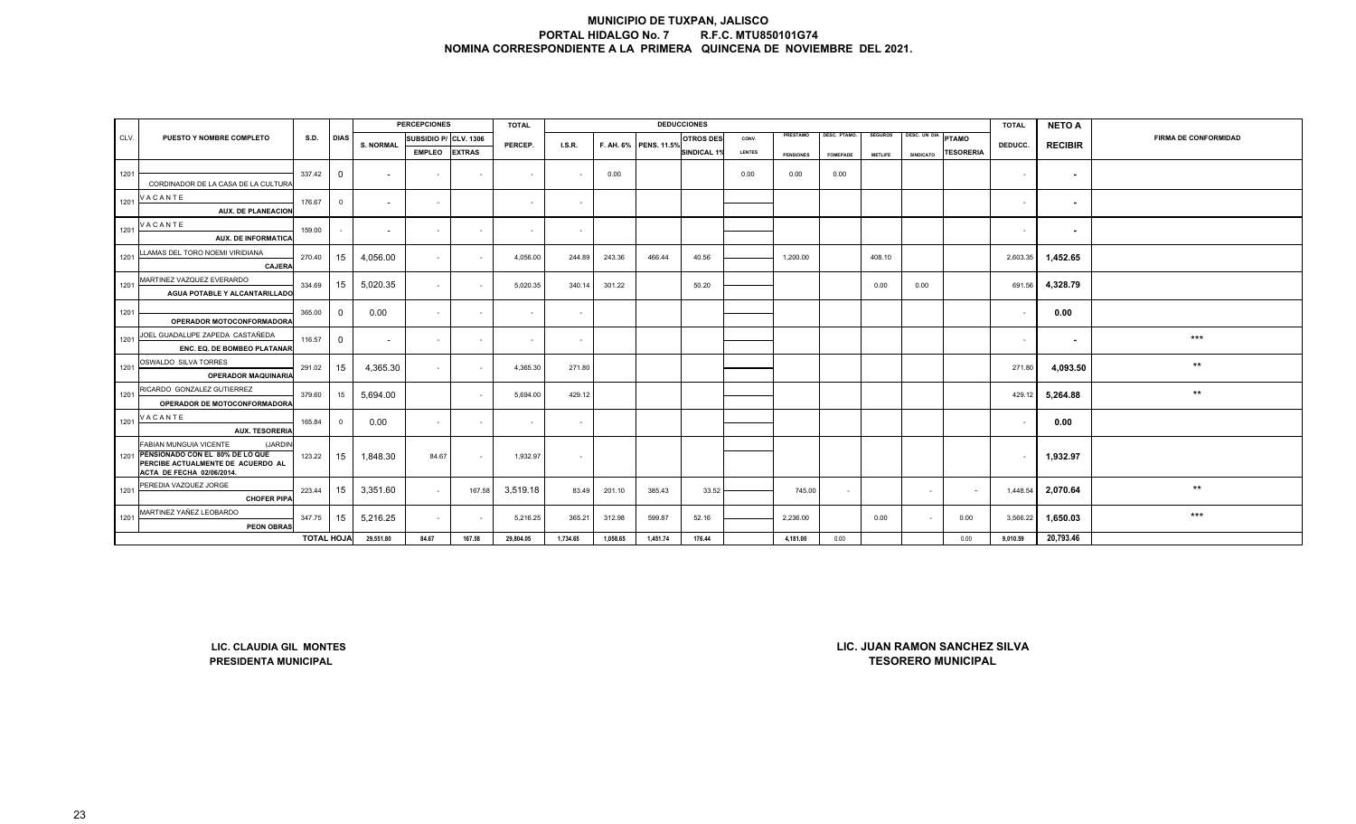# MUNICIPIO DE TUXPAN, JALISCO
## PORTAL HIDALGO No. 7 R.F.C. MTU850101G74
## NOMINA CORRESPONDIENTE A LA PRIMERA QUINCENA DE NOVIEMBRE DEL 2021.

| CLV. | PUESTO Y NOMBRE COMPLETO | S.D. | DIAS | PERCEPCIONES | | | TOTAL | DEDUCCIONES | | | | | | | | | | TOTAL | NETO A | FIRMA DE CONFORMIDAD |
|---|---|---|---|---|---|---|---|---|---|---|---|---|---|---|---|---|---|---|---|---|
| | | | | S. NORMAL | SUBSIDIO P/ EMPLEO | CLV. 1306 EXTRAS | PERCEP. | I.S.R. | F. AH. 6% | PENS. 11.5% | OTROS DES SINDICAL 1% | CONV. LENTES | PRESTAMO PENSIONES | DESC. PTAMO. FOMEPADE | SEGUROS METLIFE | DESC. UN DIA SINDICATO | PTAMO TESORERIA | DEDUCC. | RECIBIR | |
| 1201 | CORDINADOR DE LA CASA DE LA CULTURA | 337.42 | 0 | - | - | - | - | - | 0.00 | | | 0.00 | 0.00 | 0.00 | | | | - | - | |
| 1201 | VACANTE AUX. DE PLANEACION | 176.67 | 0 | - | - | | - | - | | | | | | | | | | - | - | |
| 1201 | VACANTE AUX. DE INFORMATICA | 159.00 | - | - | - | - | - | - | | | | | | | | | | - | - | |
| 1201 | LLAMAS DEL TORO NOEMI VIRIDIANA CAJERA | 270.40 | 15 | 4,056.00 | - | - | 4,056.00 | 244.89 | 243.36 | 466.44 | 40.56 | | 1,200.00 | | 408.10 | | | 2,603.35 | 1,452.65 | |
| 1201 | MARTINEZ VAZQUEZ EVERARDO AGUA POTABLE Y ALCANTARILLADO | 334.69 | 15 | 5,020.35 | - | - | 5,020.35 | 340.14 | 301.22 | | 50.20 | | | | 0.00 | 0.00 | | 691.56 | 4,328.79 | |
| 1201 | OPERADOR MOTOCONFORMADORA | 365.00 | 0 | 0.00 | - | - | - | - | | | | | | | | | | - | 0.00 | |
| 1201 | JOEL GUADALUPE ZAPEDA CASTAÑEDA ENC. EQ. DE BOMBEO PLATANAR | 116.57 | 0 | - | - | - | - | - | | | | | | | | | | - | - | *** |
| 1201 | OSWALDO SILVA TORRES OPERADOR MAQUINARIA | 291.02 | 15 | 4,365.30 | - | - | 4,365.30 | 271.80 | | | | | | | | | | 271.80 | 4,093.50 | ** |
| 1201 | RICARDO GONZALEZ GUTIERREZ OPERADOR DE MOTOCONFORMADORA | 379.60 | 15 | 5,694.00 | | - | 5,694.00 | 429.12 | | | | | | | | | | 429.12 | 5,264.88 | ** |
| 1201 | VACANTE AUX. TESORERIA | 165.84 | 0 | 0.00 | - | - | - | - | | | | | | | | | | - | 0.00 | |
| 1201 | FABIAN MUNGUIA VICENTE (JARDIN PENSIONADO CON EL 80% DE LO QUE PERCIBE ACTUALMENTE DE ACUERDO AL ACTA DE FECHA 02/06/2014. | 123.22 | 15 | 1,848.30 | 84.67 | - | 1,932.97 | - | | | | | | | | | | - | 1,932.97 | |
| 1201 | PEREDIA VAZQUEZ JORGE CHOFER PIPA | 223.44 | 15 | 3,351.60 | - | 167.58 | 3,519.18 | 83.49 | 201.10 | 385.43 | 33.52 | | 745.00 | - | | - | - | 1,448.54 | 2,070.64 | ** |
| 1201 | MARTINEZ YAÑEZ LEOBARDO PEON OBRAS | 347.75 | 15 | 5,216.25 | - | - | 5,216.25 | 365.21 | 312.98 | 599.87 | 52.16 | | 2,236.00 | | 0.00 | - | 0.00 | 3,566.22 | 1,650.03 | *** |
| | | TOTAL HOJA | | 29,551.80 | 84.67 | 167.58 | 29,804.05 | 1,734.65 | 1,058.65 | 1,451.74 | 176.44 | | 4,181.00 | 0.00 | | | 0.00 | 9,010.59 | 20,793.46 | |

**LIC. CLAUDIA GIL MONTES**
**PRESIDENTA MUNICIPAL**

**LIC. JUAN RAMON SANCHEZ SILVA**
**TESORERO MUNICIPAL**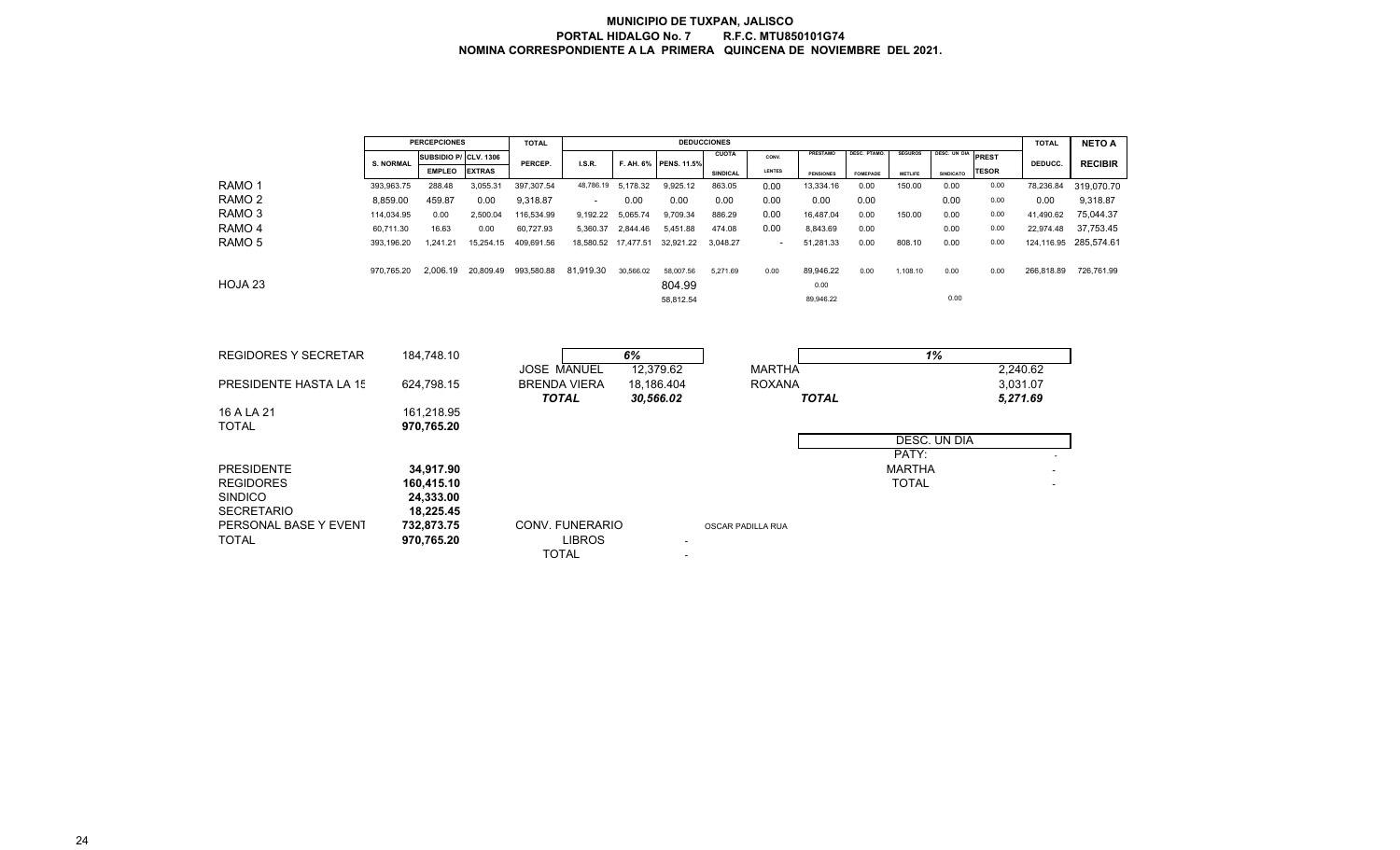# MUNICIPIO DE TUXPAN, JALISCO

**PORTAL HIDALGO No. 7 R.F.C. MTU850101G74**

**NOMINA CORRESPONDIENTE A LA PRIMERA QUINCENA DE NOVIEMBRE DEL 2021.**

| | PERCEPCIONES | | | TOTAL | DEDUCCIONES | | | | | | | | | | | TOTAL | NETO A |
|---|---|---|---|---|---|---|---|---|---|---|---|---|---|---|---|---|---|
| | S. NORMAL | SUBSIDIO P/ EMPLEO | CLV. 1306 EXTRAS | PERCEP. | I.S.R. | F. AH. 6% | PENS. 11.5% | CUOTA SINDICAL | CONV. LENTES | PRESTAMO PENSIONES | DESC. PTAMO. FOMEPADE | SEGUROS METLIFE | DESC. UN DIA SINDICATO | PREST TESOR | | DEDUCC. | RECIBIR |
| RAMO 1 | 393,963.75 | 288.48 | 3,055.31 | 397,307.54 | 48,786.19 | 5,178.32 | 9,925.12 | 863.05 | 0.00 | 13,334.16 | 0.00 | 150.00 | 0.00 | 0.00 | | 78,236.84 | 319,070.70 |
| RAMO 2 | 8,859.00 | 459.87 | 0.00 | 9,318.87 | - | 0.00 | 0.00 | 0.00 | 0.00 | 0.00 | 0.00 | | 0.00 | 0.00 | | 0.00 | 9,318.87 |
| RAMO 3 | 114,034.95 | 0.00 | 2,500.04 | 116,534.99 | 9,192.22 | 5,065.74 | 9,709.34 | 886.29 | 0.00 | 16,487.04 | 0.00 | 150.00 | 0.00 | 0.00 | | 41,490.62 | 75,044.37 |
| RAMO 4 | 60,711.30 | 16.63 | 0.00 | 60,727.93 | 5,360.37 | 2,844.46 | 5,451.88 | 474.08 | 0.00 | 8,843.69 | 0.00 | | 0.00 | 0.00 | | 22,974.48 | 37,753.45 |
| RAMO 5 | 393,196.20 | 1,241.21 | 15,254.15 | 409,691.56 | 18,580.52 | 17,477.51 | 32,921.22 | 3,048.27 | - | 51,281.33 | 0.00 | 808.10 | 0.00 | 0.00 | | 124,116.95 | 285,574.61 |
| | 970,765.20 | 2,006.19 | 20,809.49 | 993,580.88 | 81,919.30 | 30,566.02 | 58,007.56 | 5,271.69 | 0.00 | 89,946.22 | 0.00 | 1,108.10 | 0.00 | 0.00 | | 266,818.89 | 726,761.99 |
| HOJA 23 | | | | | | | 804.99 | | | 0.00 | | | | | | | |
| | | | | | | | 58,812.54 | | | 89,946.22 | | | 0.00 | | | | |

| | |
|---|---|
| REGIDORES Y SECRETAR | 184,748.10 |
| PRESIDENTE HASTA LA 15 | 624,798.15 |
| 16 A LA 21 | 161,218.95 |
| TOTAL | 970,765.20 |

| | 6% |
|---|---|
| JOSE MANUEL | 12,379.62 |
| BRENDA VIERA | 18,186.404 |
| *TOTAL* | *30,566.02* |

| | 1% |
|---|---|
| MARTHA | 2,240.62 |
| ROXANA | 3,031.07 |
| *TOTAL* | *5,271.69* |

| DESC. UN DIA | |
|---|---|
| PATY: | - |
| MARTHA | - |
| TOTAL | - |

| | |
|---|---|
| PRESIDENTE | **34,917.90** |
| REGIDORES | **160,415.10** |
| SINDICO | **24,333.00** |
| SECRETARIO | **18,225.45** |
| PERSONAL BASE Y EVENT | **732,873.75** |
| TOTAL | **970,765.20** |

| CONV. FUNERARIO | OSCAR PADILLA RUA |
|---|---|
| LIBROS | - |
| TOTAL | - |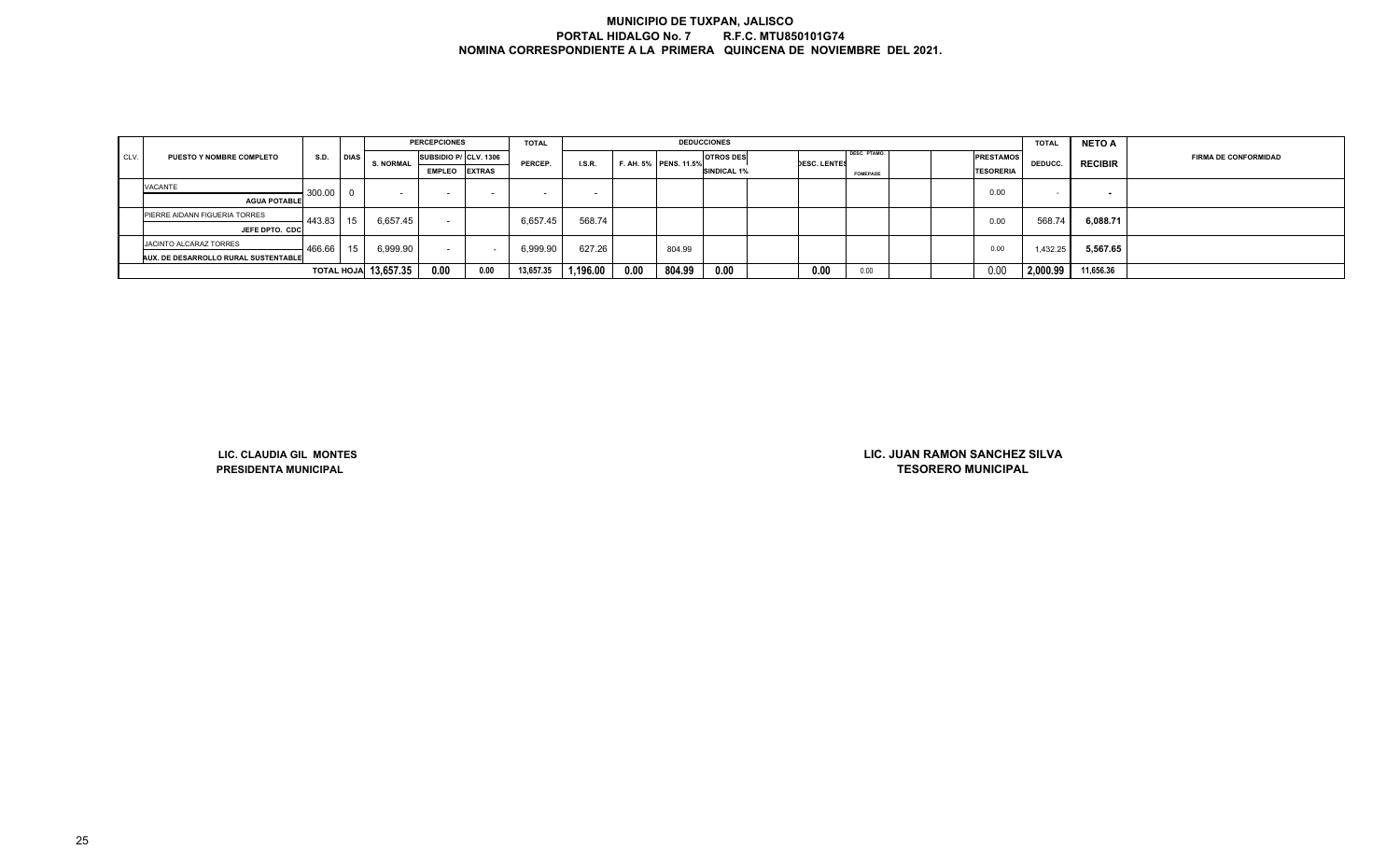# MUNICIPIO DE TUXPAN, JALISCO

**PORTAL HIDALGO No. 7 R.F.C. MTU850101G74**

**NOMINA CORRESPONDIENTE A LA PRIMERA QUINCENA DE NOVIEMBRE DEL 2021.**

| CLV. | PUESTO Y NOMBRE COMPLETO | S.D. | DIAS | PERCEPCIONES | | | TOTAL | DEDUCCIONES | | | | | | | | | | TOTAL | NETO A | FIRMA DE CONFORMIDAD |
|---|---|---|---|---|---|---|---|---|---|---|---|---|---|---|---|---|---|---|---|---|
| | | | | S. NORMAL | SUBSIDIO P/ EMPLEO | CLV. 1306 EXTRAS | PERCEP. | I.S.R. | F. AH. 5% | PENS. 11.5% | OTROS DES SINDICAL 1% | | DESC. LENTES | DESC. PTAMO. FOMEPADE | | | PRESTAMOS TESORERIA | DEDUCC. | RECIBIR | |
| | VACANTE<br>**AGUA POTABLE** | 300.00 | 0 | - | - | - | - | - | | | | | | | | | 0.00 | - | - | |
| | PIERRE AIDANN FIGUERIA TORRES<br>**JEFE DPTO. CDC** | 443.83 | 15 | 6,657.45 | - | | 6,657.45 | 568.74 | | | | | | | | | 0.00 | 568.74 | 6,088.71 | |
| | JACINTO ALCARAZ TORRES<br>**AUX. DE DESARROLLO RURAL SUSTENTABLE** | 466.66 | 15 | 6,999.90 | - | - | 6,999.90 | 627.26 | | 804.99 | | | | | | | 0.00 | 1,432.25 | 5,567.65 | |
| | | **TOTAL HOJA** | | **13,657.35** | **0.00** | 0.00 | 13,657.35 | **1,196.00** | **0.00** | **804.99** | **0.00** | | **0.00** | 0.00 | | | 0.00 | **2,000.99** | 11,656.36 | |

**LIC. CLAUDIA GIL MONTES**
**PRESIDENTA MUNICIPAL**

**LIC. JUAN RAMON SANCHEZ SILVA**
**TESORERO MUNICIPAL**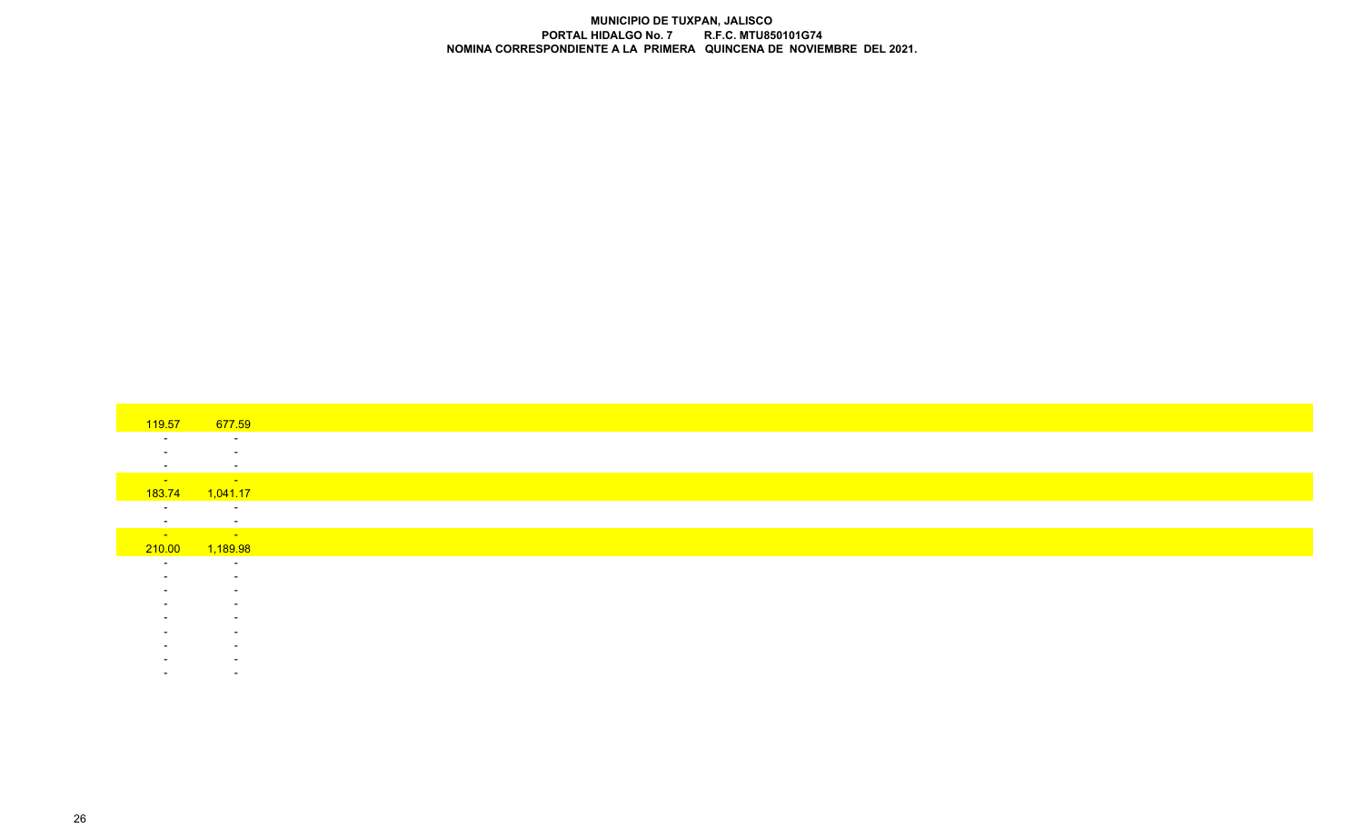**MUNICIPIO DE TUXPAN, JALISCO**
**PORTAL HIDALGO No. 7 R.F.C. MTU850101G74**
**NOMINA CORRESPONDIENTE A LA PRIMERA QUINCENA DE NOVIEMBRE DEL 2021.**

| | |
|---|---|
| 119.57 | 677.59 |
| - | - |
| - | - |
| - | - |
| - | - |
| 183.74 | 1,041.17 |
| - | - |
| - | - |
| - | - |
| 210.00 | 1,189.98 |
| - | - |
| - | - |
| - | - |
| - | - |
| - | - |
| - | - |
| - | - |
| - | - |
| - | - |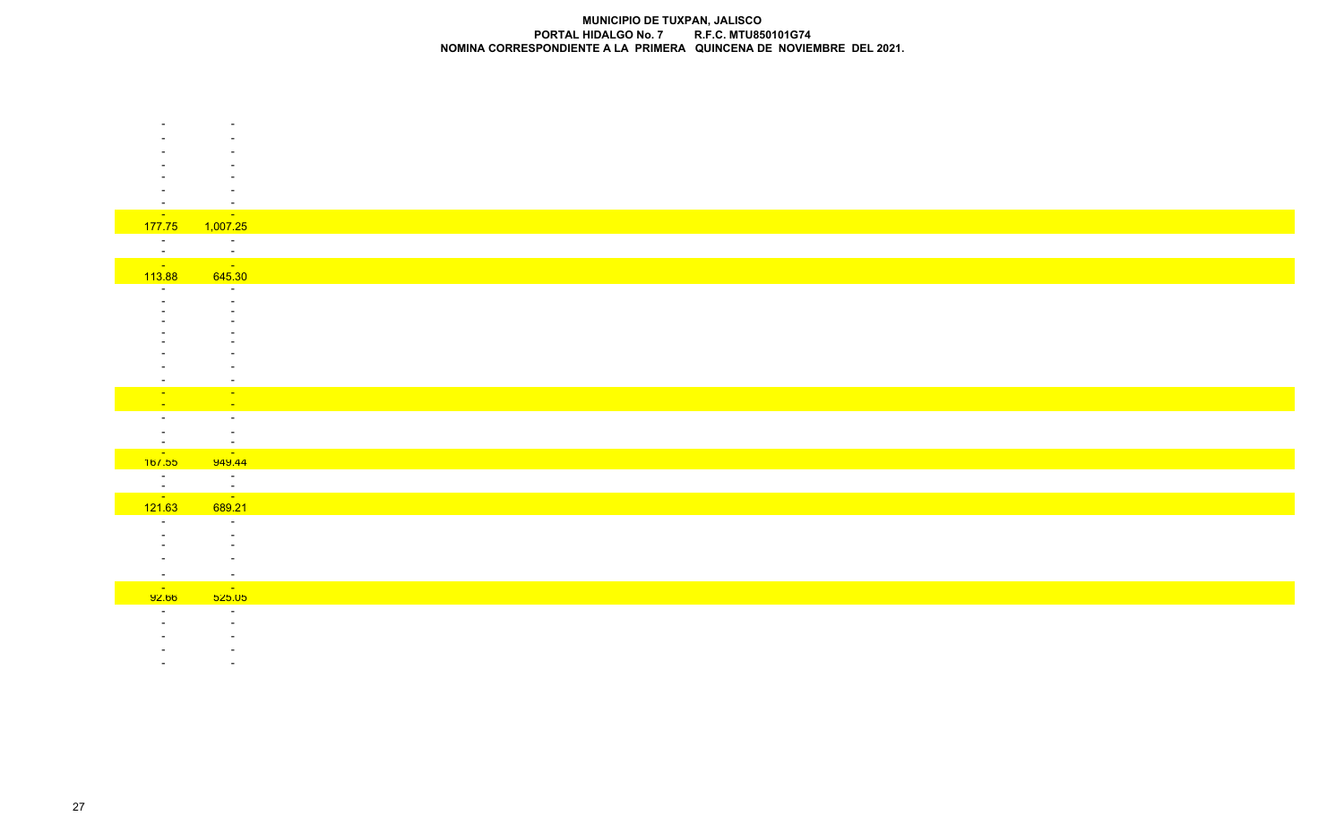**MUNICIPIO DE TUXPAN, JALISCO**
**PORTAL HIDALGO No. 7 R.F.C. MTU850101G74**
**NOMINA CORRESPONDIENTE A LA PRIMERA QUINCENA DE NOVIEMBRE DEL 2021.**

| | |
|---|---|
| - | - |
| - | - |
| - | - |
| - | - |
| - | - |
| - | - |
| - | - |
| - | - |
| 177.75 | 1,007.25 |
| - | - |
| - | - |
| - | - |
| 113.88 | 645.30 |
| - | - |
| - | - |
| - | - |
| - | - |
| - | - |
| - | - |
| - | - |
| - | - |
| - | - |
| - | - |
| - | - |
| - | - |
| - | - |
| - | - |
| - | - |
| 167.55 | 949.44 |
| - | - |
| - | - |
| - | - |
| 121.63 | 689.21 |
| - | - |
| - | - |
| - | - |
| - | - |
| - | - |
| - | - |
| 92.66 | 525.05 |
| - | - |
| - | - |
| - | - |
| - | - |
| - | - |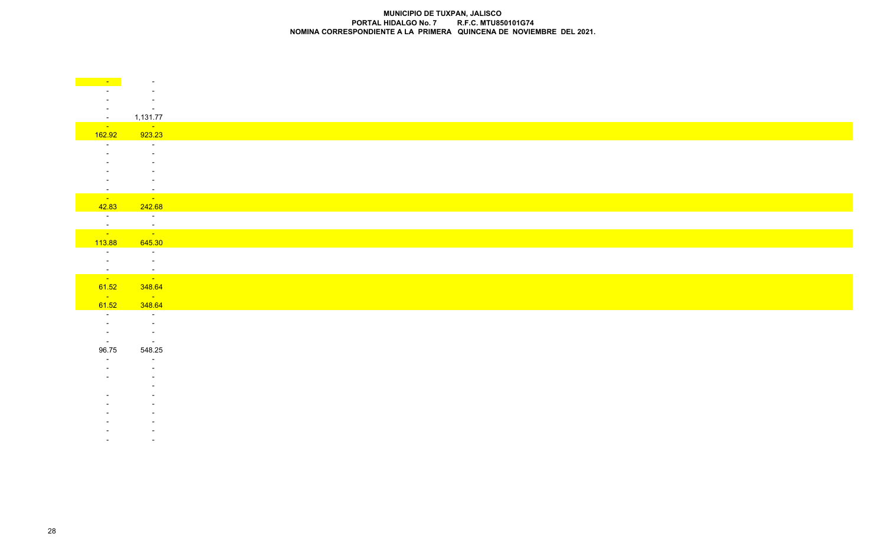**MUNICIPIO DE TUXPAN, JALISCO**
**PORTAL HIDALGO No. 7 R.F.C. MTU850101G74**
**NOMINA CORRESPONDIENTE A LA PRIMERA QUINCENA DE NOVIEMBRE DEL 2021.**

| | |
|---|---|
| - | - |
| - | - |
| - | - |
| - | - |
| - | 1,131.77 |
| - | - |
| 162.92 | 923.23 |
| - | - |
| - | - |
| - | - |
| - | - |
| - | - |
| - | - |
| - | - |
| 42.83 | 242.68 |
| - | - |
| - | - |
| - | - |
| 113.88 | 645.30 |
| - | - |
| - | - |
| - | - |
| - | - |
| 61.52 | 348.64 |
| - | - |
| 61.52 | 348.64 |
| - | - |
| - | - |
| - | - |
| - | - |
| 96.75 | 548.25 |
| - | - |
| - | - |
| - | - |
| | - |
| - | - |
| - | - |
| - | - |
| - | - |
| - | - |
| - | - |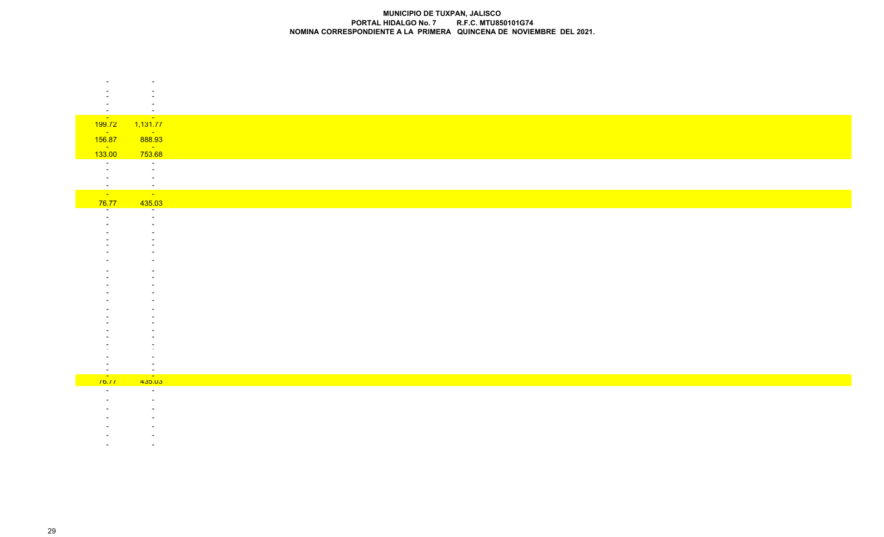**MUNICIPIO DE TUXPAN, JALISCO**
**PORTAL HIDALGO No. 7 R.F.C. MTU850101G74**
**NOMINA CORRESPONDIENTE A LA PRIMERA QUINCENA DE NOVIEMBRE DEL 2021.**

| | |
|---|---|
| - | - |
| - | - |
| - | - |
| - | - |
| - | - |
| 199.72 | 1,131.77 |
| - | - |
| 156.87 | 888.93 |
| - | - |
| 133.00 | 753.68 |
| - | - |
| - | - |
| - | - |
| - | - |
| - | - |
| 76.77 | 435.03 |
| - | - |
| - | - |
| - | - |
| - | - |
| - | - |
| - | - |
| - | - |
| - | - |
| - | - |
| - | - |
| - | - |
| - | - |
| - | - |
| - | - |
| - | - |
| - | - |
| - | - |
| - | - |
| - | - |
| - | - |
| - | - |
| - | - |
| - | - |
| 76.77 | 435.03 |
| - | - |
| - | - |
| - | - |
| - | - |
| - | - |
| - | - |
| - | - |
| - | - |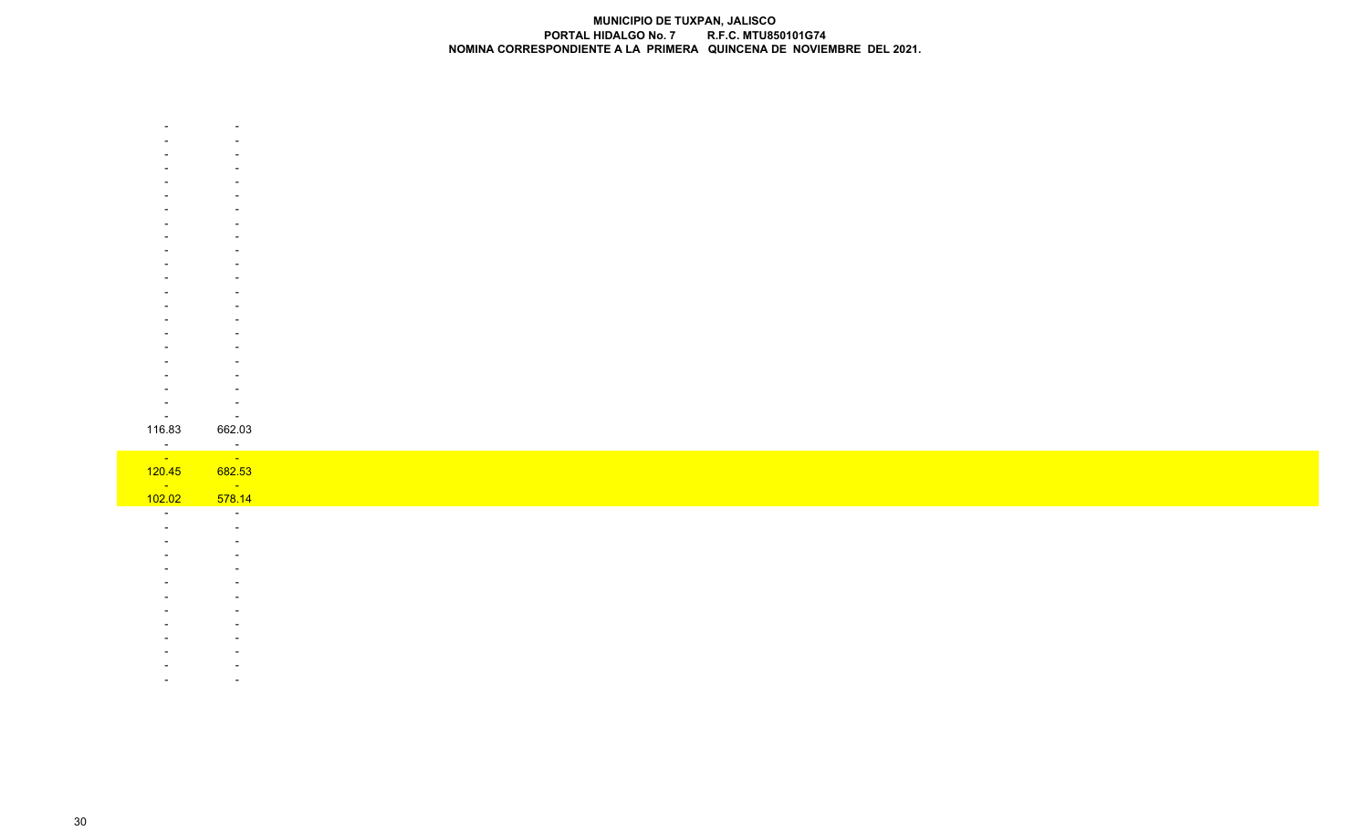| | |
|---|---|
| - | - |
| - | - |
| - | - |
| - | - |
| - | - |
| - | - |
| - | - |
| - | - |
| - | - |
| - | - |
| - | - |
| - | - |
| - | - |
| - | - |
| - | - |
| - | - |
| - | - |
| - | - |
| - | - |
| - | - |
| - | - |
| - | - |
| 116.83 | 662.03 |
| - | - |
| - | - |
| 120.45 | 682.53 |
| | - |
| 102.02 | 578.14 |
| - | - |
| - | - |
| - | - |
| - | - |
| - | - |
| - | - |
| - | - |
| - | - |
| - | - |
| - | - |
| - | - |
| - | - |
| - | - |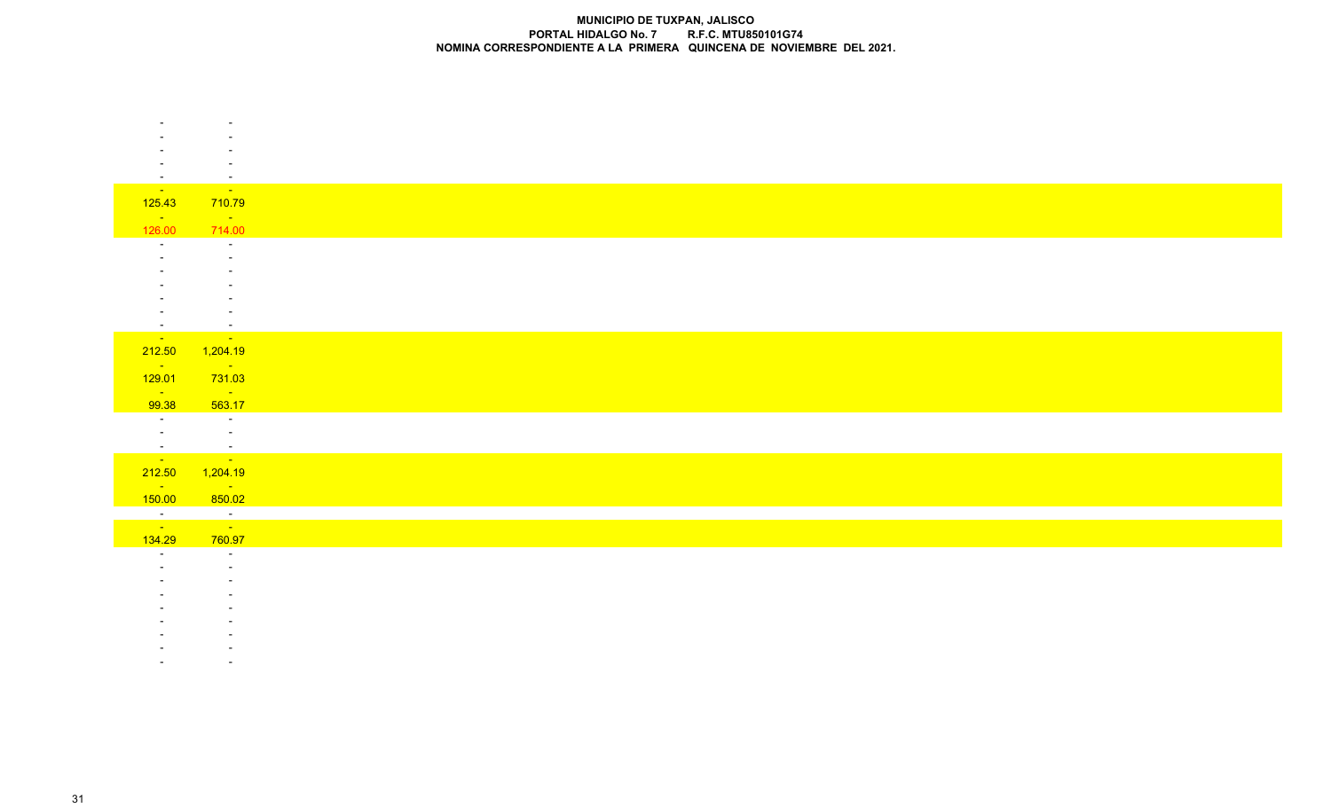**MUNICIPIO DE TUXPAN, JALISCO**
**PORTAL HIDALGO No. 7 R.F.C. MTU850101G74**
**NOMINA CORRESPONDIENTE A LA PRIMERA QUINCENA DE NOVIEMBRE DEL 2021.**

| | |
|---|---|
| - | - |
| - | - |
| - | - |
| - | - |
| - | - |
| - | - |
| 125.43 | 710.79 |
| - | - |
| 126.00 | 714.00 |
| - | - |
| - | - |
| - | - |
| - | - |
| - | - |
| - | - |
| - | - |
| - | - |
| 212.50 | 1,204.19 |
| - | - |
| 129.01 | 731.03 |
| - | - |
| 99.38 | 563.17 |
| - | - |
| - | - |
| - | - |
| - | - |
| 212.50 | 1,204.19 |
| - | - |
| 150.00 | 850.02 |
| - | - |
| - | - |
| 134.29 | 760.97 |
| - | - |
| - | - |
| - | - |
| - | - |
| - | - |
| - | - |
| - | - |
| - | - |
| - | - |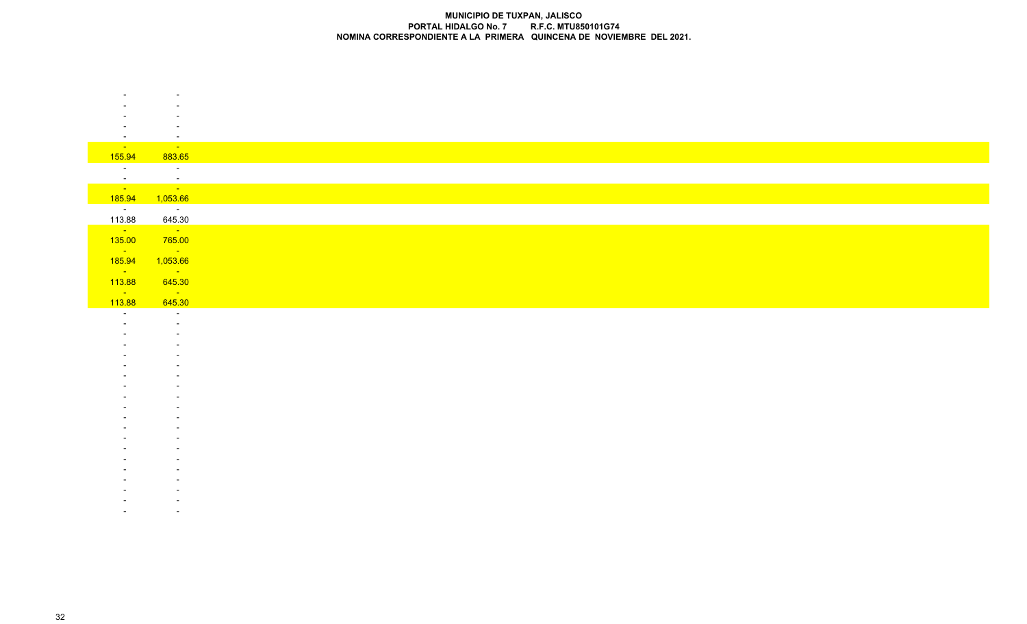**MUNICIPIO DE TUXPAN, JALISCO**
**PORTAL HIDALGO No. 7 R.F.C. MTU850101G74**
**NOMINA CORRESPONDIENTE A LA PRIMERA QUINCENA DE NOVIEMBRE DEL 2021.**

| | |
|---|---|
| - | - |
| - | - |
| - | - |
| - | - |
| - | - |
| - | - |
| 155.94 | 883.65 |
| - | - |
| - | - |
| - | - |
| 185.94 | 1,053.66 |
| - | - |
| 113.88 | 645.30 |
| - | - |
| 135.00 | 765.00 |
| - | - |
| 185.94 | 1,053.66 |
| - | - |
| 113.88 | 645.30 |
| - | - |
| 113.88 | 645.30 |
| - | - |
| - | - |
| - | - |
| - | - |
| - | - |
| - | - |
| - | - |
| - | - |
| - | - |
| - | - |
| - | - |
| - | - |
| - | - |
| - | - |
| - | - |
| - | - |
| - | - |
| - | - |
| - | - |
| - | - |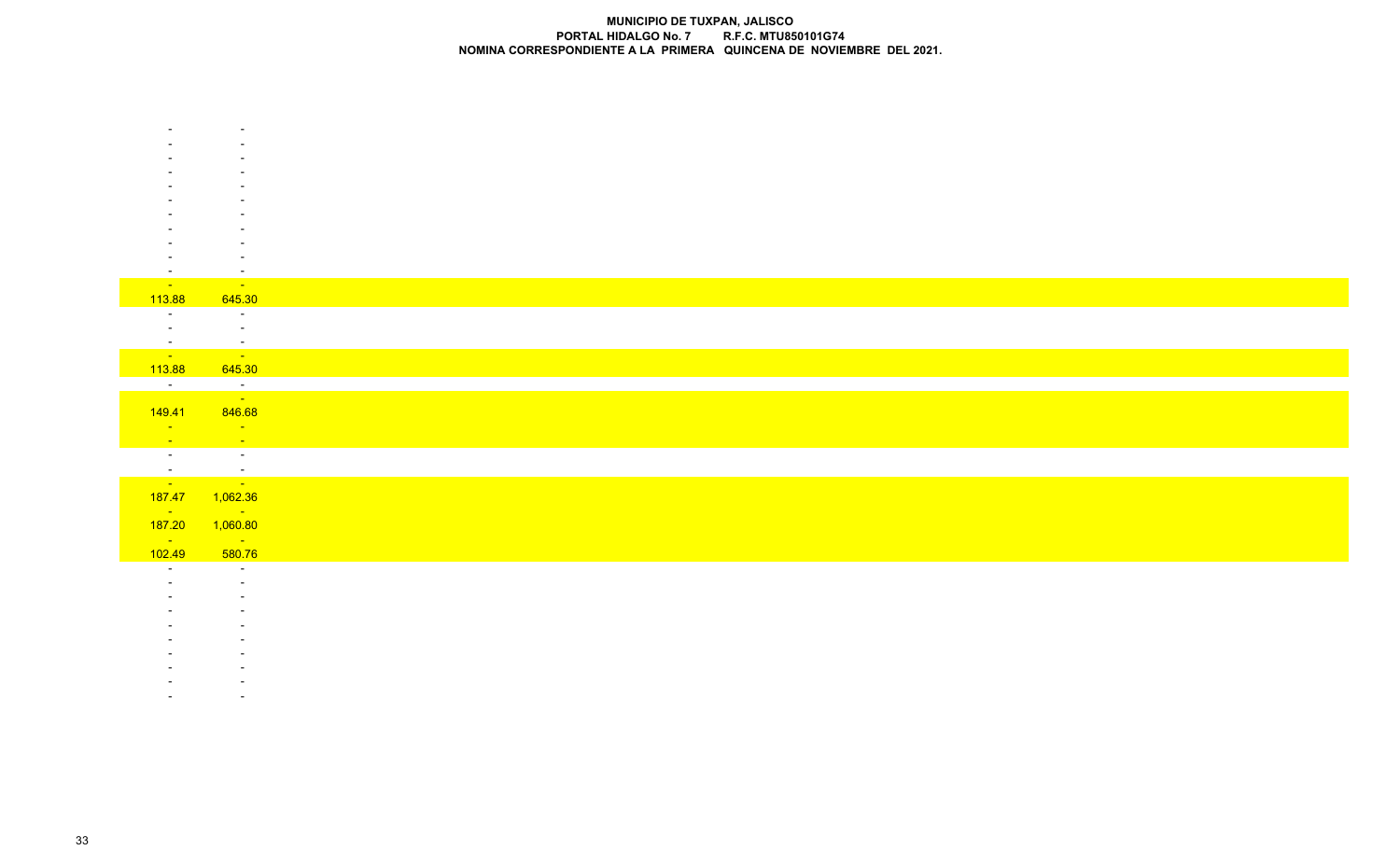**MUNICIPIO DE TUXPAN, JALISCO**
**PORTAL HIDALGO No. 7 R.F.C. MTU850101G74**
**NOMINA CORRESPONDIENTE A LA PRIMERA QUINCENA DE NOVIEMBRE DEL 2021.**

| | |
|---|---|
| - | - |
| - | - |
| - | - |
| - | - |
| - | - |
| - | - |
| - | - |
| - | - |
| - | - |
| - | - |
| - | - |
| - | - |
| 113.88 | 645.30 |
| - | - |
| - | - |
| - | - |
| - | - |
| 113.88 | 645.30 |
| - | - |
| | - |
| 149.41 | 846.68 |
| - | - |
| - | - |
| - | - |
| - | - |
| - | - |
| 187.47 | 1,062.36 |
| - | - |
| 187.20 | 1,060.80 |
| - | - |
| 102.49 | 580.76 |
| - | - |
| - | - |
| - | - |
| - | - |
| - | - |
| - | - |
| - | - |
| - | - |
| - | - |
| - | - |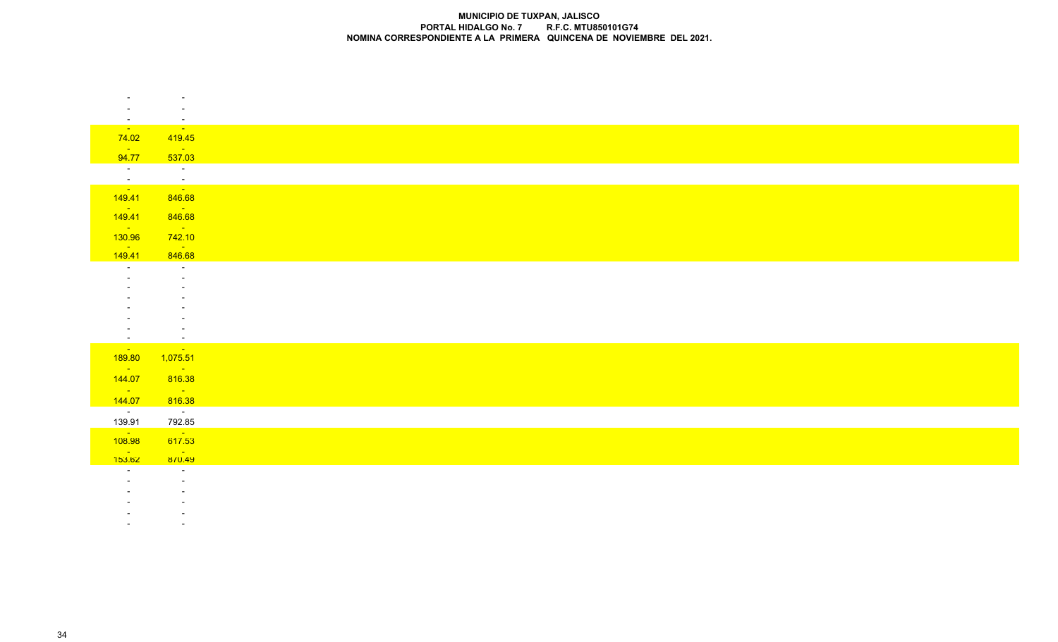**MUNICIPIO DE TUXPAN, JALISCO**
**PORTAL HIDALGO No. 7 R.F.C. MTU850101G74**
**NOMINA CORRESPONDIENTE A LA PRIMERA QUINCENA DE NOVIEMBRE DEL 2021.**

| | |
|---|---|
| - | - |
| - | - |
| - | - |
| - | - |
| 74.02 | 419.45 |
| - | - |
| 94.77 | 537.03 |
| - | - |
| - | - |
| - | - |
| 149.41 | 846.68 |
| - | - |
| 149.41 | 846.68 |
| - | - |
| 130.96 | 742.10 |
| - | - |
| 149.41 | 846.68 |
| - | - |
| - | - |
| - | - |
| - | - |
| - | - |
| - | - |
| - | - |
| - | - |
| - | - |
| 189.80 | 1,075.51 |
| - | - |
| 144.07 | 816.38 |
| - | - |
| 144.07 | 816.38 |
| - | - |
| 139.91 | 792.85 |
| - | - |
| 108.98 | 617.53 |
| - | - |
| 153.62 | 870.49 |
| - | - |
| - | - |
| - | - |
| - | - |
| - | - |
| - | - |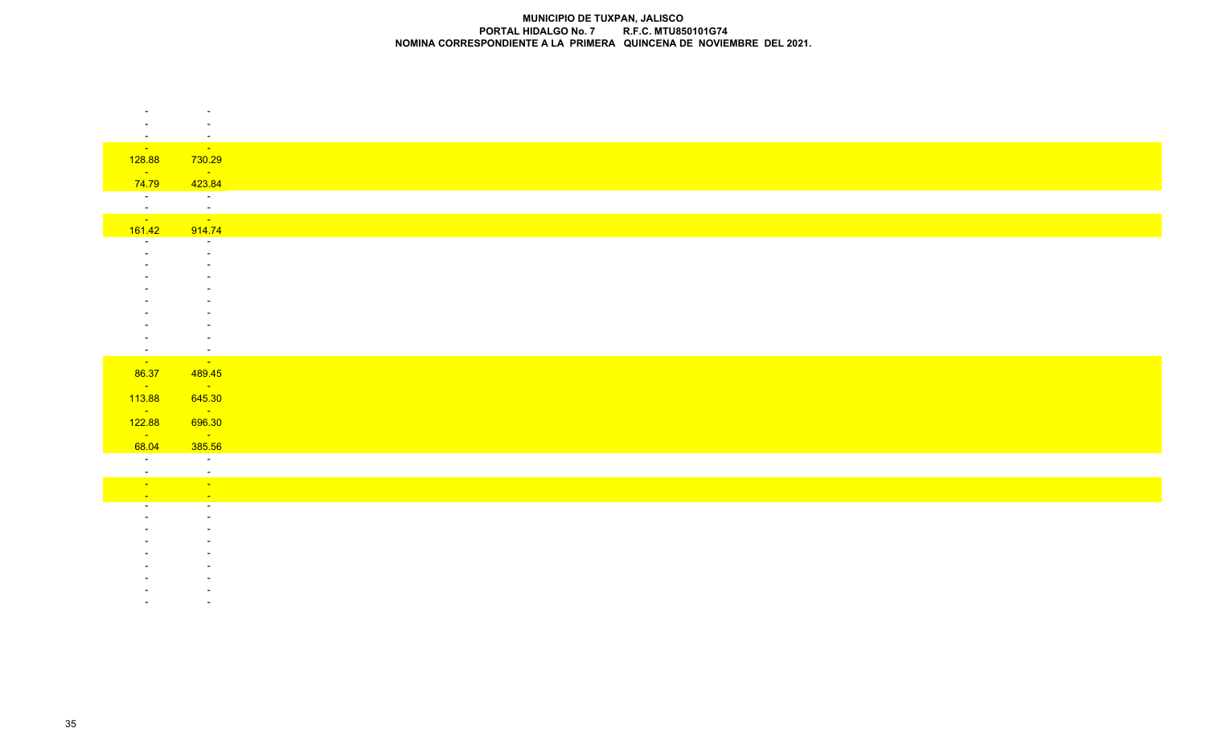**MUNICIPIO DE TUXPAN, JALISCO**
**PORTAL HIDALGO No. 7 R.F.C. MTU850101G74**
**NOMINA CORRESPONDIENTE A LA PRIMERA QUINCENA DE NOVIEMBRE DEL 2021.**

| | |
|---|---|
| - | - |
| - | - |
| - | - |
| - | - |
| 128.88 | 730.29 |
| - | - |
| 74.79 | 423.84 |
| - | - |
| - | - |
| - | - |
| 161.42 | 914.74 |
| - | - |
| - | - |
| - | - |
| - | - |
| - | - |
| - | - |
| - | - |
| - | - |
| - | - |
| - | - |
| - | - |
| 86.37 | 489.45 |
| - | - |
| 113.88 | 645.30 |
| - | - |
| 122.88 | 696.30 |
| - | - |
| 68.04 | 385.56 |
| - | - |
| - | - |
| - | - |
| - | - |
| - | - |
| - | - |
| - | - |
| - | - |
| - | - |
| - | - |
| - | - |
| - | - |
| - | - |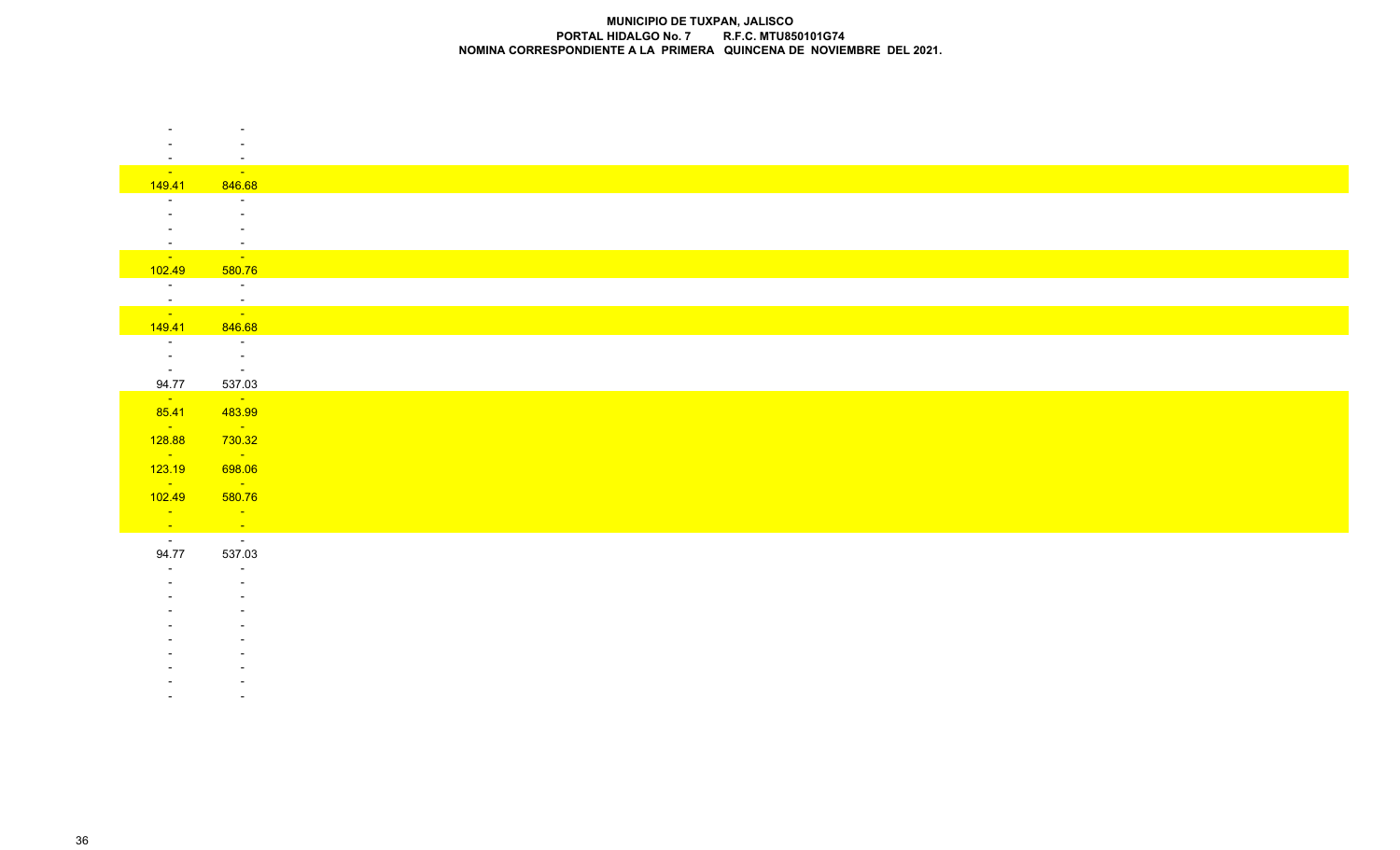**MUNICIPIO DE TUXPAN, JALISCO**
**PORTAL HIDALGO No. 7 R.F.C. MTU850101G74**
**NOMINA CORRESPONDIENTE A LA PRIMERA QUINCENA DE NOVIEMBRE DEL 2021.**

| | |
|---|---|
| - | - |
| - | - |
| - | - |
| - | - |
| 149.41 | 846.68 |
| - | - |
| - | - |
| - | - |
| - | - |
| - | - |
| 102.49 | 580.76 |
| - | - |
| - | - |
| - | - |
| 149.41 | 846.68 |
| - | - |
| - | - |
| - | - |
| 94.77 | 537.03 |
| - | - |
| 85.41 | 483.99 |
| - | - |
| 128.88 | 730.32 |
| - | - |
| 123.19 | 698.06 |
| - | - |
| 102.49 | 580.76 |
| - | - |
| - | - |
| - | - |
| 94.77 | 537.03 |
| - | - |
| - | - |
| - | - |
| - | - |
| - | - |
| - | - |
| - | - |
| - | - |
| - | - |
| - | - |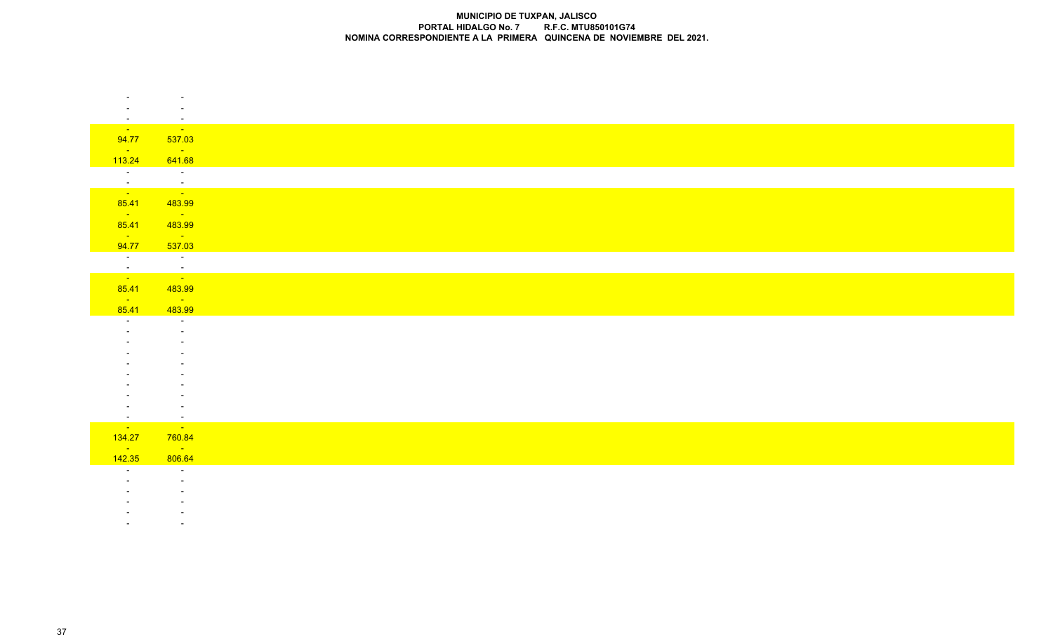**MUNICIPIO DE TUXPAN, JALISCO**
**PORTAL HIDALGO No. 7 R.F.C. MTU850101G74**
**NOMINA CORRESPONDIENTE A LA PRIMERA QUINCENA DE NOVIEMBRE DEL 2021.**

| | |
|---|---|
| - | - |
| - | - |
| - | - |
| - | - |
| 94.77 | 537.03 |
| - | - |
| 113.24 | 641.68 |
| - | - |
| - | - |
| - | - |
| 85.41 | 483.99 |
| - | - |
| 85.41 | 483.99 |
| - | - |
| 94.77 | 537.03 |
| - | - |
| - | - |
| - | - |
| 85.41 | 483.99 |
| - | - |
| 85.41 | 483.99 |
| - | - |
| - | - |
| - | - |
| - | - |
| - | - |
| - | - |
| - | - |
| - | - |
| - | - |
| - | - |
| - | - |
| 134.27 | 760.84 |
| - | - |
| 142.35 | 806.64 |
| - | - |
| - | - |
| - | - |
| - | - |
| - | - |
| - | - |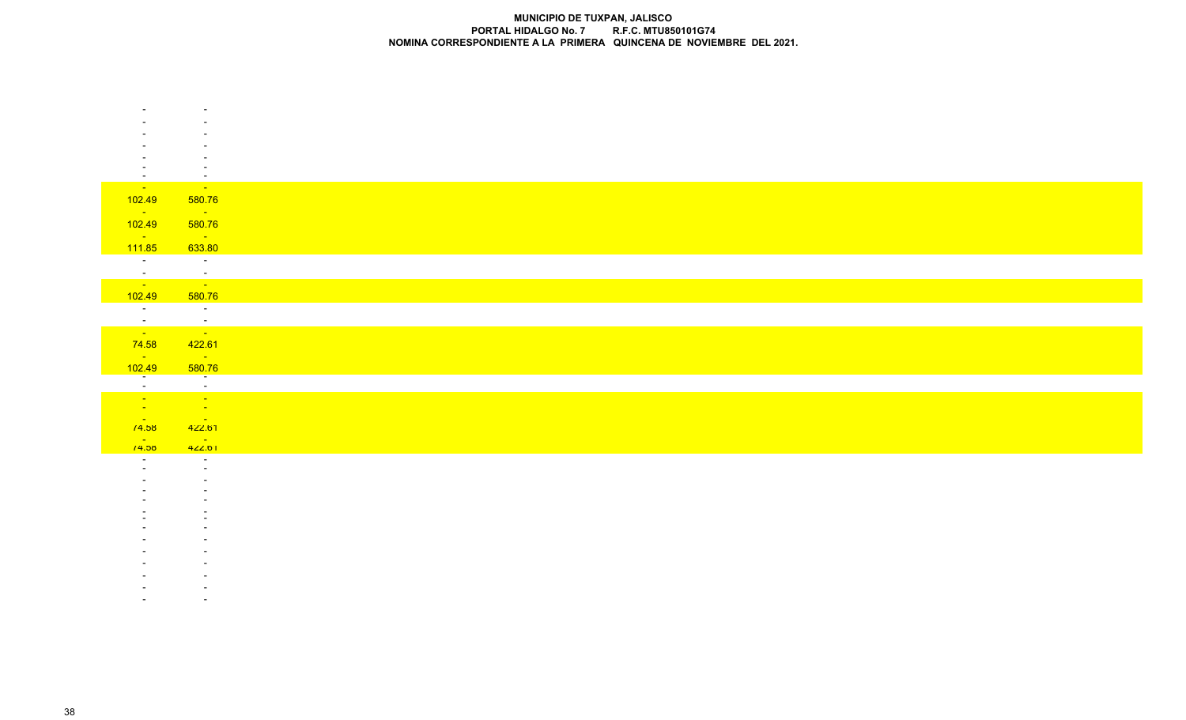**MUNICIPIO DE TUXPAN, JALISCO**
**PORTAL HIDALGO No. 7 R.F.C. MTU850101G74**
**NOMINA CORRESPONDIENTE A LA PRIMERA QUINCENA DE NOVIEMBRE DEL 2021.**

| | |
|---|---|
| - | - |
| - | - |
| - | - |
| - | - |
| - | - |
| - | - |
| - | - |
| - | - |
| 102.49 | 580.76 |
| - | - |
| 102.49 | 580.76 |
| - | - |
| 111.85 | 633.80 |
| - | - |
| - | - |
| - | - |
| 102.49 | 580.76 |
| - | - |
| - | - |
| - | - |
| 74.58 | 422.61 |
| - | - |
| 102.49 | 580.76 |
| - | - |
| - | - |
| - | - |
| - | - |
| - | - |
| 74.58 | 422.61 |
| - | - |
| 74.58 | 422.61 |
| - | - |
| - | - |
| - | - |
| - | - |
| - | - |
| - | - |
| - | - |
| - | - |
| - | - |
| - | - |
| - | - |
| - | - |
| - | - |
| - | - |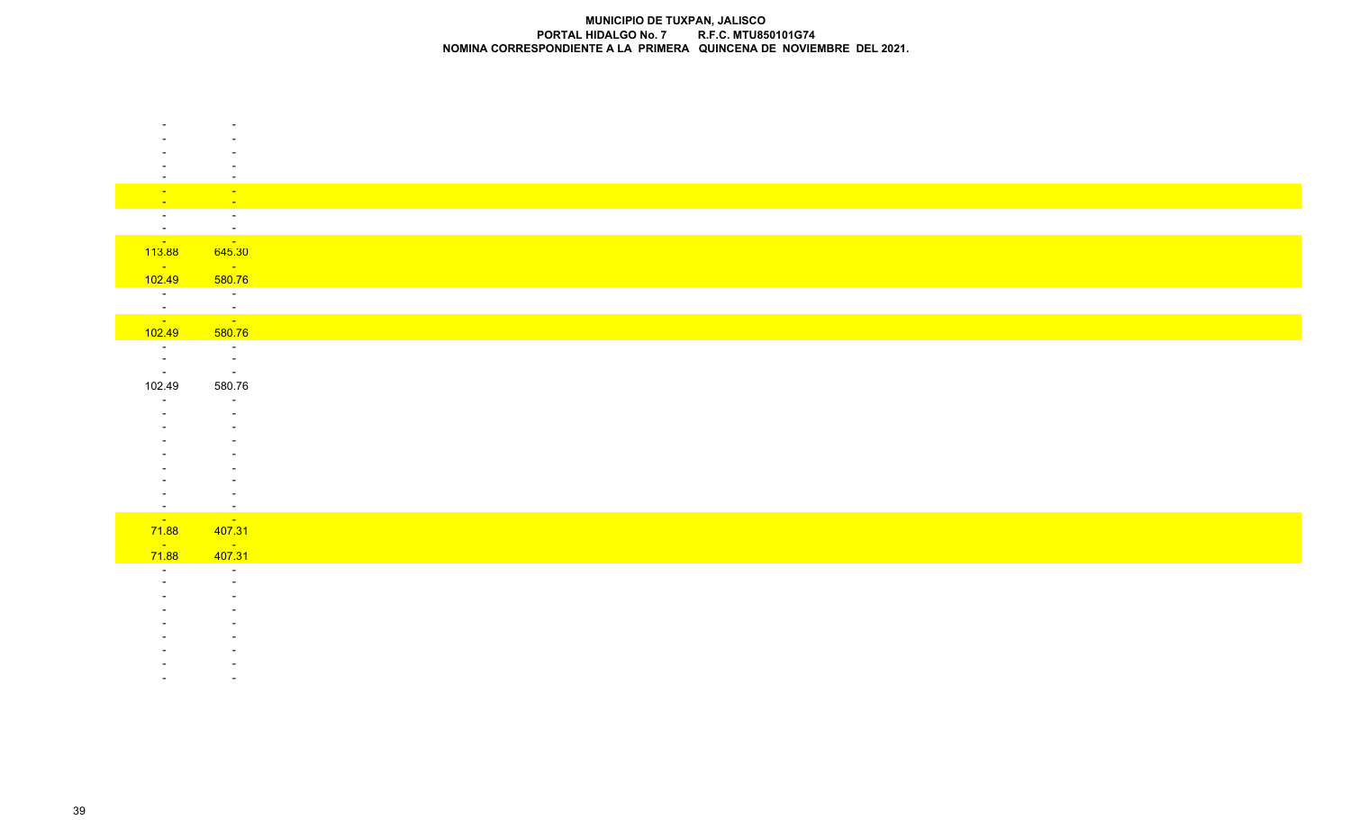**MUNICIPIO DE TUXPAN, JALISCO**
**PORTAL HIDALGO No. 7 R.F.C. MTU850101G74**
**NOMINA CORRESPONDIENTE A LA PRIMERA QUINCENA DE NOVIEMBRE DEL 2021.**

| | |
|---|---|
| - | - |
| - | - |
| - | - |
| - | - |
| - | - |
| - | - |
| - | - |
| - | - |
| - | - |
| - | - |
| 113.88 | 645.30 |
| - | - |
| 102.49 | 580.76 |
| - | - |
| - | - |
| - | - |
| 102.49 | 580.76 |
| - | - |
| - | - |
| - | - |
| 102.49 | 580.76 |
| - | - |
| - | - |
| - | - |
| - | - |
| - | - |
| - | - |
| - | - |
| - | - |
| - | - |
| - | - |
| 71.88 | 407.31 |
| - | - |
| 71.88 | 407.31 |
| - | - |
| - | - |
| - | - |
| - | - |
| - | - |
| - | - |
| - | - |
| - | - |
| - | - |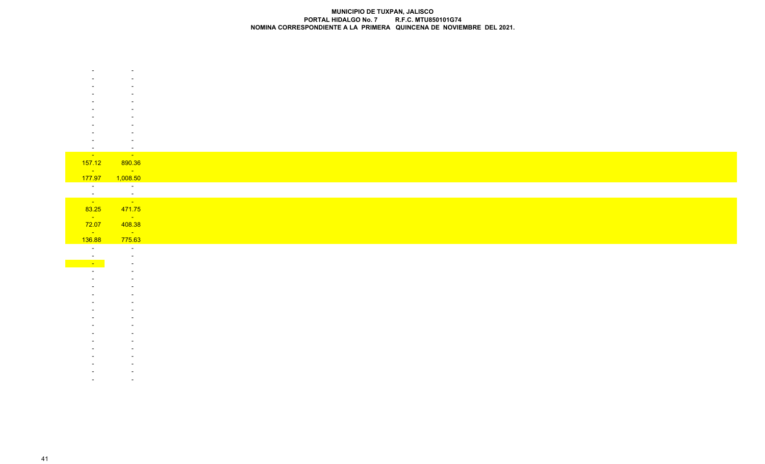**MUNICIPIO DE TUXPAN, JALISCO**
**PORTAL HIDALGO No. 7 R.F.C. MTU850101G74**
**NOMINA CORRESPONDIENTE A LA PRIMERA QUINCENA DE NOVIEMBRE DEL 2021.**

| | |
|---|---|
| - | - |
| - | - |
| - | - |
| - | - |
| - | - |
| - | - |
| - | - |
| - | - |
| - | - |
| - | - |
| - | - |
| - | - |
| 157.12 | 890.36 |
| - | - |
| 177.97 | 1,008.50 |
| - | - |
| - | - |
| - | - |
| 83.25 | 471.75 |
| - | - |
| 72.07 | 408.38 |
| - | - |
| 136.88 | 775.63 |
| - | - |
| - | - |
| - | - |
| - | - |
| - | - |
| - | - |
| - | - |
| - | - |
| - | - |
| - | - |
| - | - |
| - | - |
| - | - |
| - | - |
| - | - |
| - | - |
| - | - |
| - | - |
| - | - |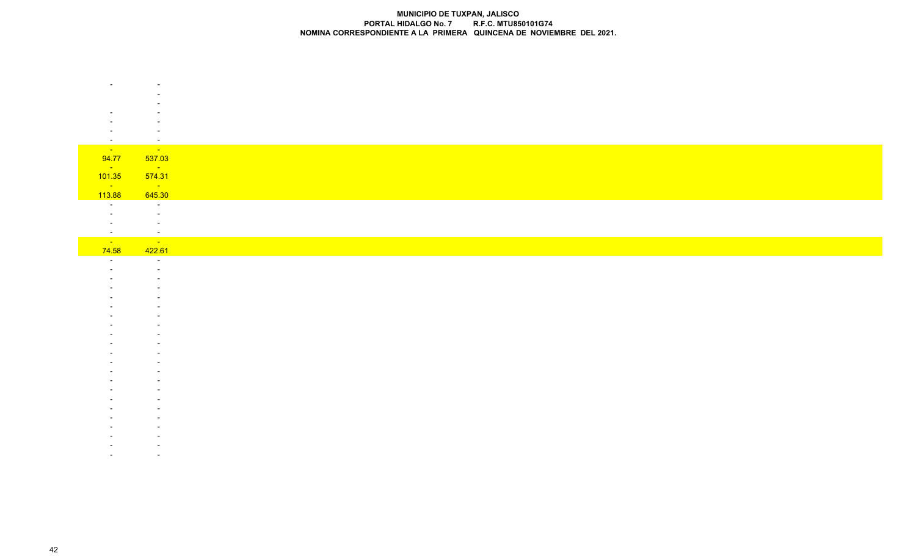**MUNICIPIO DE TUXPAN, JALISCO**
**PORTAL HIDALGO No. 7 R.F.C. MTU850101G74**
**NOMINA CORRESPONDIENTE A LA PRIMERA QUINCENA DE NOVIEMBRE DEL 2021.**

| | |
|---|---|
| - | - |
| | - |
| | - |
| - | - |
| - | - |
| - | - |
| - | - |
| - | - |
| 94.77 | 537.03 |
| - | - |
| 101.35 | 574.31 |
| - | - |
| 113.88 | 645.30 |
| - | - |
| - | - |
| - | - |
| - | - |
| - | - |
| 74.58 | 422.61 |
| - | - |
| - | - |
| - | - |
| - | - |
| - | - |
| - | - |
| - | - |
| - | - |
| - | - |
| - | - |
| - | - |
| - | - |
| - | - |
| - | - |
| - | - |
| - | - |
| - | - |
| - | - |
| - | - |
| - | - |
| - | - |
| - | - |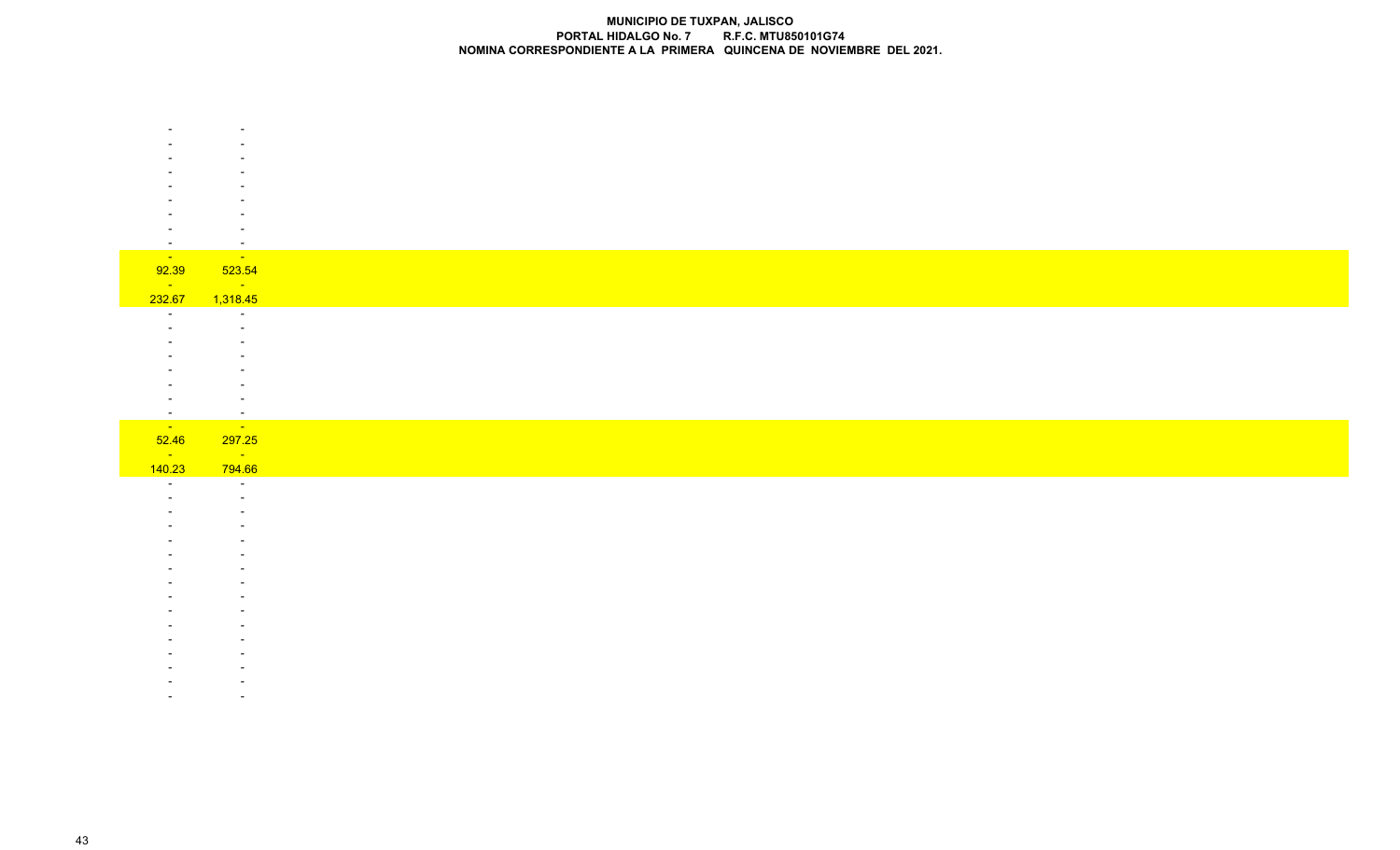**MUNICIPIO DE TUXPAN, JALISCO**
**PORTAL HIDALGO No. 7 R.F.C. MTU850101G74**
**NOMINA CORRESPONDIENTE A LA PRIMERA QUINCENA DE NOVIEMBRE DEL 2021.**

| | |
|---|---|
| - | - |
| - | - |
| - | - |
| - | - |
| - | - |
| - | - |
| - | - |
| - | - |
| - | - |
| - | - |
| 92.39 | 523.54 |
| - | - |
| 232.67 | 1,318.45 |
| - | - |
| - | - |
| - | - |
| - | - |
| - | - |
| - | - |
| - | - |
| - | - |
| - | - |
| - | - |
| 52.46 | 297.25 |
| - | - |
| 140.23 | 794.66 |
| - | - |
| - | - |
| - | - |
| - | - |
| - | - |
| - | - |
| - | - |
| - | - |
| - | - |
| - | - |
| - | - |
| - | - |
| - | - |
| - | - |
| - | - |
| - | - |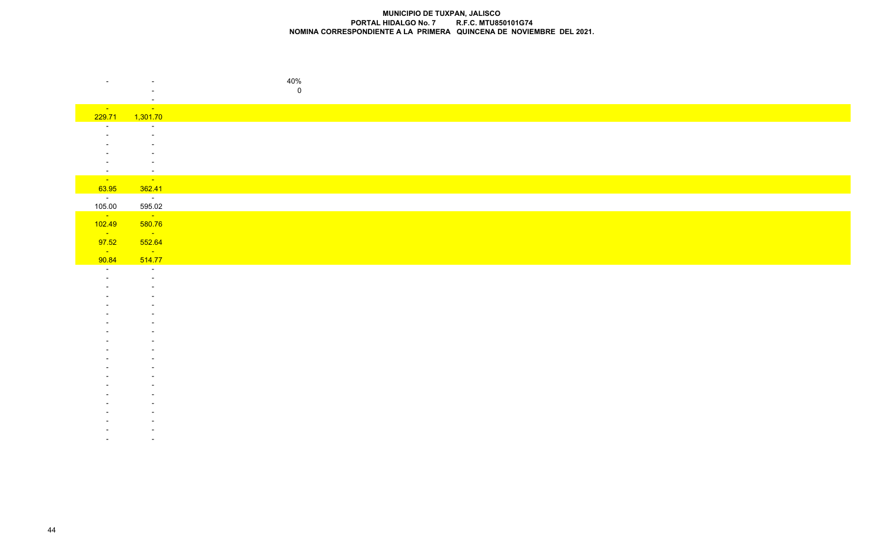**MUNICIPIO DE TUXPAN, JALISCO**
**PORTAL HIDALGO No. 7 R.F.C. MTU850101G74**
**NOMINA CORRESPONDIENTE A LA PRIMERA QUINCENA DE NOVIEMBRE DEL 2021.**

| | | |
|---|---|---|
| - | - | 40% |
| | - | 0 |
| | - | |
| - | - | |
| 229.71 | 1,301.70 | |
| - | - | |
| - | - | |
| - | - | |
| - | - | |
| - | - | |
| - | - | |
| - | - | |
| 63.95 | 362.41 | |
| - | - | |
| 105.00 | 595.02 | |
| - | - | |
| 102.49 | 580.76 | |
| - | - | |
| 97.52 | 552.64 | |
| - | - | |
| 90.84 | 514.77 | |
| - | - | |
| - | - | |
| - | - | |
| - | - | |
| - | - | |
| - | - | |
| - | - | |
| - | - | |
| - | - | |
| - | - | |
| - | - | |
| - | - | |
| - | - | |
| - | - | |
| - | - | |
| - | - | |
| - | - | |
| - | - | |
| - | - | |
| - | - | |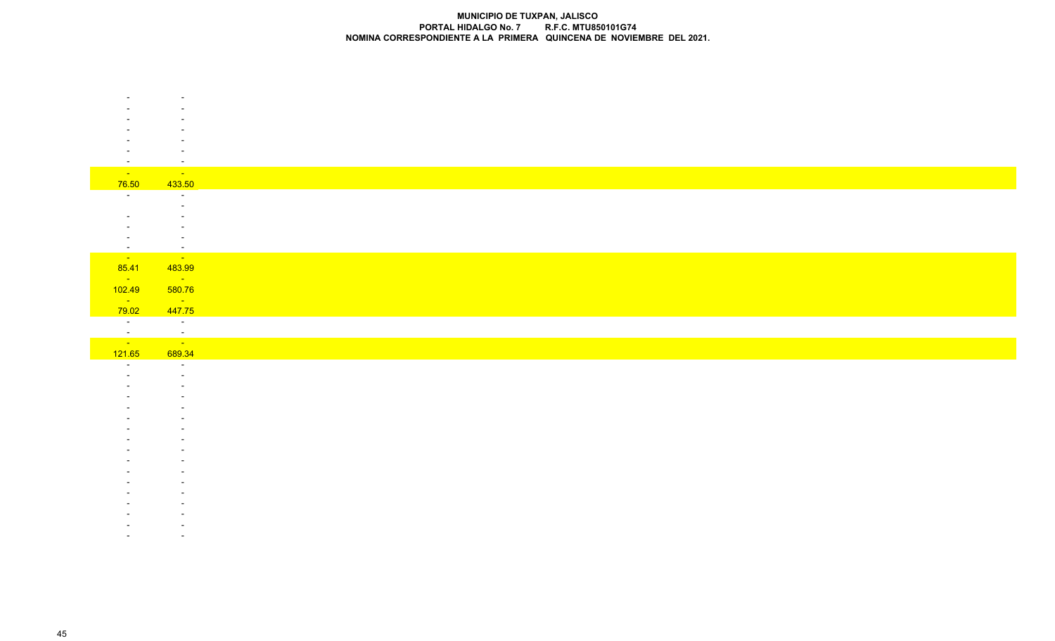**MUNICIPIO DE TUXPAN, JALISCO**
**PORTAL HIDALGO No. 7 R.F.C. MTU850101G74**
**NOMINA CORRESPONDIENTE A LA PRIMERA QUINCENA DE NOVIEMBRE DEL 2021.**

| | |
|---|---|
| - | - |
| - | - |
| - | - |
| - | - |
| - | - |
| - | - |
| - | - |
| - | - |
| 76.50 | 433.50 |
| - | - |
| | - |
| - | - |
| - | - |
| - | - |
| - | - |
| - | - |
| 85.41 | 483.99 |
| - | - |
| 102.49 | 580.76 |
| - | - |
| 79.02 | 447.75 |
| - | - |
| - | - |
| - | - |
| 121.65 | 689.34 |
| - | - |
| - | - |
| - | - |
| - | - |
| - | - |
| - | - |
| - | - |
| - | - |
| - | - |
| - | - |
| - | - |
| - | - |
| - | - |
| - | - |
| - | - |
| - | - |
| - | - |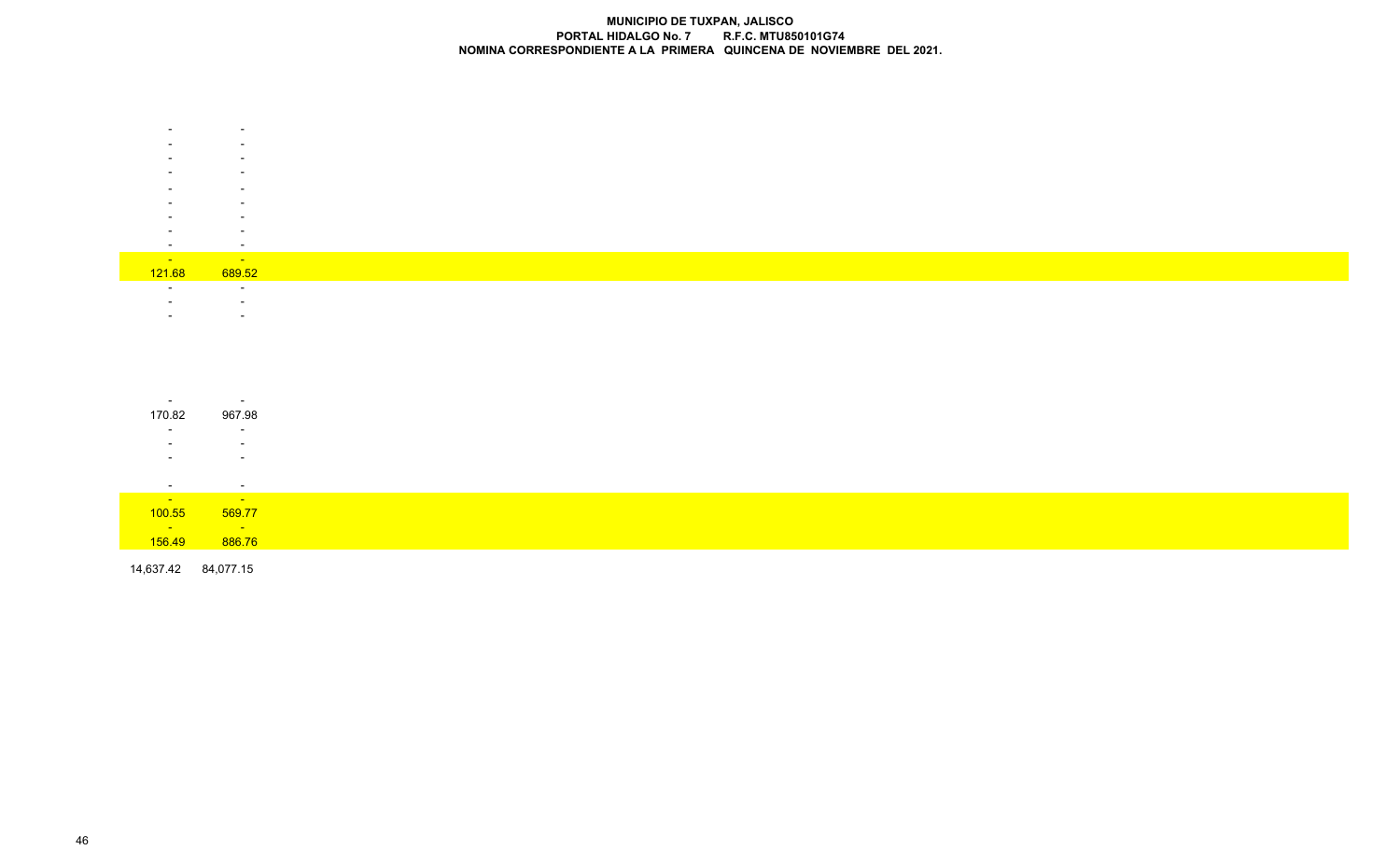**MUNICIPIO DE TUXPAN, JALISCO**
**PORTAL HIDALGO No. 7 R.F.C. MTU850101G74**
**NOMINA CORRESPONDIENTE A LA PRIMERA QUINCENA DE NOVIEMBRE DEL 2021.**

| | |
|---|---|
| - | - |
| - | - |
| - | - |
| - | - |
| - | - |
| - | - |
| - | - |
| - | - |
| - | - |
| - | - |
| 121.68 | 689.52 |
| - | - |
| - | - |
| - | - |
| - | - |
| 170.82 | 967.98 |
| - | - |
| - | - |
| - | - |
| - | - |
| - | - |
| 100.55 | 569.77 |
| - | - |
| 156.49 | 886.76 |
| 14,637.42 | 84,077.15 |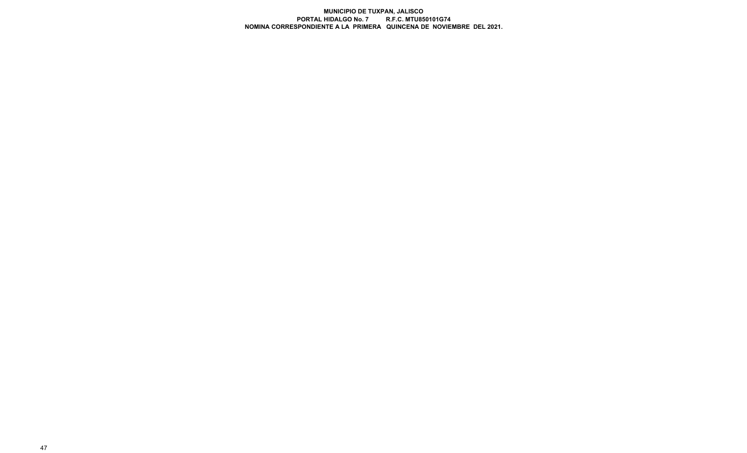**MUNICIPIO DE TUXPAN, JALISCO**
**PORTAL HIDALGO No. 7 R.F.C. MTU850101G74**
**NOMINA CORRESPONDIENTE A LA PRIMERA QUINCENA DE NOVIEMBRE DEL 2021.**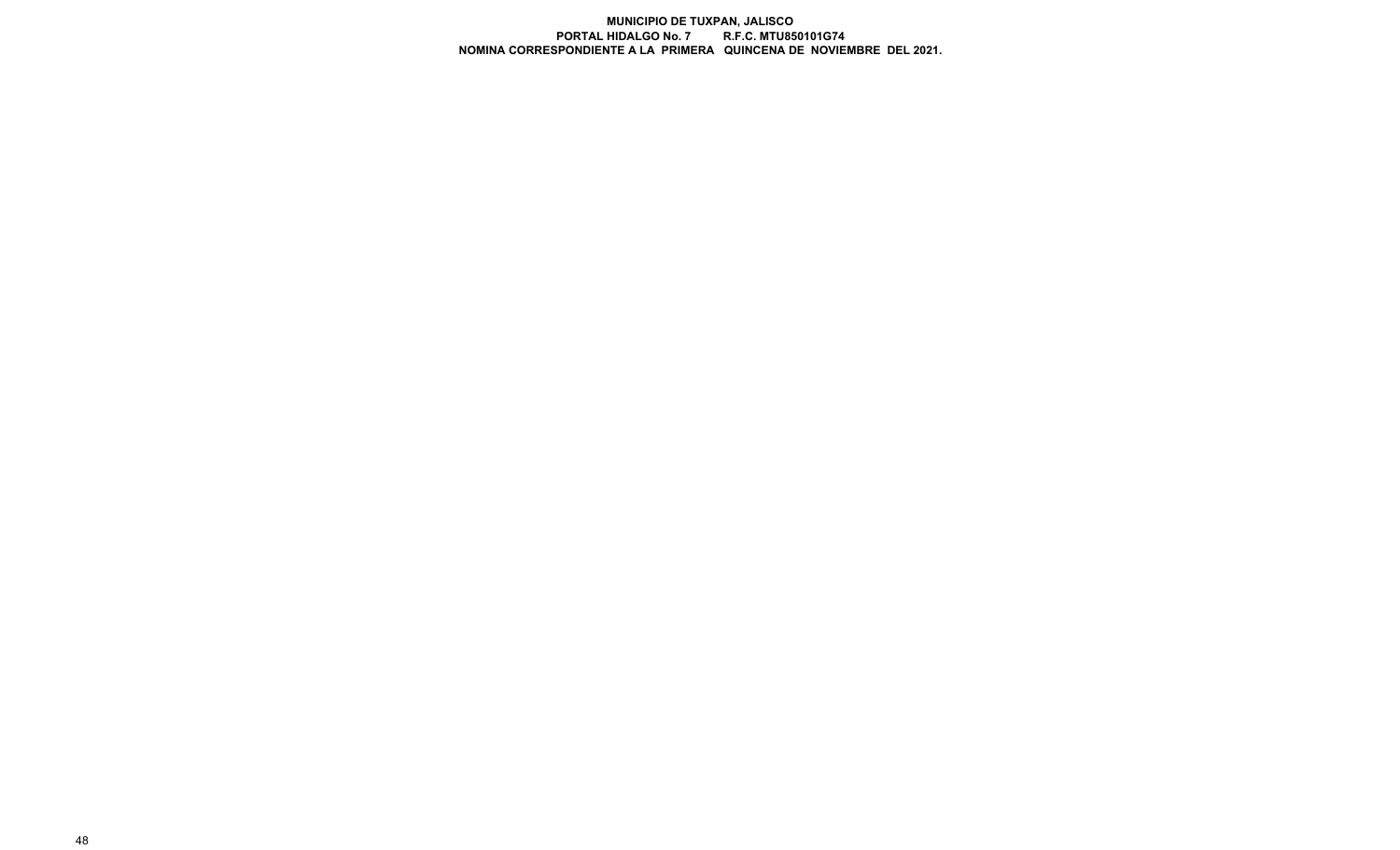**MUNICIPIO DE TUXPAN, JALISCO**
**PORTAL HIDALGO No. 7 R.F.C. MTU850101G74**
**NOMINA CORRESPONDIENTE A LA PRIMERA QUINCENA DE NOVIEMBRE DEL 2021.**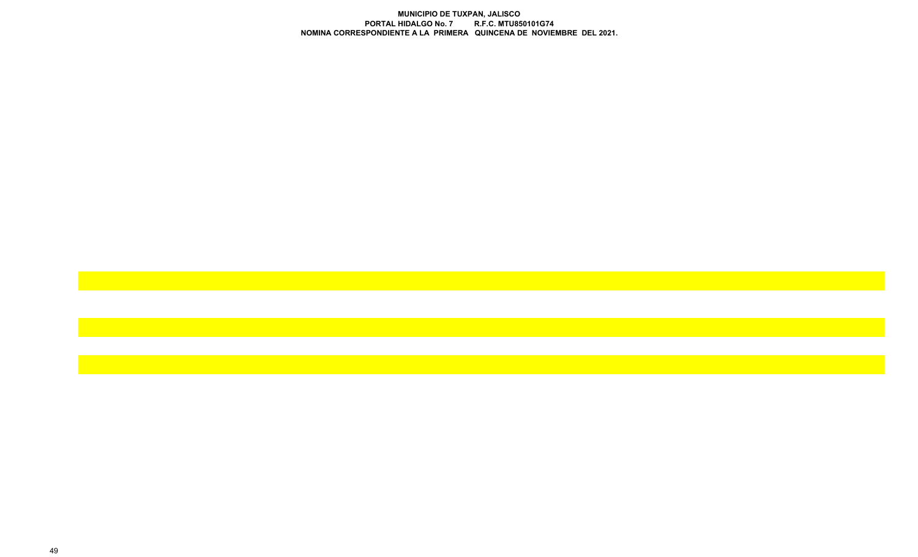**MUNICIPIO DE TUXPAN, JALISCO**
**PORTAL HIDALGO No. 7 R.F.C. MTU850101G74**
**NOMINA CORRESPONDIENTE A LA PRIMERA QUINCENA DE NOVIEMBRE DEL 2021.**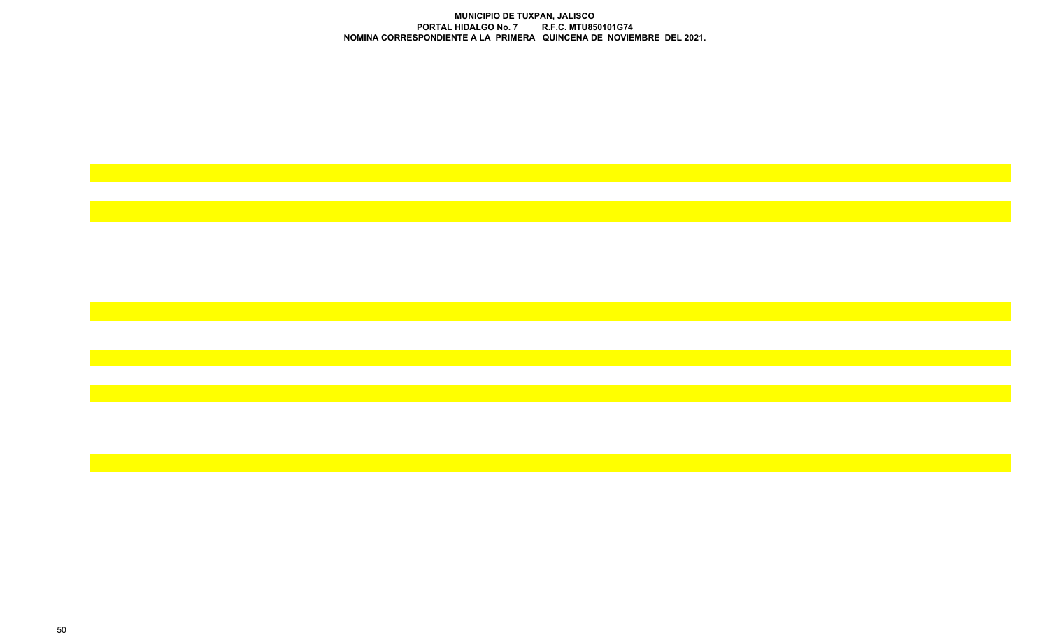**MUNICIPIO DE TUXPAN, JALISCO**
**PORTAL HIDALGO No. 7 R.F.C. MTU850101G74**
**NOMINA CORRESPONDIENTE A LA PRIMERA QUINCENA DE NOVIEMBRE DEL 2021.**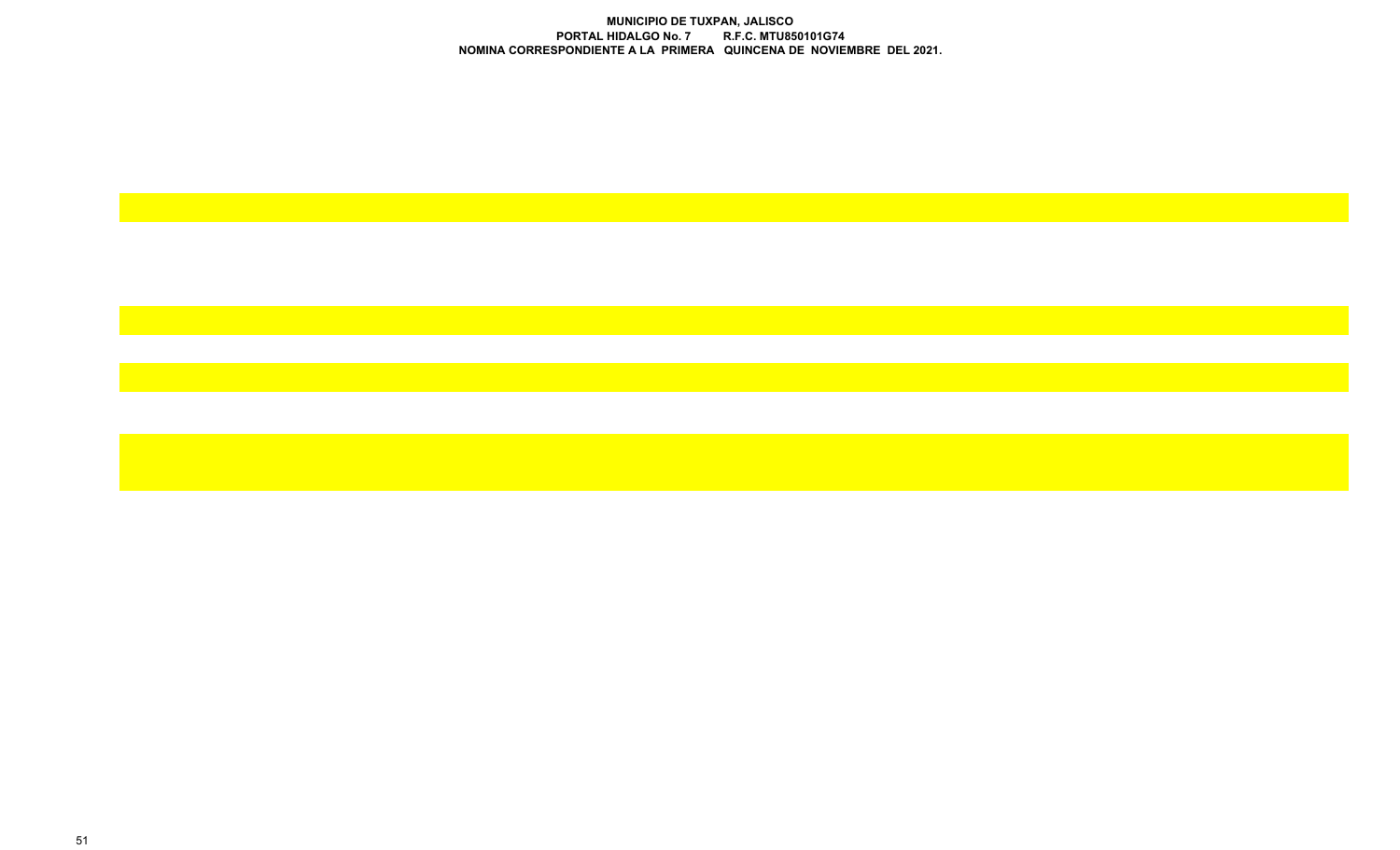**MUNICIPIO DE TUXPAN, JALISCO**
**PORTAL HIDALGO No. 7 R.F.C. MTU850101G74**
**NOMINA CORRESPONDIENTE A LA PRIMERA QUINCENA DE NOVIEMBRE DEL 2021.**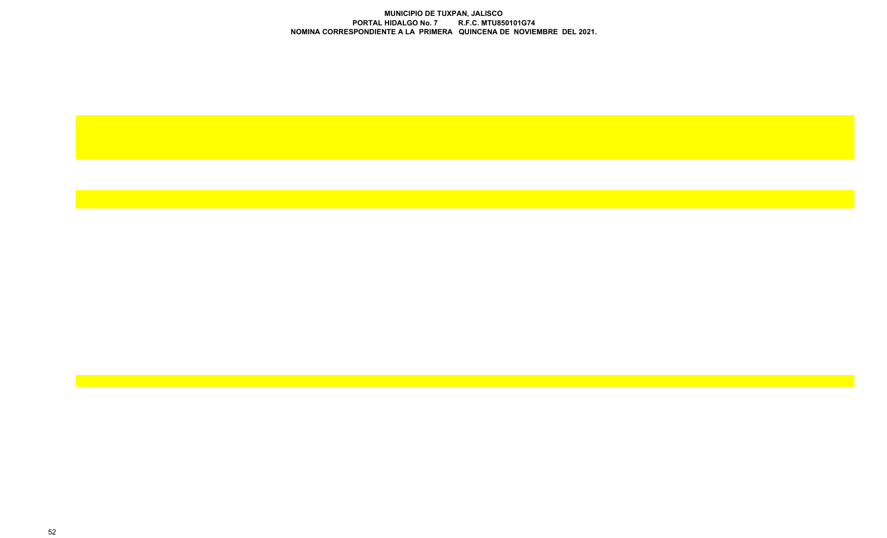**MUNICIPIO DE TUXPAN, JALISCO**
**PORTAL HIDALGO No. 7 R.F.C. MTU850101G74**
**NOMINA CORRESPONDIENTE A LA PRIMERA QUINCENA DE NOVIEMBRE DEL 2021.**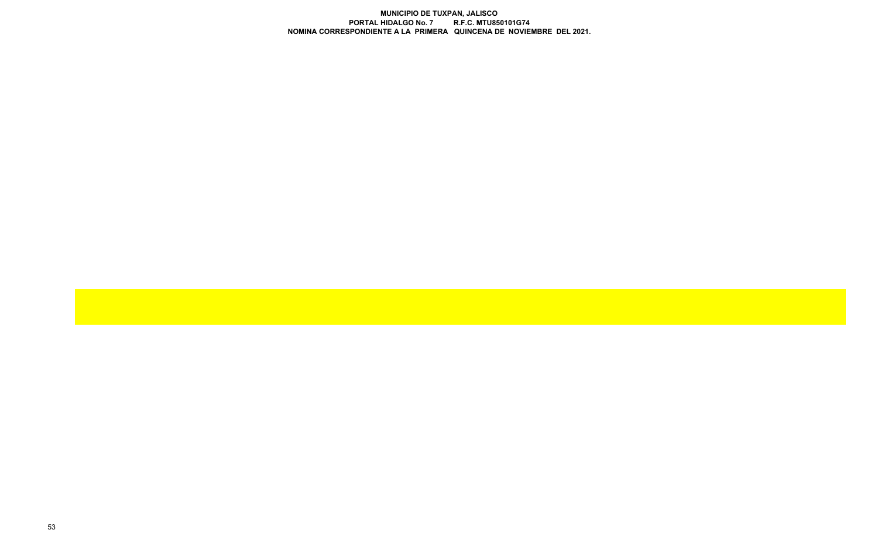**MUNICIPIO DE TUXPAN, JALISCO**
**PORTAL HIDALGO No. 7 R.F.C. MTU850101G74**
**NOMINA CORRESPONDIENTE A LA PRIMERA QUINCENA DE NOVIEMBRE DEL 2021.**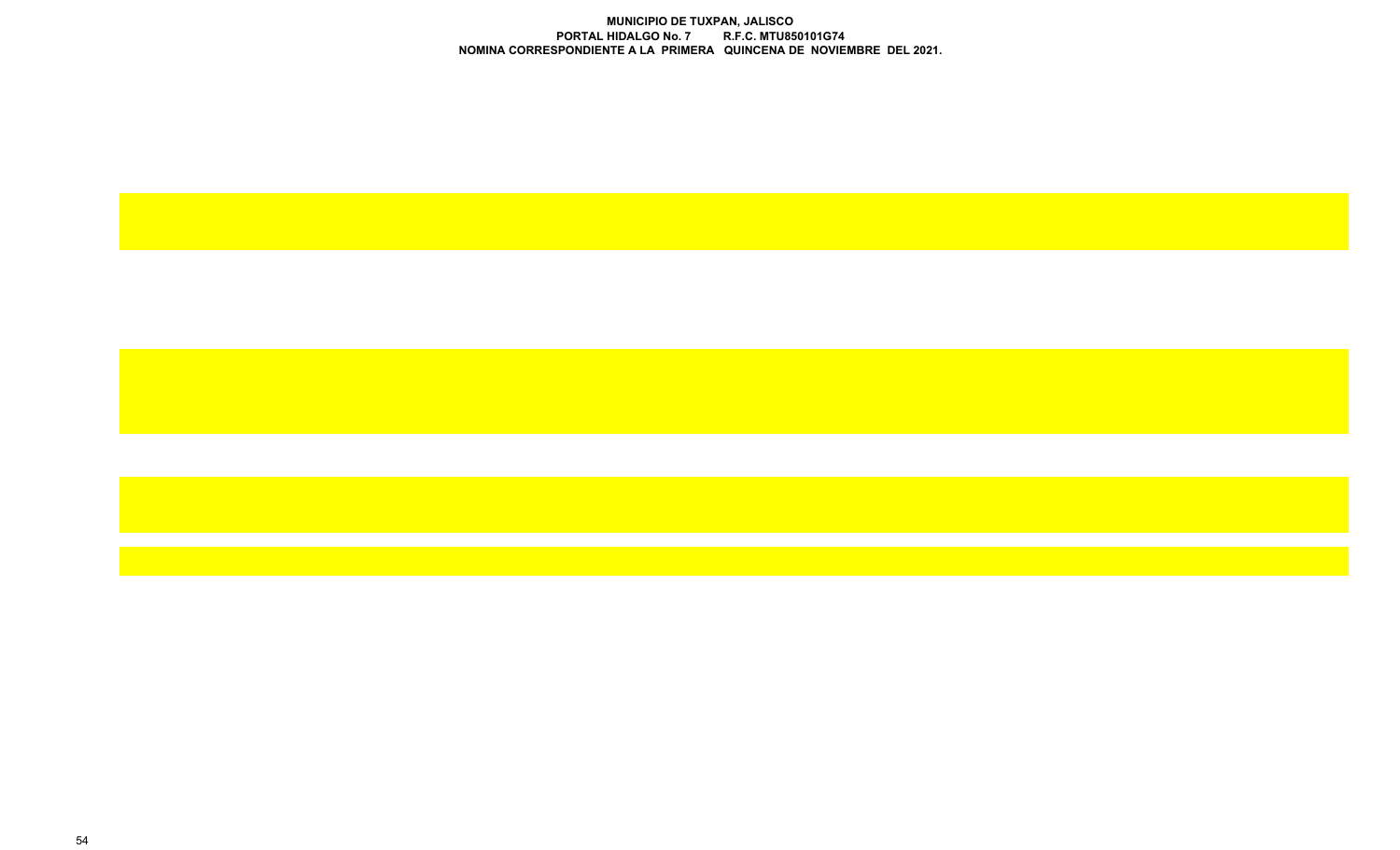**MUNICIPIO DE TUXPAN, JALISCO**
**PORTAL HIDALGO No. 7 R.F.C. MTU850101G74**
**NOMINA CORRESPONDIENTE A LA PRIMERA QUINCENA DE NOVIEMBRE DEL 2021.**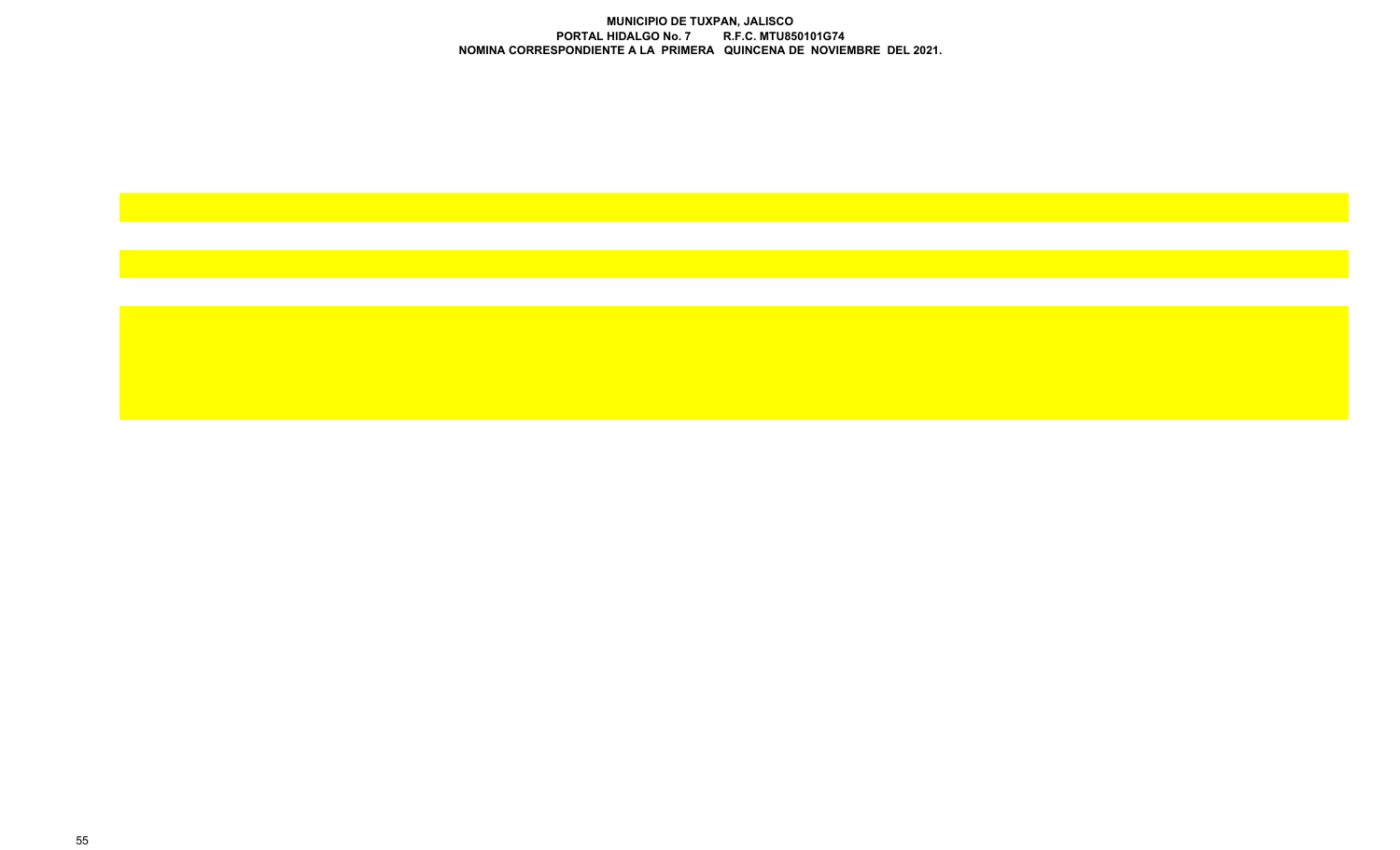**MUNICIPIO DE TUXPAN, JALISCO**
**PORTAL HIDALGO No. 7 R.F.C. MTU850101G74**
**NOMINA CORRESPONDIENTE A LA PRIMERA QUINCENA DE NOVIEMBRE DEL 2021.**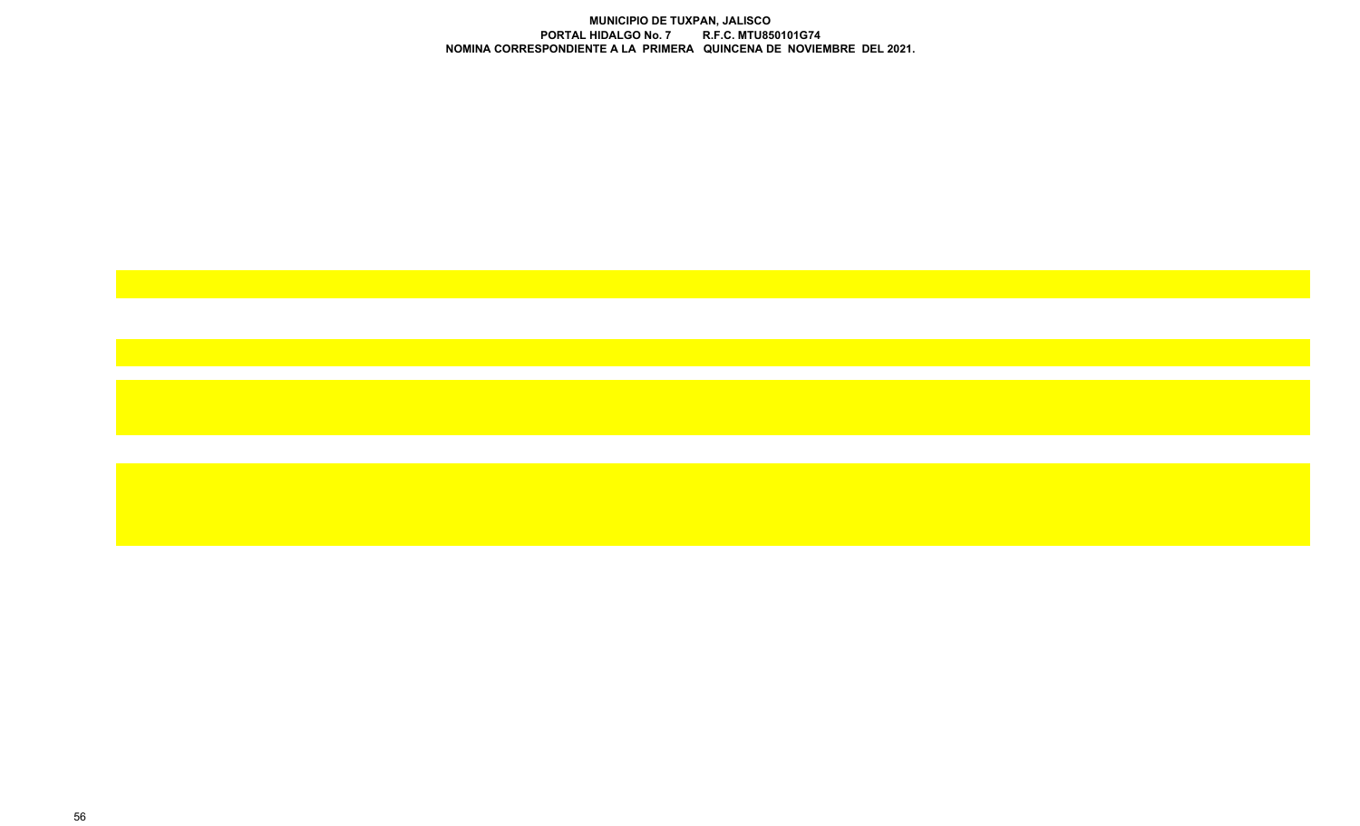**MUNICIPIO DE TUXPAN, JALISCO**
**PORTAL HIDALGO No. 7 R.F.C. MTU850101G74**
**NOMINA CORRESPONDIENTE A LA PRIMERA QUINCENA DE NOVIEMBRE DEL 2021.**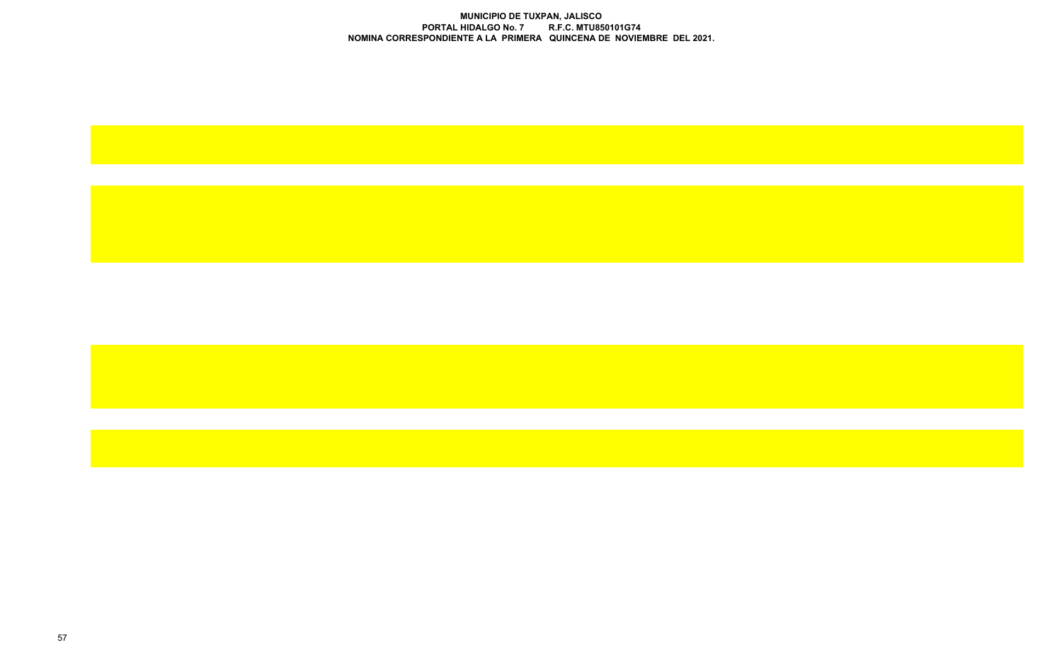**MUNICIPIO DE TUXPAN, JALISCO**
**PORTAL HIDALGO No. 7 R.F.C. MTU850101G74**
**NOMINA CORRESPONDIENTE A LA PRIMERA QUINCENA DE NOVIEMBRE DEL 2021.**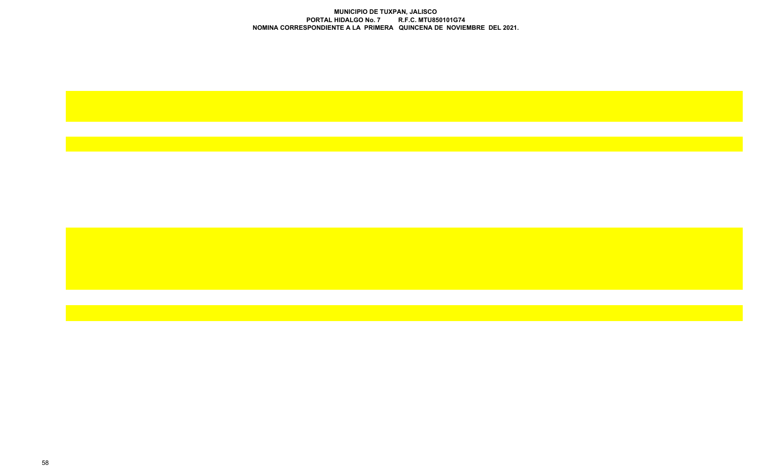**MUNICIPIO DE TUXPAN, JALISCO**
**PORTAL HIDALGO No. 7 R.F.C. MTU850101G74**
**NOMINA CORRESPONDIENTE A LA PRIMERA QUINCENA DE NOVIEMBRE DEL 2021.**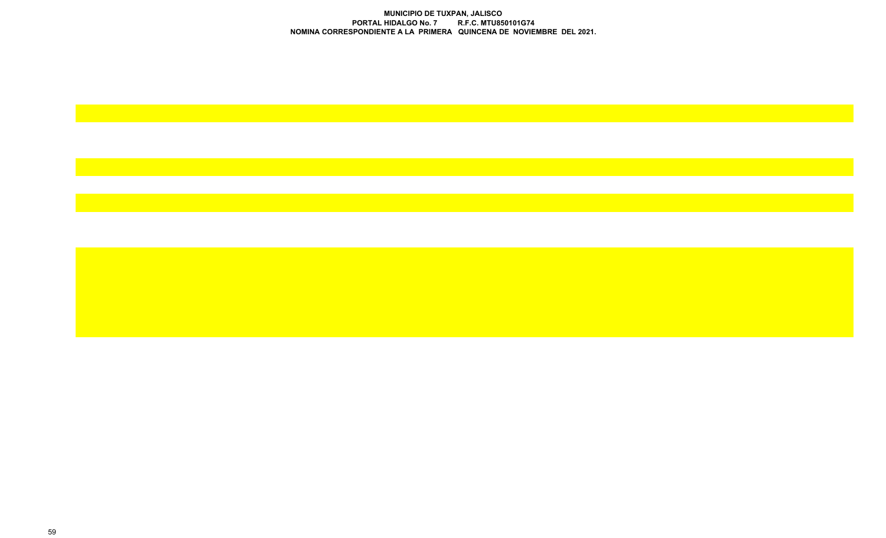**MUNICIPIO DE TUXPAN, JALISCO**
**PORTAL HIDALGO No. 7 R.F.C. MTU850101G74**
**NOMINA CORRESPONDIENTE A LA PRIMERA QUINCENA DE NOVIEMBRE DEL 2021.**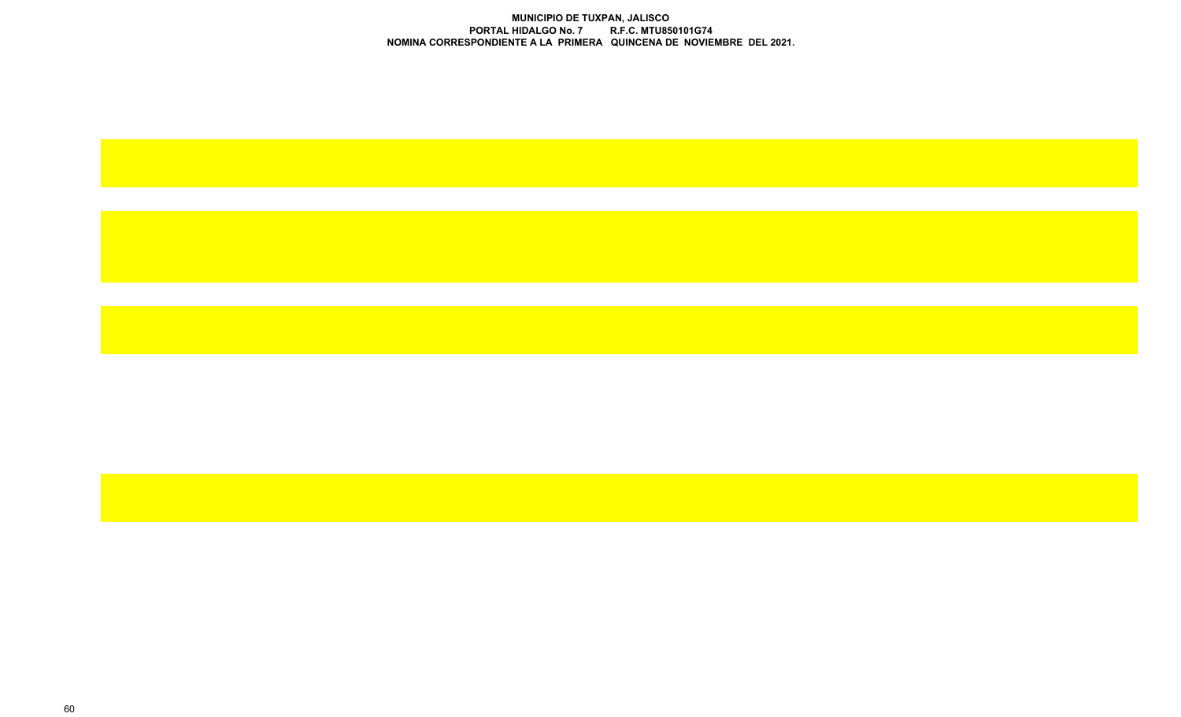**MUNICIPIO DE TUXPAN, JALISCO**
**PORTAL HIDALGO No. 7 R.F.C. MTU850101G74**
**NOMINA CORRESPONDIENTE A LA PRIMERA QUINCENA DE NOVIEMBRE DEL 2021.**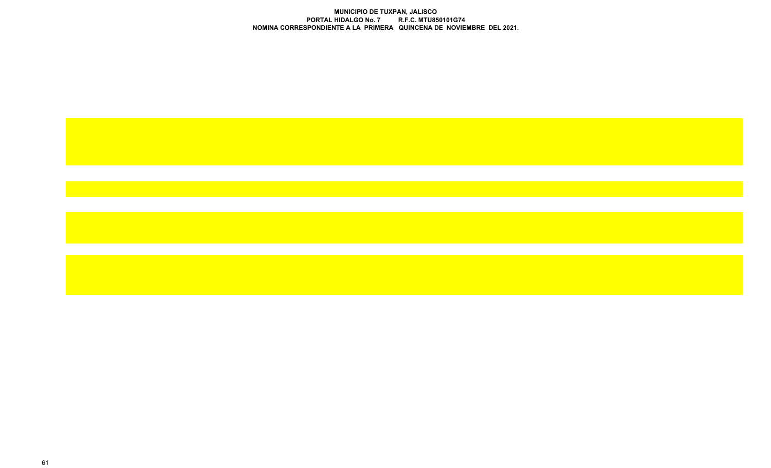**MUNICIPIO DE TUXPAN, JALISCO**
**PORTAL HIDALGO No. 7 R.F.C. MTU850101G74**
**NOMINA CORRESPONDIENTE A LA PRIMERA QUINCENA DE NOVIEMBRE DEL 2021.**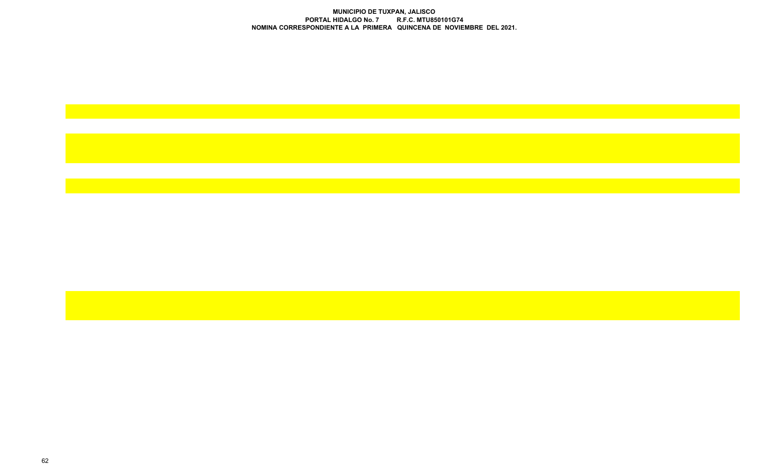**MUNICIPIO DE TUXPAN, JALISCO**
**PORTAL HIDALGO No. 7 R.F.C. MTU850101G74**
**NOMINA CORRESPONDIENTE A LA PRIMERA QUINCENA DE NOVIEMBRE DEL 2021.**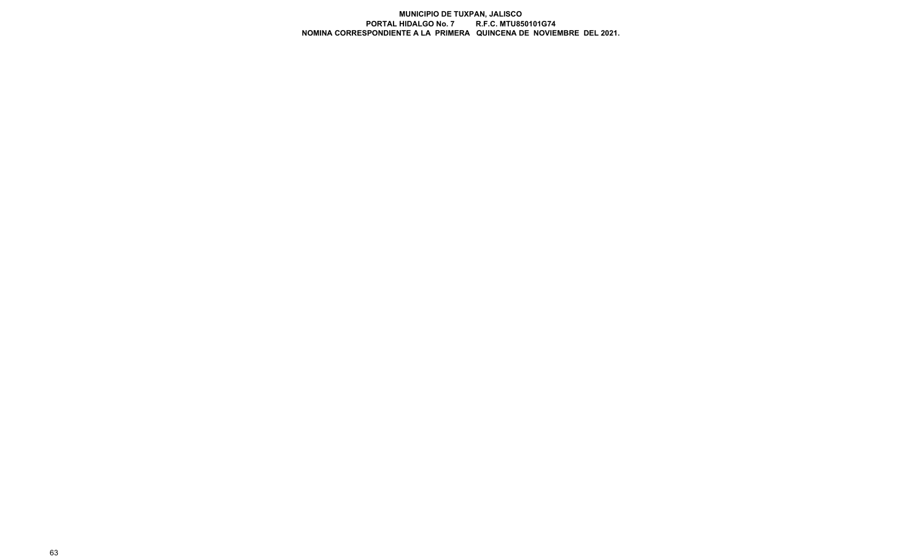**MUNICIPIO DE TUXPAN, JALISCO**
**PORTAL HIDALGO No. 7 R.F.C. MTU850101G74**
**NOMINA CORRESPONDIENTE A LA PRIMERA QUINCENA DE NOVIEMBRE DEL 2021.**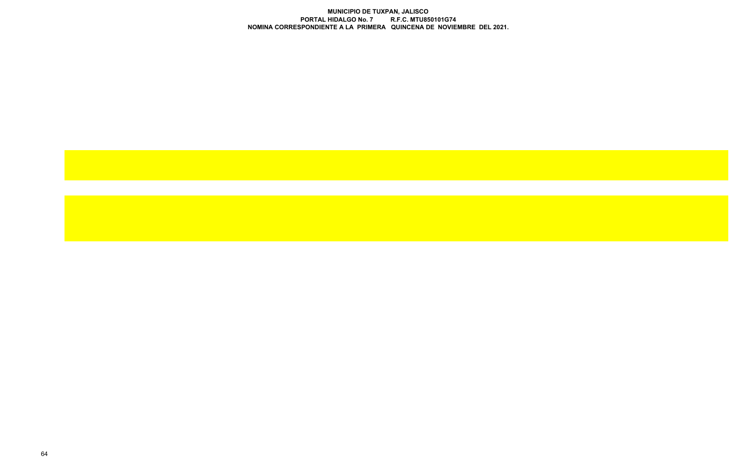**MUNICIPIO DE TUXPAN, JALISCO**
**PORTAL HIDALGO No. 7 R.F.C. MTU850101G74**
**NOMINA CORRESPONDIENTE A LA PRIMERA QUINCENA DE NOVIEMBRE DEL 2021.**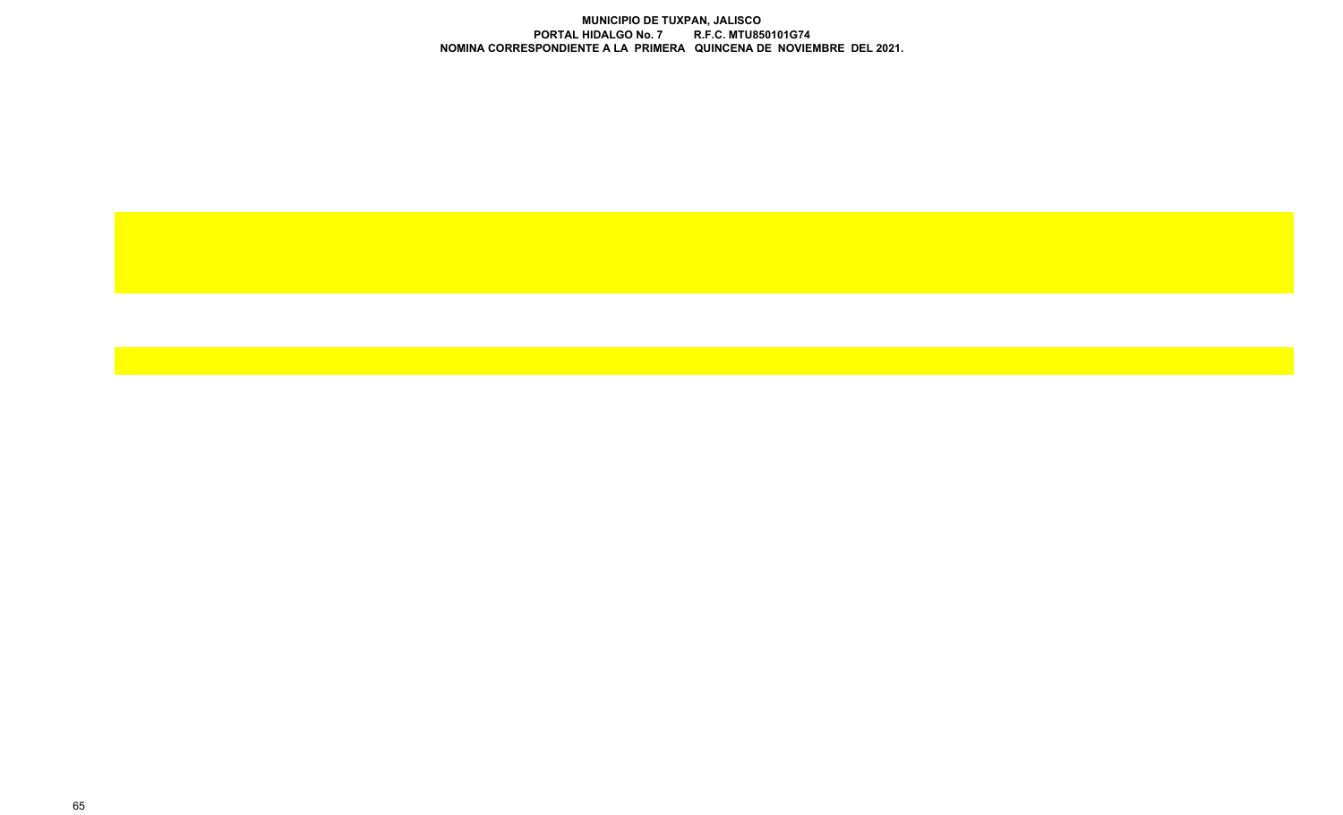**MUNICIPIO DE TUXPAN, JALISCO**
**PORTAL HIDALGO No. 7 R.F.C. MTU850101G74**
**NOMINA CORRESPONDIENTE A LA PRIMERA QUINCENA DE NOVIEMBRE DEL 2021.**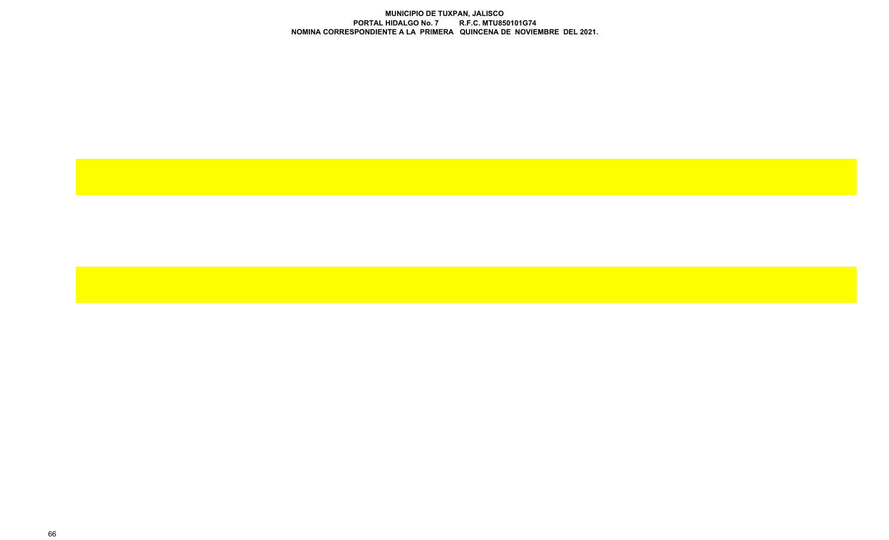**MUNICIPIO DE TUXPAN, JALISCO**
**PORTAL HIDALGO No. 7 R.F.C. MTU850101G74**
**NOMINA CORRESPONDIENTE A LA PRIMERA QUINCENA DE NOVIEMBRE DEL 2021.**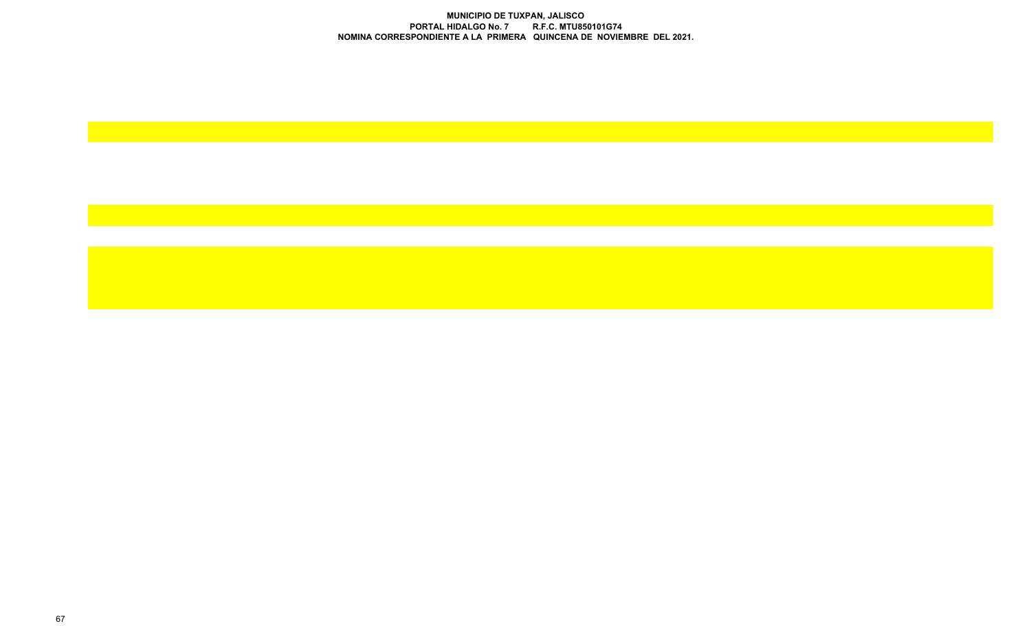**MUNICIPIO DE TUXPAN, JALISCO**
**PORTAL HIDALGO No. 7 R.F.C. MTU850101G74**
**NOMINA CORRESPONDIENTE A LA PRIMERA QUINCENA DE NOVIEMBRE DEL 2021.**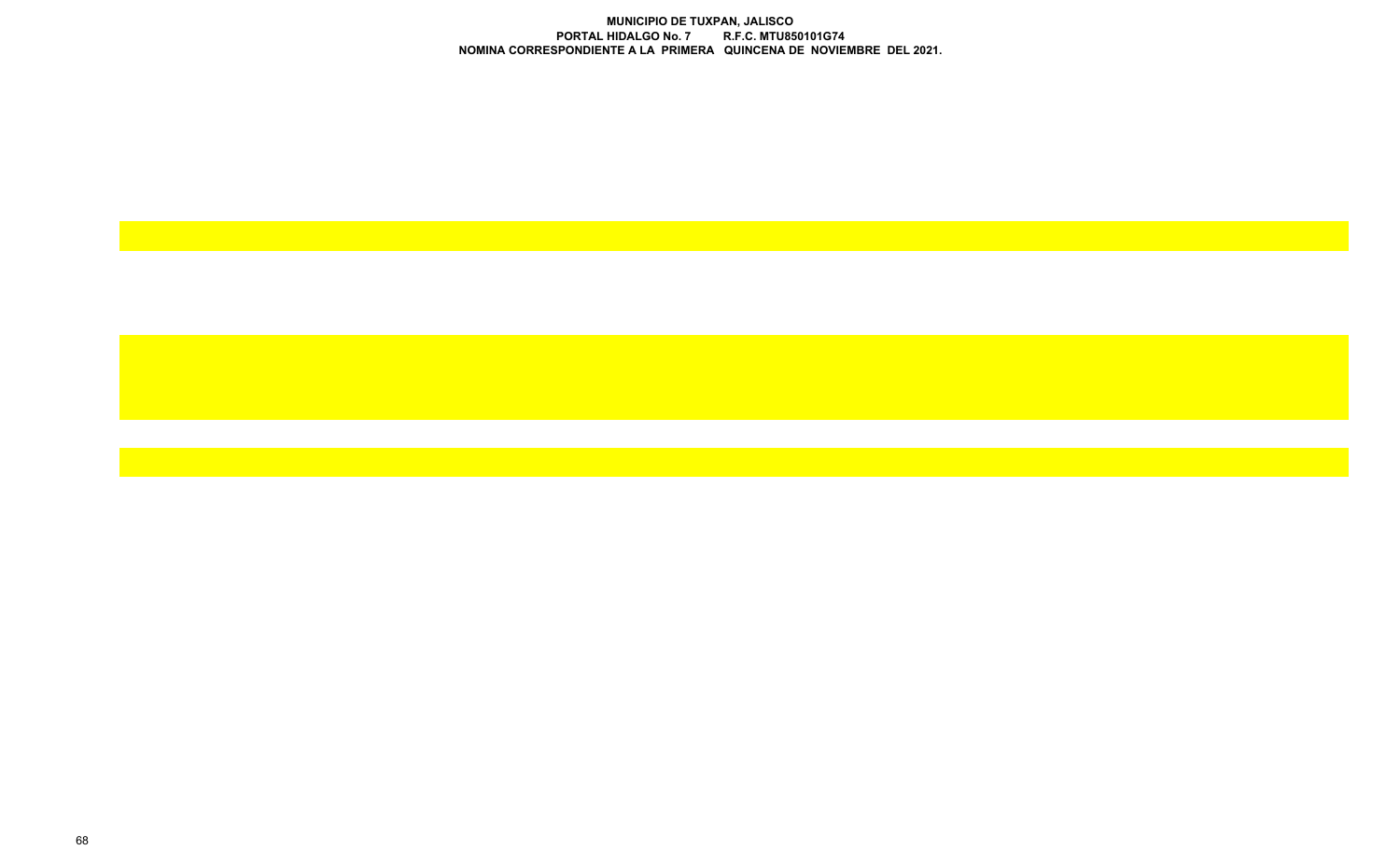**MUNICIPIO DE TUXPAN, JALISCO**
**PORTAL HIDALGO No. 7 R.F.C. MTU850101G74**
**NOMINA CORRESPONDIENTE A LA PRIMERA QUINCENA DE NOVIEMBRE DEL 2021.**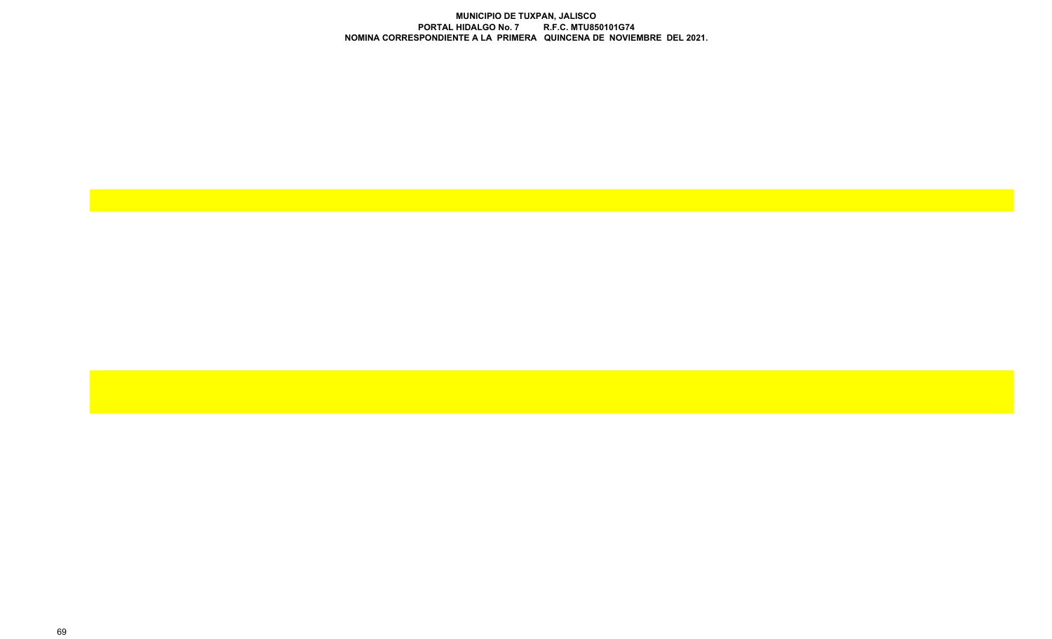**MUNICIPIO DE TUXPAN, JALISCO**
**PORTAL HIDALGO No. 7 R.F.C. MTU850101G74**
**NOMINA CORRESPONDIENTE A LA PRIMERA QUINCENA DE NOVIEMBRE DEL 2021.**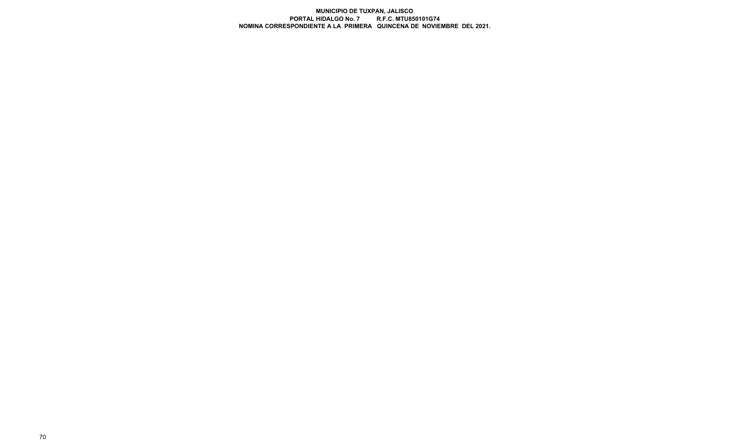**MUNICIPIO DE TUXPAN, JALISCO**

**PORTAL HIDALGO No. 7 R.F.C. MTU850101G74**

**NOMINA CORRESPONDIENTE A LA PRIMERA QUINCENA DE NOVIEMBRE DEL 2021.**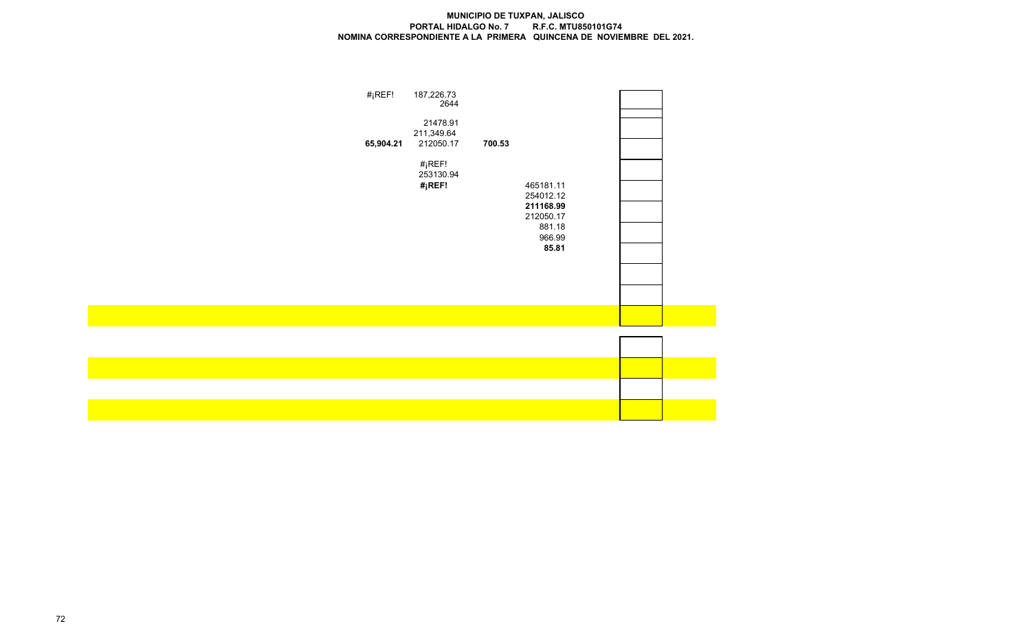**MUNICIPIO DE TUXPAN, JALISCO**
**PORTAL HIDALGO No. 7 R.F.C. MTU850101G74**
**NOMINA CORRESPONDIENTE A LA PRIMERA QUINCENA DE NOVIEMBRE DEL 2021.**

| | | | |
|---|---|---|---|
| #¡REF! | 187,226.73 | | |
| | 2644 | | |
| | 21478.91 | | |
| | 211,349.64 | | |
| **65,904.21** | 212050.17 | **700.53** | |
| | #¡REF! | | |
| | 253130.94 | | |
| | **#¡REF!** | | 465181.11 |
| | | | 254012.12 |
| | | | **211168.99** |
| | | | 212050.17 |
| | | | 881.18 |
| | | | 966.99 |
| | | | **85.81** |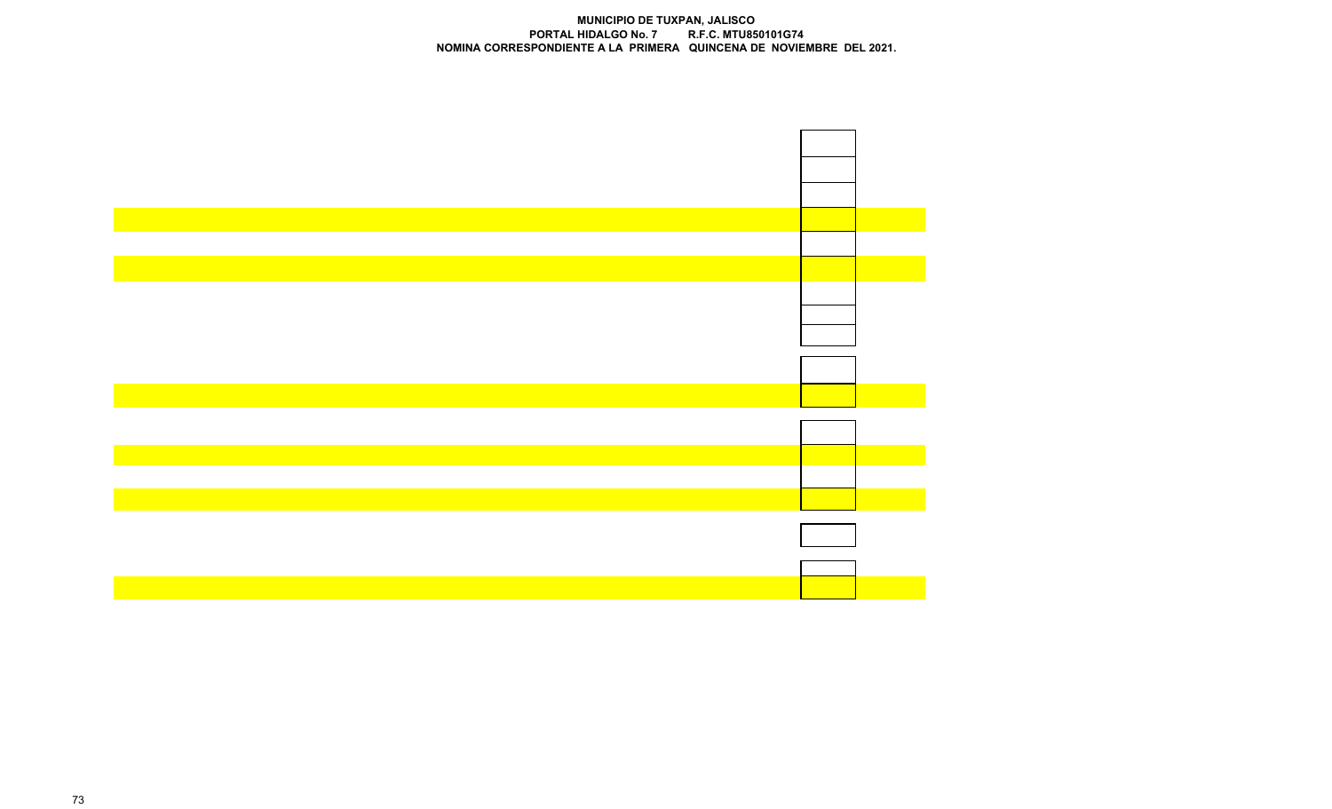**MUNICIPIO DE TUXPAN, JALISCO**

**PORTAL HIDALGO No. 7 R.F.C. MTU850101G74**

**NOMINA CORRESPONDIENTE A LA PRIMERA QUINCENA DE NOVIEMBRE DEL 2021.**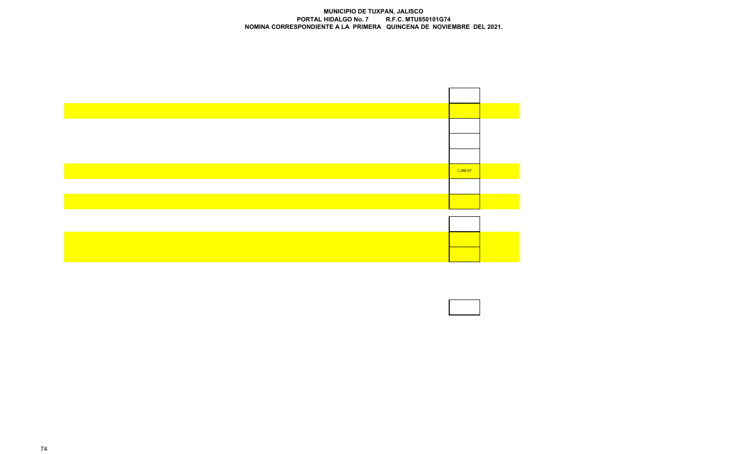**MUNICIPIO DE TUXPAN, JALISCO**
**PORTAL HIDALGO No. 7 R.F.C. MTU850101G74**
**NOMINA CORRESPONDIENTE A LA PRIMERA QUINCENA DE NOVIEMBRE DEL 2021.**

| |
|---|
| |
| |
| |
| |
| 1,286.97 |
| |
| |
| |
| |
| |
| |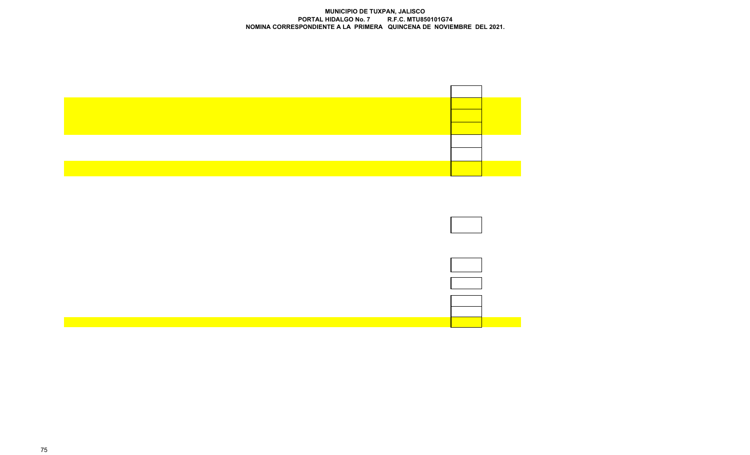**MUNICIPIO DE TUXPAN, JALISCO**
**PORTAL HIDALGO No. 7 R.F.C. MTU850101G74**
**NOMINA CORRESPONDIENTE A LA PRIMERA QUINCENA DE NOVIEMBRE DEL 2021.**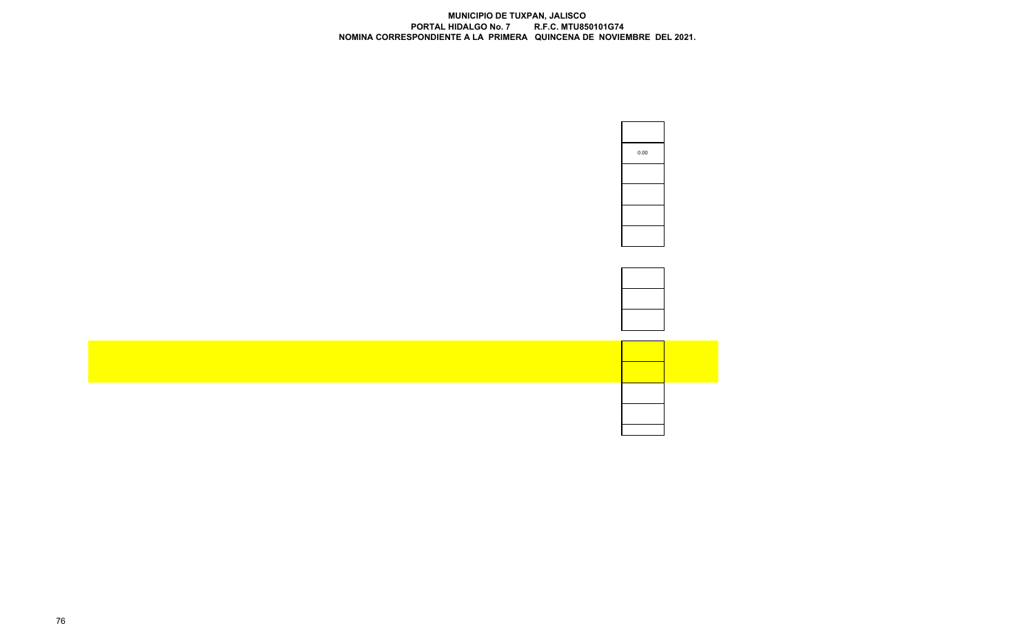**MUNICIPIO DE TUXPAN, JALISCO**
**PORTAL HIDALGO No. 7 R.F.C. MTU850101G74**
**NOMINA CORRESPONDIENTE A LA PRIMERA QUINCENA DE NOVIEMBRE DEL 2021.**

| |
|---|
| |
| 0.00 |
| |
| |
| |
| |
| |
| |
| |
| |
| |
| |
| |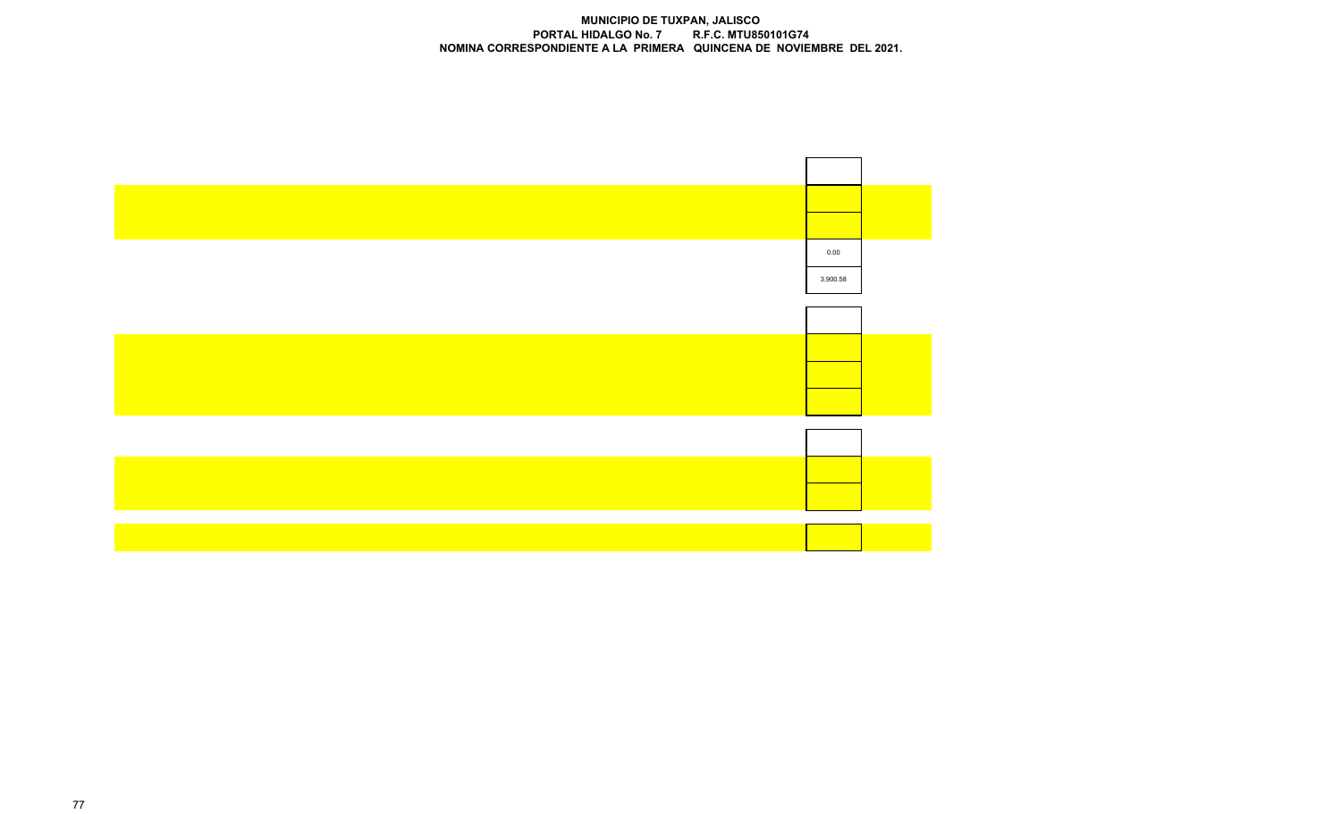**MUNICIPIO DE TUXPAN, JALISCO**
**PORTAL HIDALGO No. 7 R.F.C. MTU850101G74**
**NOMINA CORRESPONDIENTE A LA PRIMERA QUINCENA DE NOVIEMBRE DEL 2021.**

| |
|---|
| |
| |
| |
| 0.00 |
| 3,900.58 |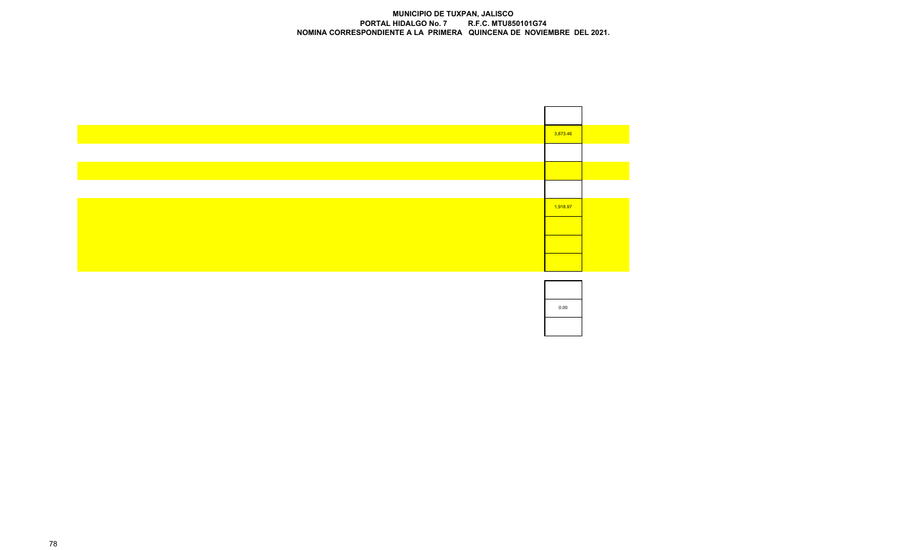**MUNICIPIO DE TUXPAN, JALISCO**
**PORTAL HIDALGO No. 7 R.F.C. MTU850101G74**
**NOMINA CORRESPONDIENTE A LA PRIMERA QUINCENA DE NOVIEMBRE DEL 2021.**

| |
|---|
| |
| 3,873.46 |
| |
| |
| |
| 1,918.97 |
| |
| |
| |

| |
|---|
| |
| 0.00 |
| |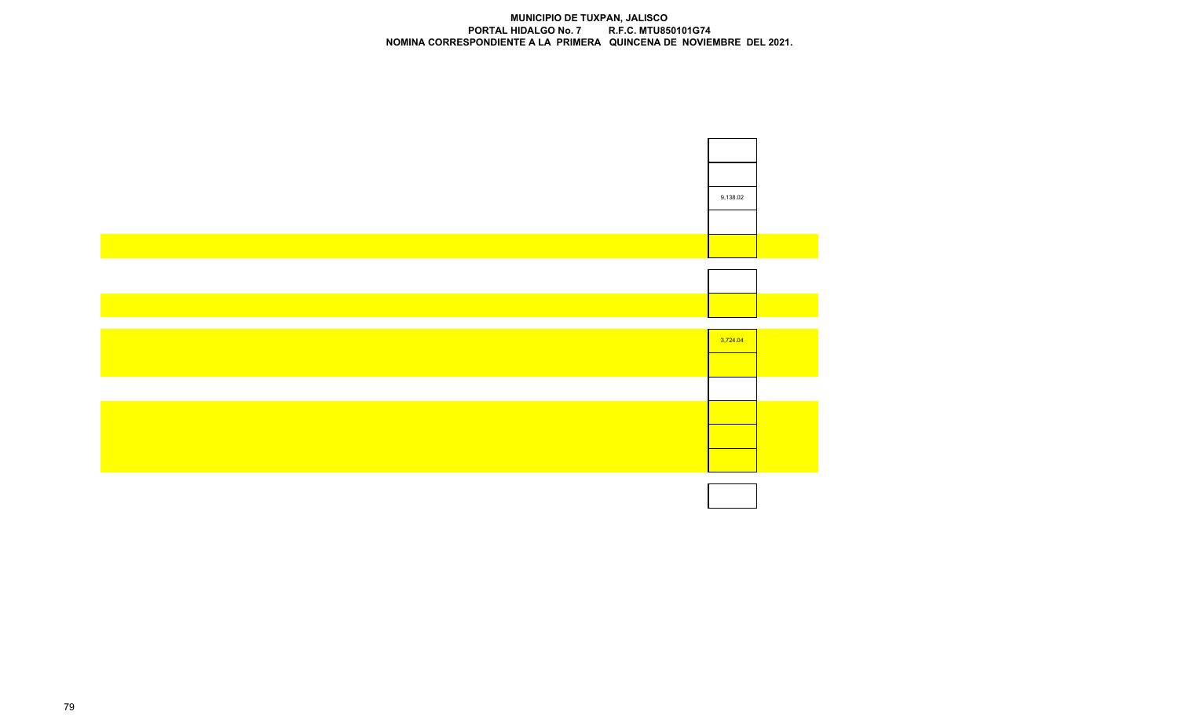**MUNICIPIO DE TUXPAN, JALISCO**
**PORTAL HIDALGO No. 7 R.F.C. MTU850101G74**
**NOMINA CORRESPONDIENTE A LA PRIMERA QUINCENA DE NOVIEMBRE DEL 2021.**

| |
|---|
| |
| |
| 9,138.02 |
| |
| |
| |
| |
| 3,724.04 |
| |
| |
| |
| |
| |
| |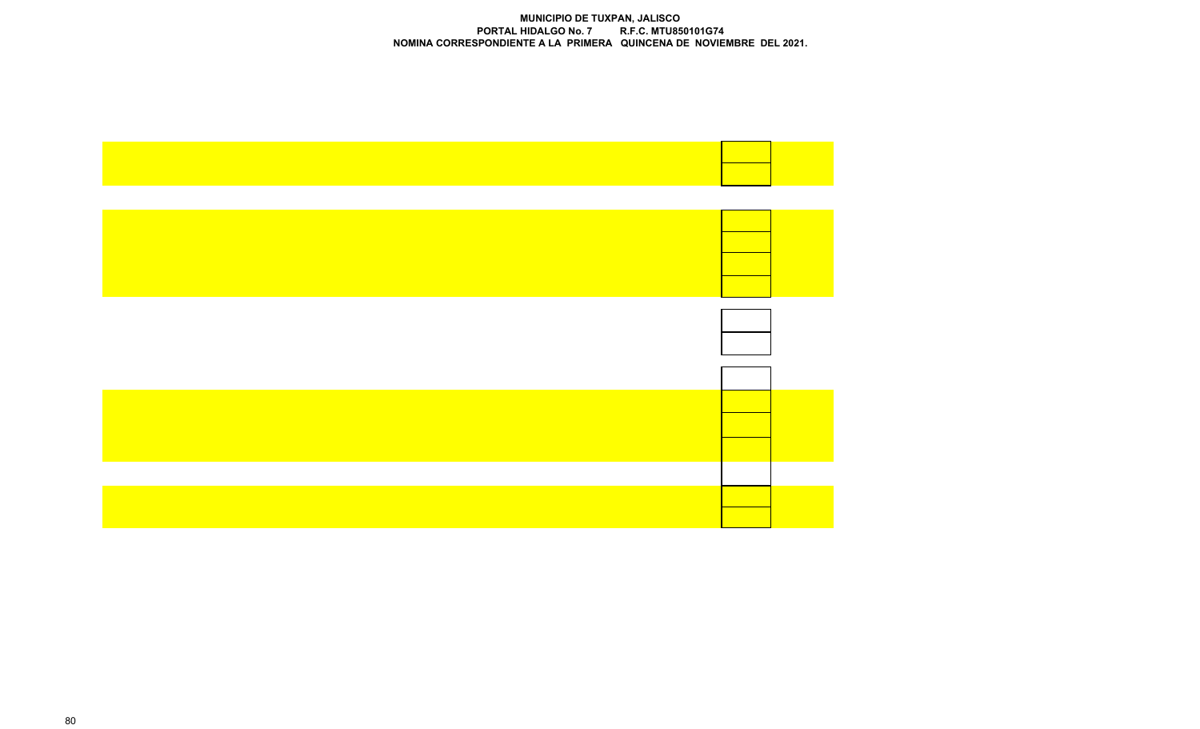**MUNICIPIO DE TUXPAN, JALISCO**
**PORTAL HIDALGO No. 7 R.F.C. MTU850101G74**
**NOMINA CORRESPONDIENTE A LA PRIMERA QUINCENA DE NOVIEMBRE DEL 2021.**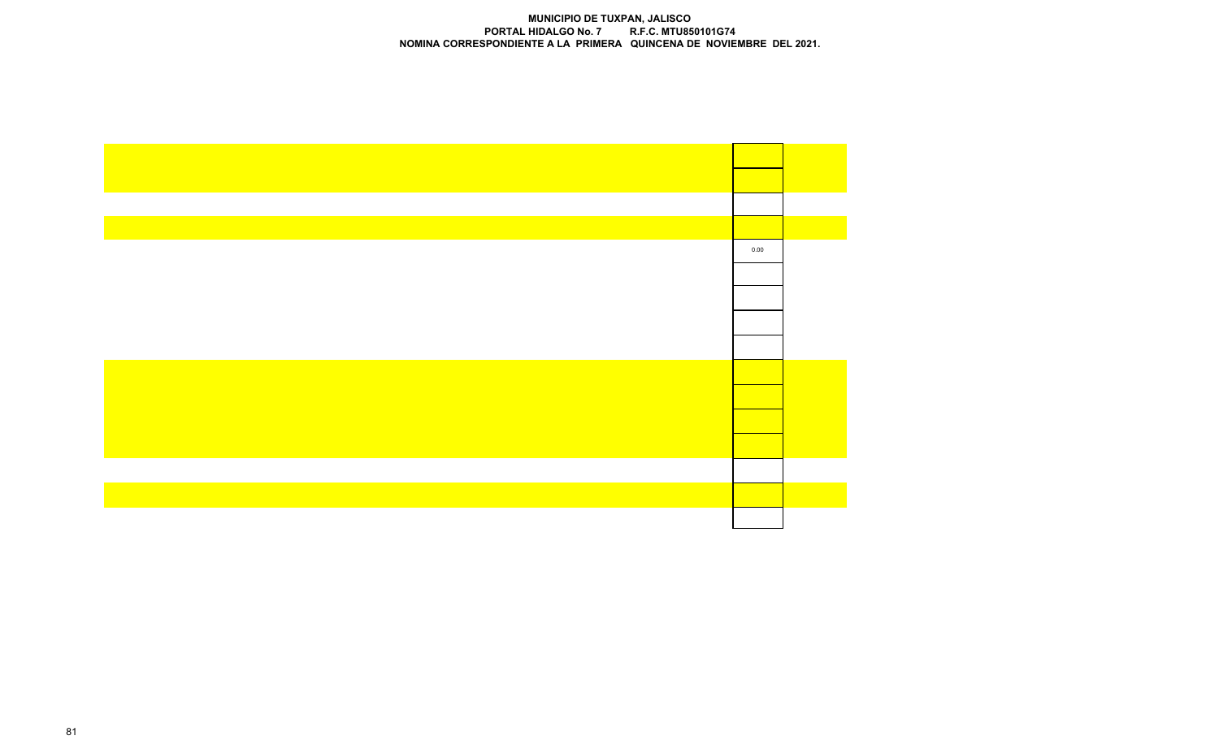**MUNICIPIO DE TUXPAN, JALISCO**
**PORTAL HIDALGO No. 7 R.F.C. MTU850101G74**
**NOMINA CORRESPONDIENTE A LA PRIMERA QUINCENA DE NOVIEMBRE DEL 2021.**

| |
|---|
| |
| |
| |
| |
| 0.00 |
| |
| |
| |
| |
| |
| |
| |
| |
| |
| |
| |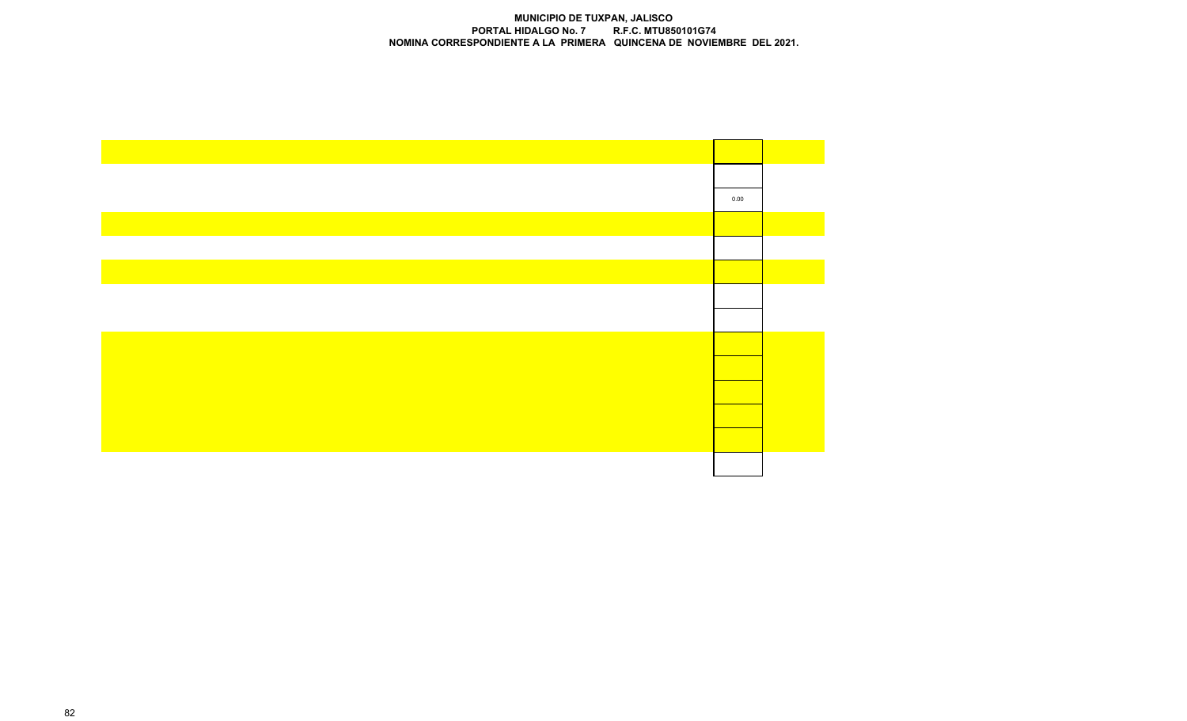**MUNICIPIO DE TUXPAN, JALISCO**
**PORTAL HIDALGO No. 7 R.F.C. MTU850101G74**
**NOMINA CORRESPONDIENTE A LA PRIMERA QUINCENA DE NOVIEMBRE DEL 2021.**

| |
|---|
| |
| |
| 0.00 |
| |
| |
| |
| |
| |
| |
| |
| |
| |
| |
| |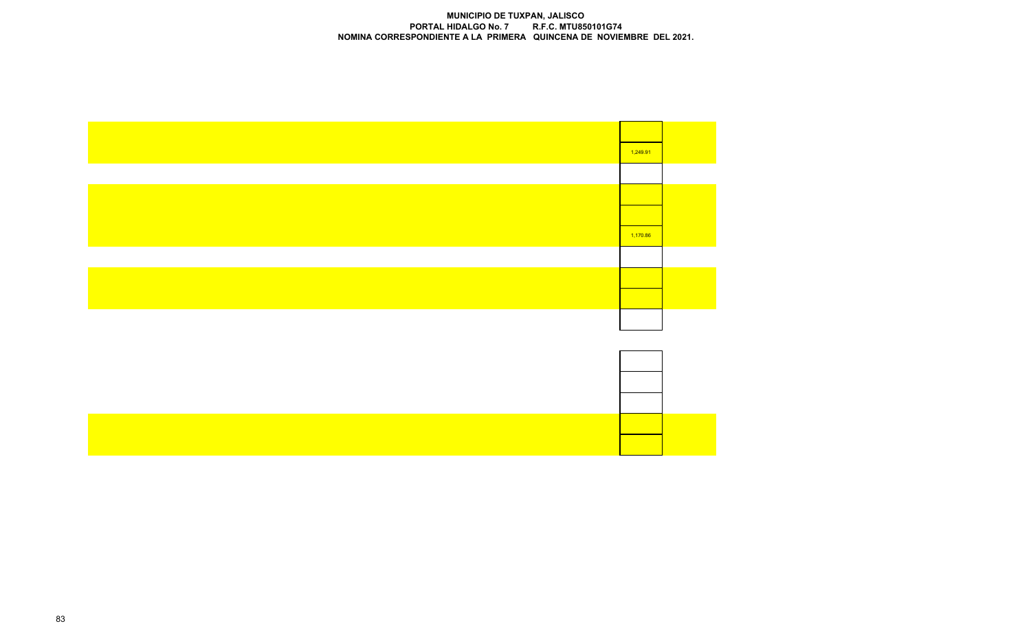**MUNICIPIO DE TUXPAN, JALISCO**
**PORTAL HIDALGO No. 7 R.F.C. MTU850101G74**
**NOMINA CORRESPONDIENTE A LA PRIMERA QUINCENA DE NOVIEMBRE DEL 2021.**

| |
|---|
| |
| 1,249.91 |
| |
| |
| |
| 1,170.86 |
| |
| |
| |
| |
| |
| |
| |
| |
| |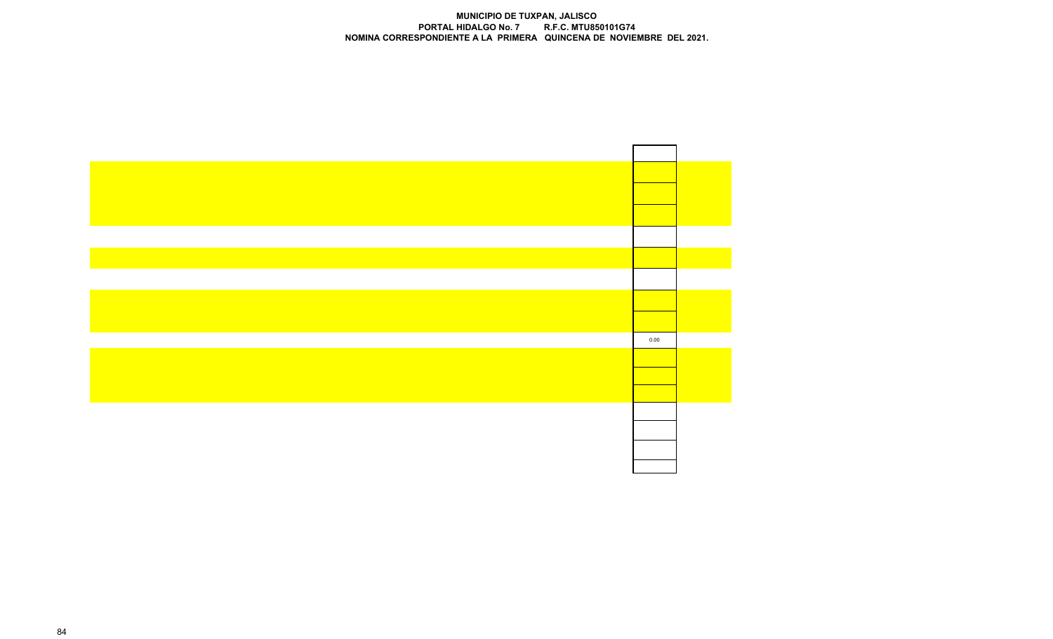**MUNICIPIO DE TUXPAN, JALISCO**
**PORTAL HIDALGO No. 7 R.F.C. MTU850101G74**
**NOMINA CORRESPONDIENTE A LA PRIMERA QUINCENA DE NOVIEMBRE DEL 2021.**

|  |
|---|
|  |
|  |
|  |
|  |
|  |
|  |
|  |
|  |
| 0.00 |
|  |
|  |
|  |
|  |
|  |
|  |
|  |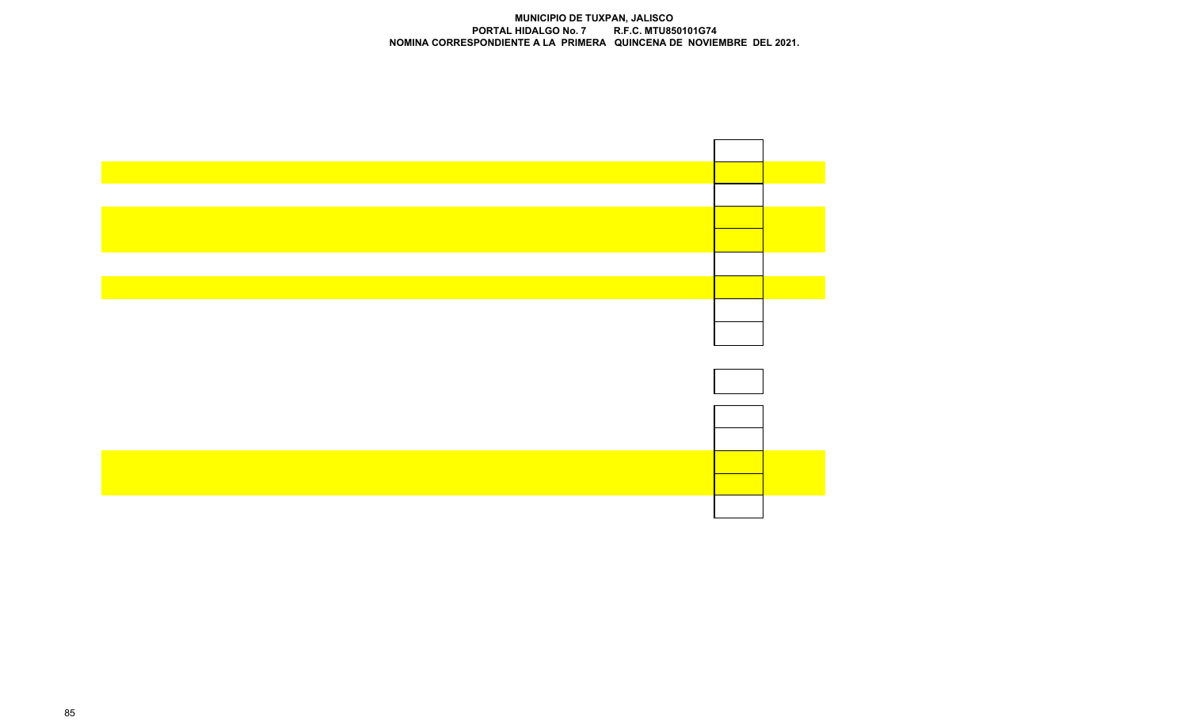**MUNICIPIO DE TUXPAN, JALISCO**
**PORTAL HIDALGO No. 7 R.F.C. MTU850101G74**
**NOMINA CORRESPONDIENTE A LA PRIMERA QUINCENA DE NOVIEMBRE DEL 2021.**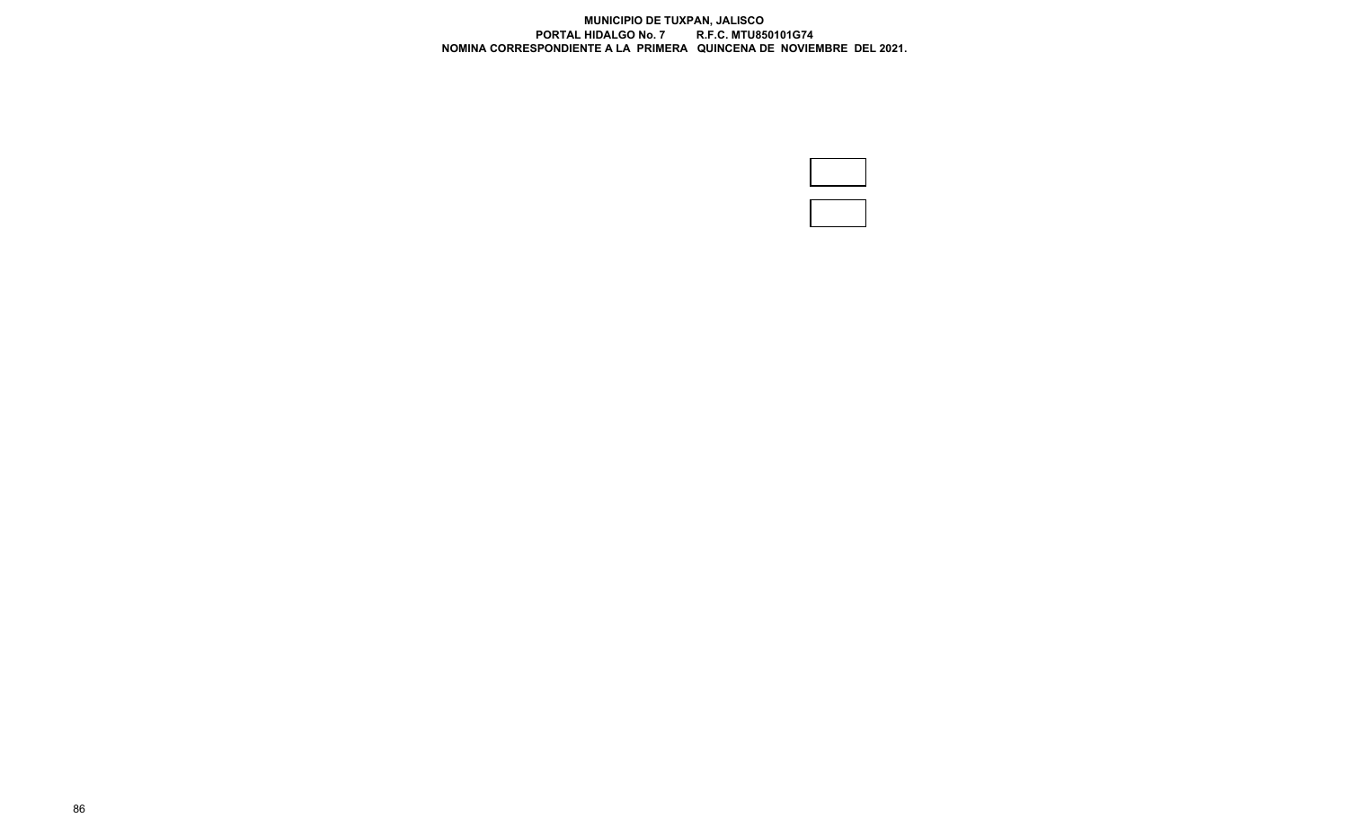**MUNICIPIO DE TUXPAN, JALISCO**
**PORTAL HIDALGO No. 7 R.F.C. MTU850101G74**
**NOMINA CORRESPONDIENTE A LA PRIMERA QUINCENA DE NOVIEMBRE DEL 2021.**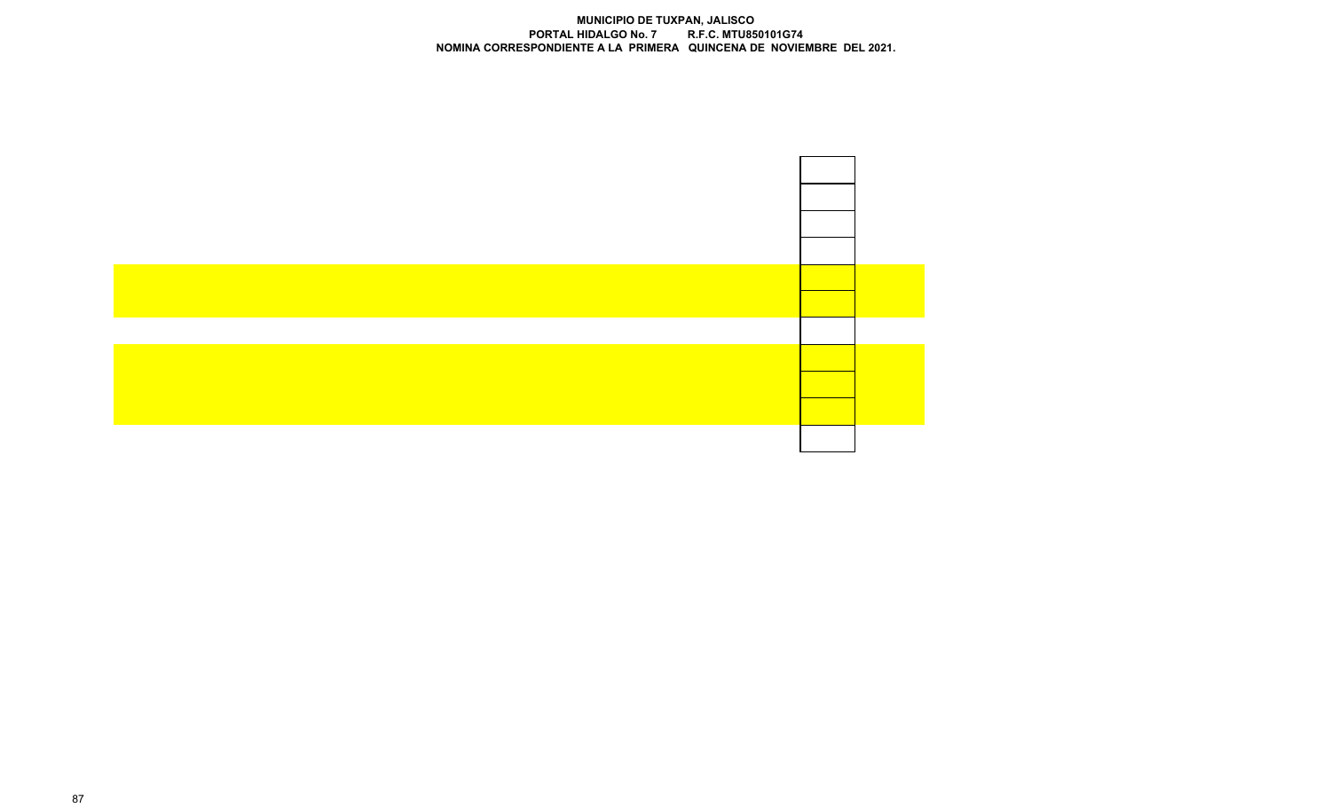**MUNICIPIO DE TUXPAN, JALISCO**
**PORTAL HIDALGO No. 7 R.F.C. MTU850101G74**
**NOMINA CORRESPONDIENTE A LA PRIMERA QUINCENA DE NOVIEMBRE DEL 2021.**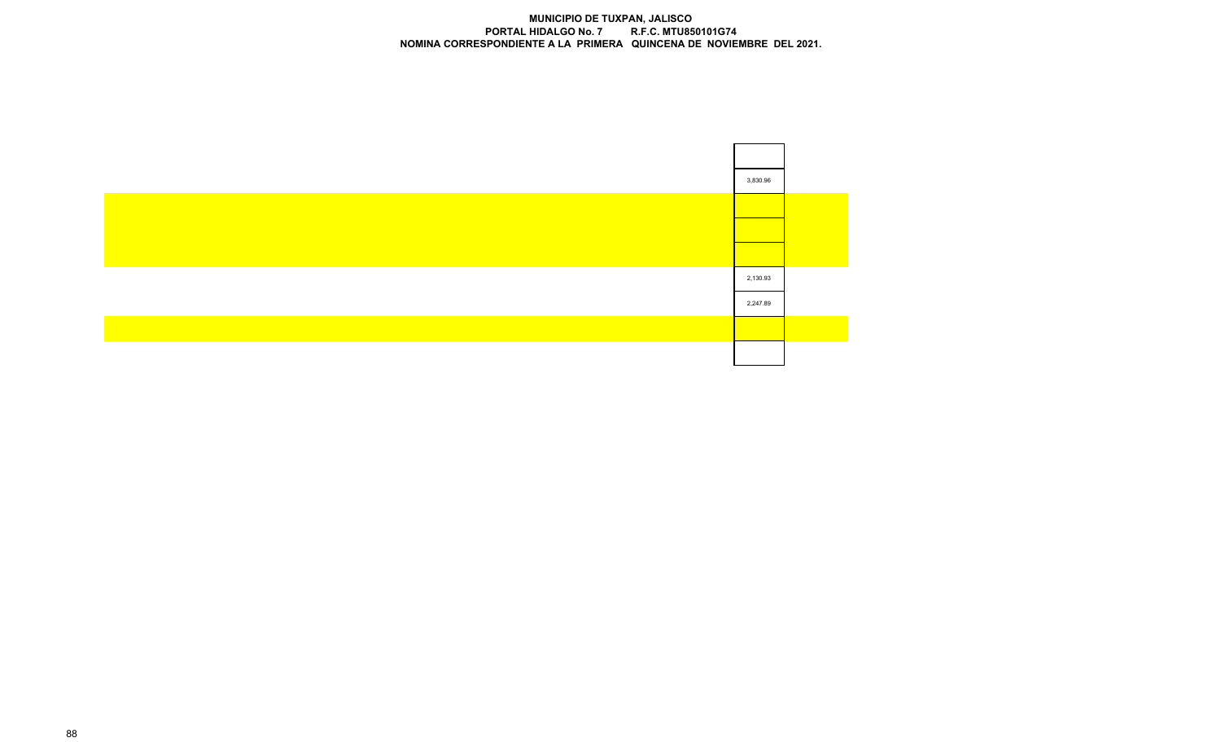**MUNICIPIO DE TUXPAN, JALISCO**
**PORTAL HIDALGO No. 7 R.F.C. MTU850101G74**
**NOMINA CORRESPONDIENTE A LA PRIMERA QUINCENA DE NOVIEMBRE DEL 2021.**

| |
|---|
| |
| 3,830.96 |
| |
| |
| |
| 2,130.93 |
| 2,247.89 |
| |
| |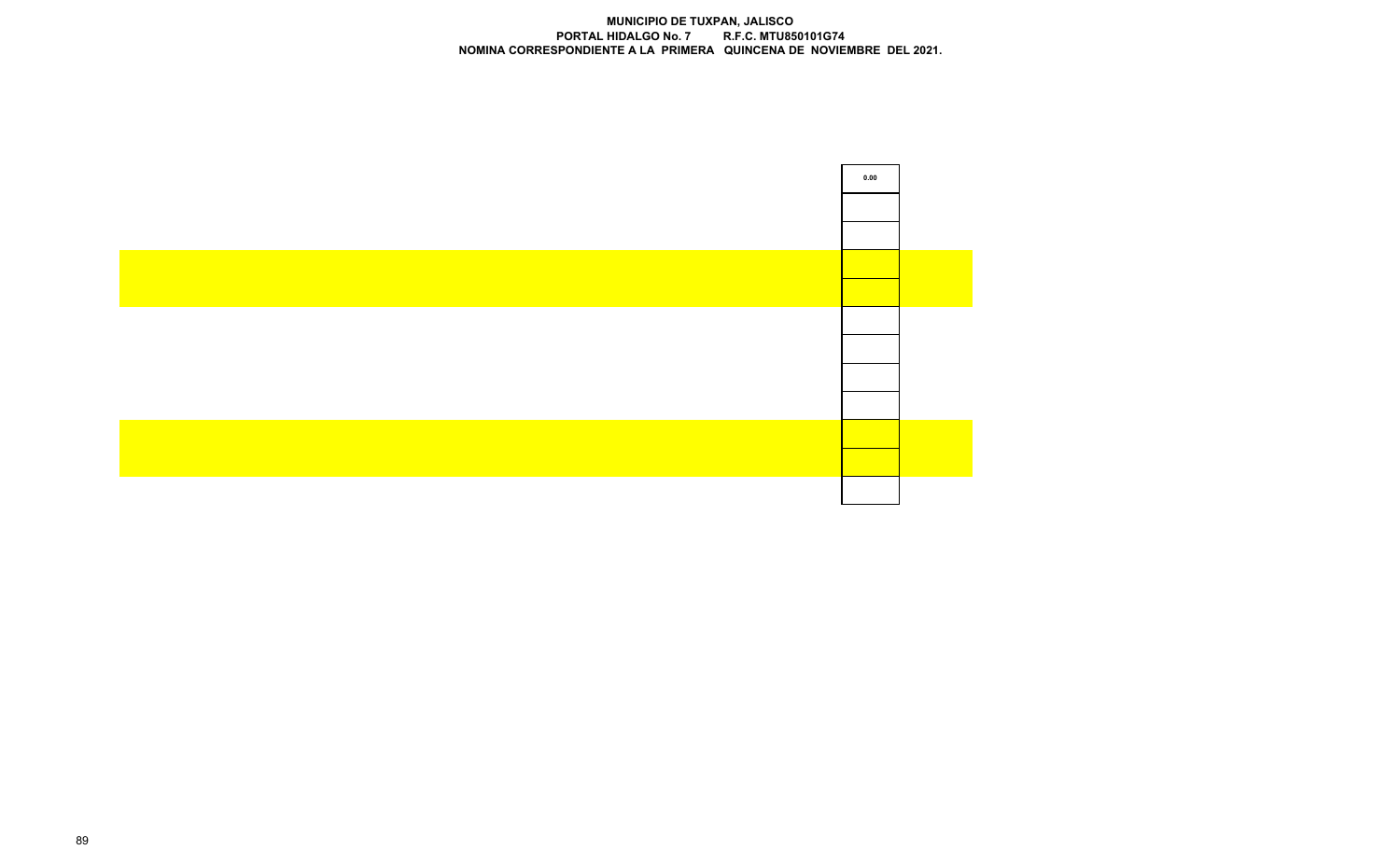**MUNICIPIO DE TUXPAN, JALISCO**
**PORTAL HIDALGO No. 7 R.F.C. MTU850101G74**
**NOMINA CORRESPONDIENTE A LA PRIMERA QUINCENA DE NOVIEMBRE DEL 2021.**

| |
|---|
| 0.00 |
| |
| |
| |
| |
| |
| |
| |
| |
| |
| |
| |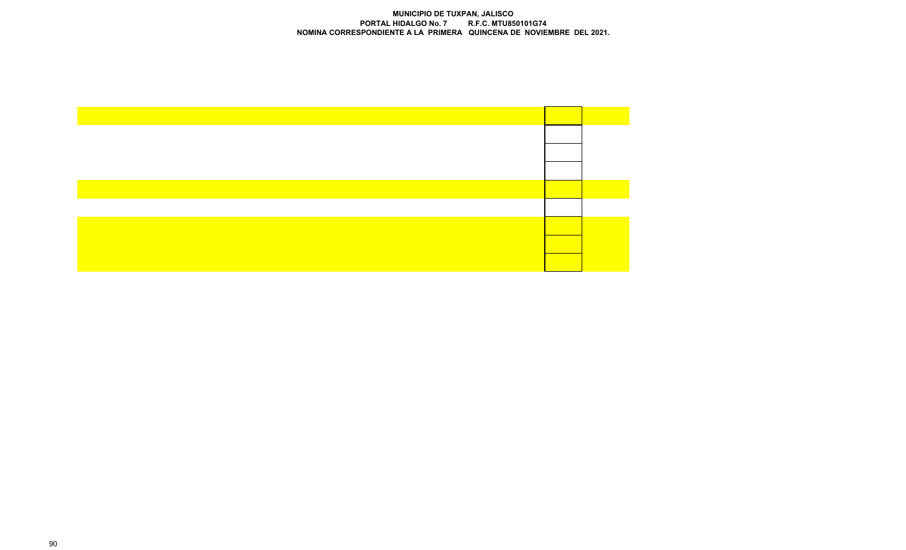**MUNICIPIO DE TUXPAN, JALISCO**

**PORTAL HIDALGO No. 7 R.F.C. MTU850101G74**

**NOMINA CORRESPONDIENTE A LA PRIMERA QUINCENA DE NOVIEMBRE DEL 2021.**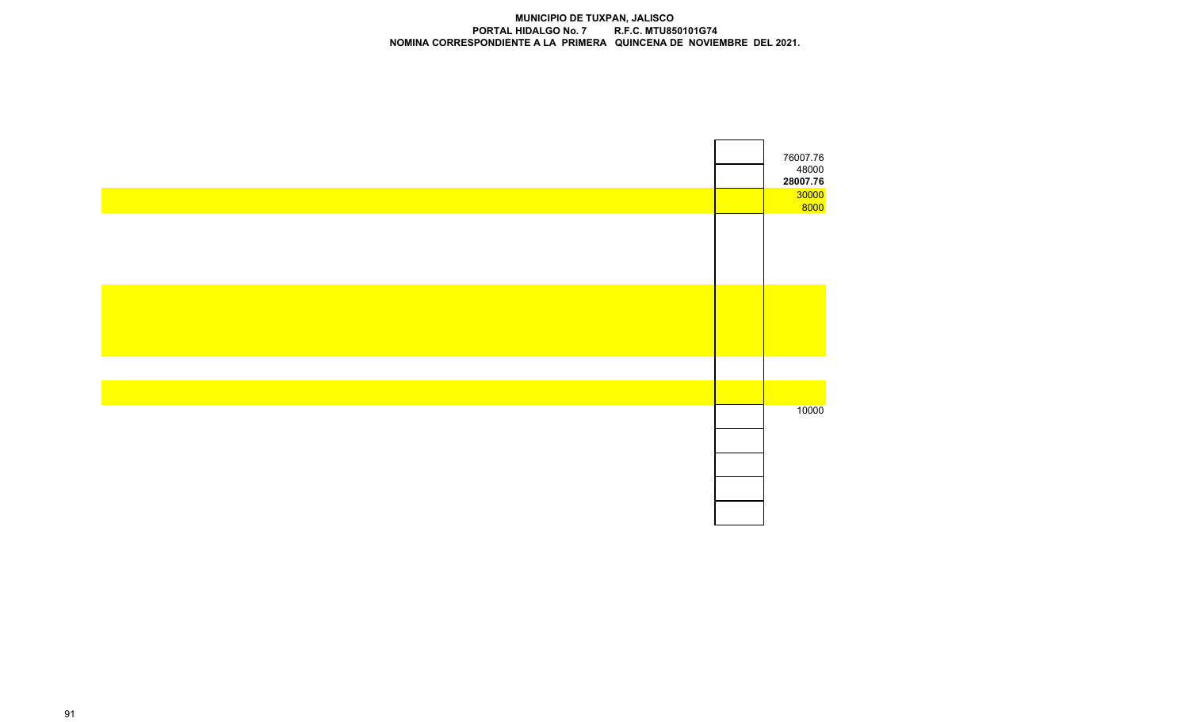**MUNICIPIO DE TUXPAN, JALISCO**
**PORTAL HIDALGO No. 7 R.F.C. MTU850101G74**
**NOMINA CORRESPONDIENTE A LA PRIMERA QUINCENA DE NOVIEMBRE DEL 2021.**

| | |
|---|---|
| | 76007.76 |
| | 48000 |
| | **28007.76** |
| | 30000 |
| | 8000 |
| | 10000 |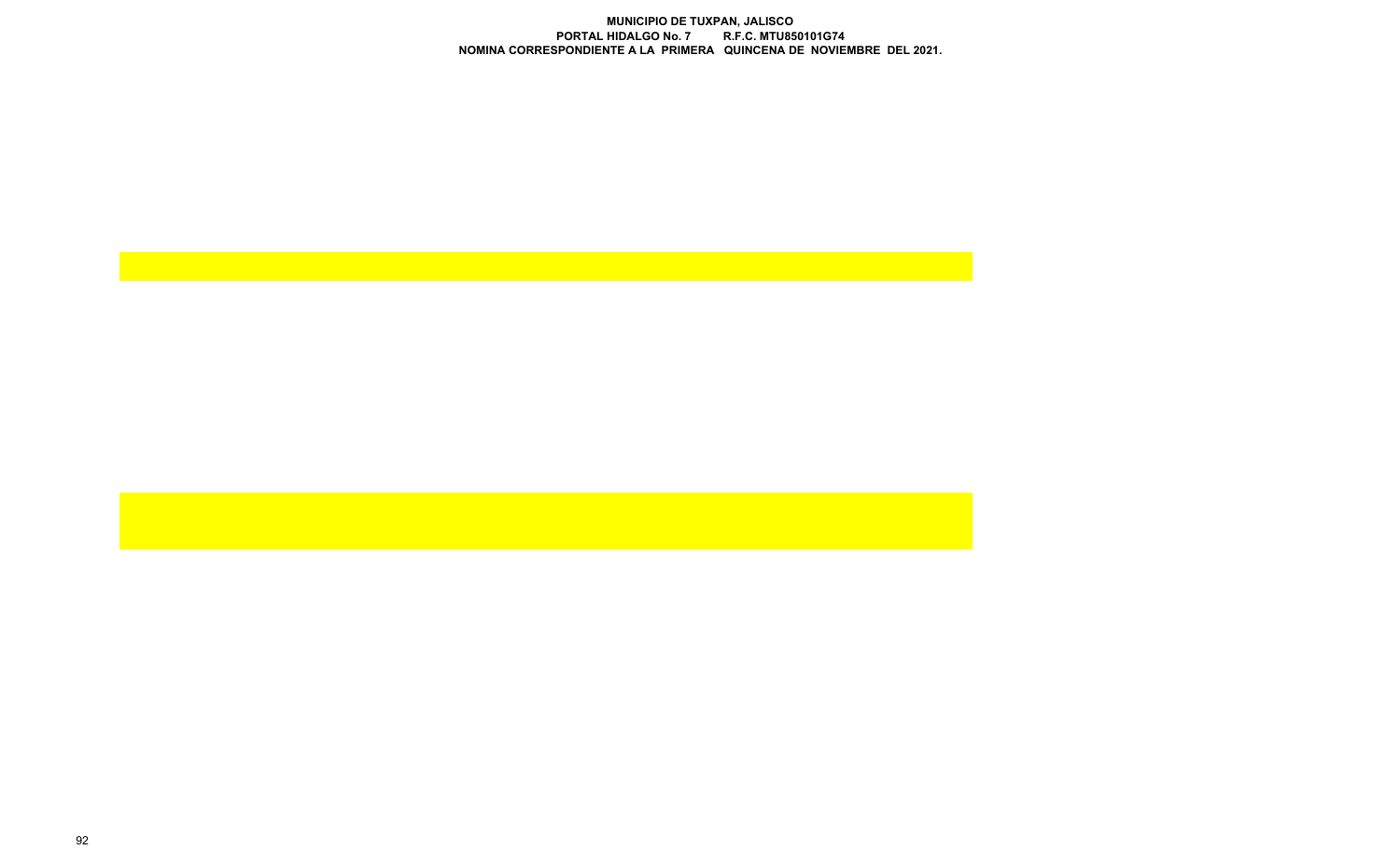**MUNICIPIO DE TUXPAN, JALISCO**
**PORTAL HIDALGO No. 7 R.F.C. MTU850101G74**
**NOMINA CORRESPONDIENTE A LA PRIMERA QUINCENA DE NOVIEMBRE DEL 2021.**